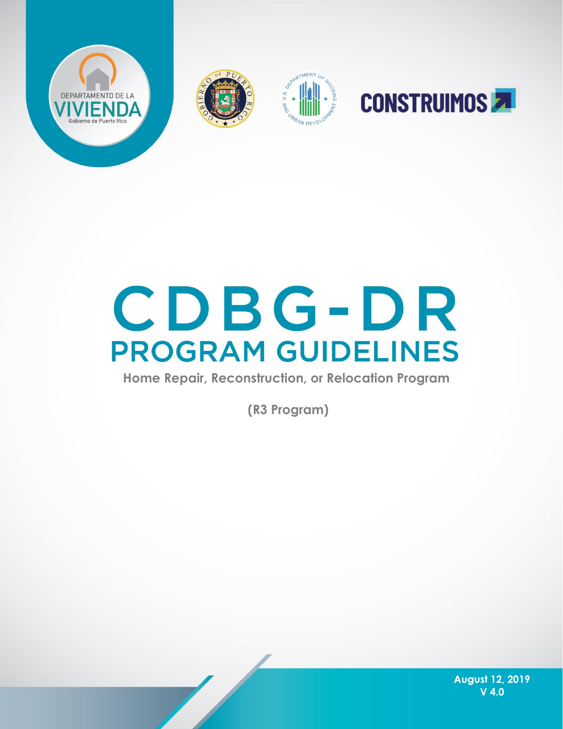DEPARTAMENTO DE LA VIVIENDA
Gobierno de Puerto Rico

CONSTRUIMOS

# CDBG-DR PROGRAM GUIDELINES

## Home Repair, Reconstruction, or Relocation Program

## (R3 Program)

August 12, 2019
V 4.0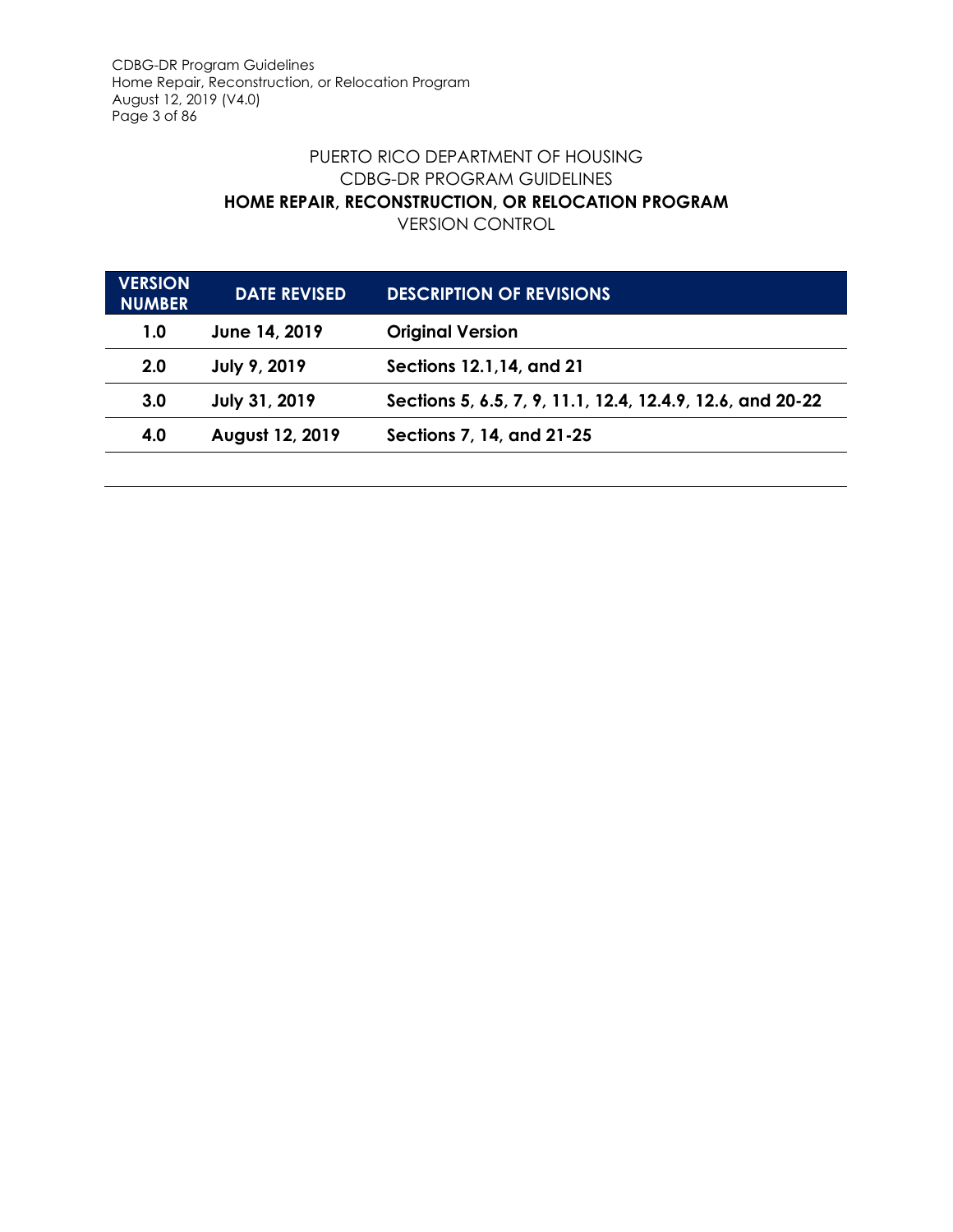PUERTO RICO DEPARTMENT OF HOUSING
CDBG-DR PROGRAM GUIDELINES
**HOME REPAIR, RECONSTRUCTION, OR RELOCATION PROGRAM**
VERSION CONTROL

| VERSION NUMBER | DATE REVISED | DESCRIPTION OF REVISIONS |
|---|---|---|
| **1.0** | **June 14, 2019** | **Original Version** |
| **2.0** | **July 9, 2019** | **Sections 12.1,14, and 21** |
| **3.0** | **July 31, 2019** | **Sections 5, 6.5, 7, 9, 11.1, 12.4, 12.4.9, 12.6, and 20-22** |
| **4.0** | **August 12, 2019** | **Sections 7, 14, and 21-25** |
| | | |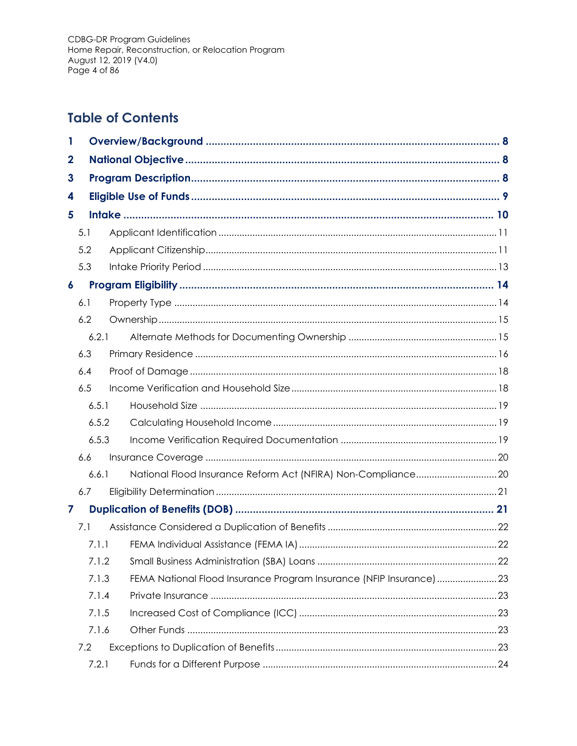## Table of Contents

- **1 Overview/Background** ..... **8**
- **2 National Objective** ..... **8**
- **3 Program Description** ..... **8**
- **4 Eligible Use of Funds** ..... **9**
- **5 Intake** ..... **10**
  - 5.1 Applicant Identification ..... 11
  - 5.2 Applicant Citizenship ..... 11
  - 5.3 Intake Priority Period ..... 13
- **6 Program Eligibility** ..... **14**
  - 6.1 Property Type ..... 14
  - 6.2 Ownership ..... 15
    - 6.2.1 Alternate Methods for Documenting Ownership ..... 15
  - 6.3 Primary Residence ..... 16
  - 6.4 Proof of Damage ..... 18
  - 6.5 Income Verification and Household Size ..... 18
    - 6.5.1 Household Size ..... 19
    - 6.5.2 Calculating Household Income ..... 19
    - 6.5.3 Income Verification Required Documentation ..... 19
  - 6.6 Insurance Coverage ..... 20
    - 6.6.1 National Flood Insurance Reform Act (NFIRA) Non-Compliance ..... 20
  - 6.7 Eligibility Determination ..... 21
- **7 Duplication of Benefits (DOB)** ..... **21**
  - 7.1 Assistance Considered a Duplication of Benefits ..... 22
    - 7.1.1 FEMA Individual Assistance (FEMA IA) ..... 22
    - 7.1.2 Small Business Administration (SBA) Loans ..... 22
    - 7.1.3 FEMA National Flood Insurance Program Insurance (NFIP Insurance) ..... 23
    - 7.1.4 Private Insurance ..... 23
    - 7.1.5 Increased Cost of Compliance (ICC) ..... 23
    - 7.1.6 Other Funds ..... 23
  - 7.2 Exceptions to Duplication of Benefits ..... 23
    - 7.2.1 Funds for a Different Purpose ..... 24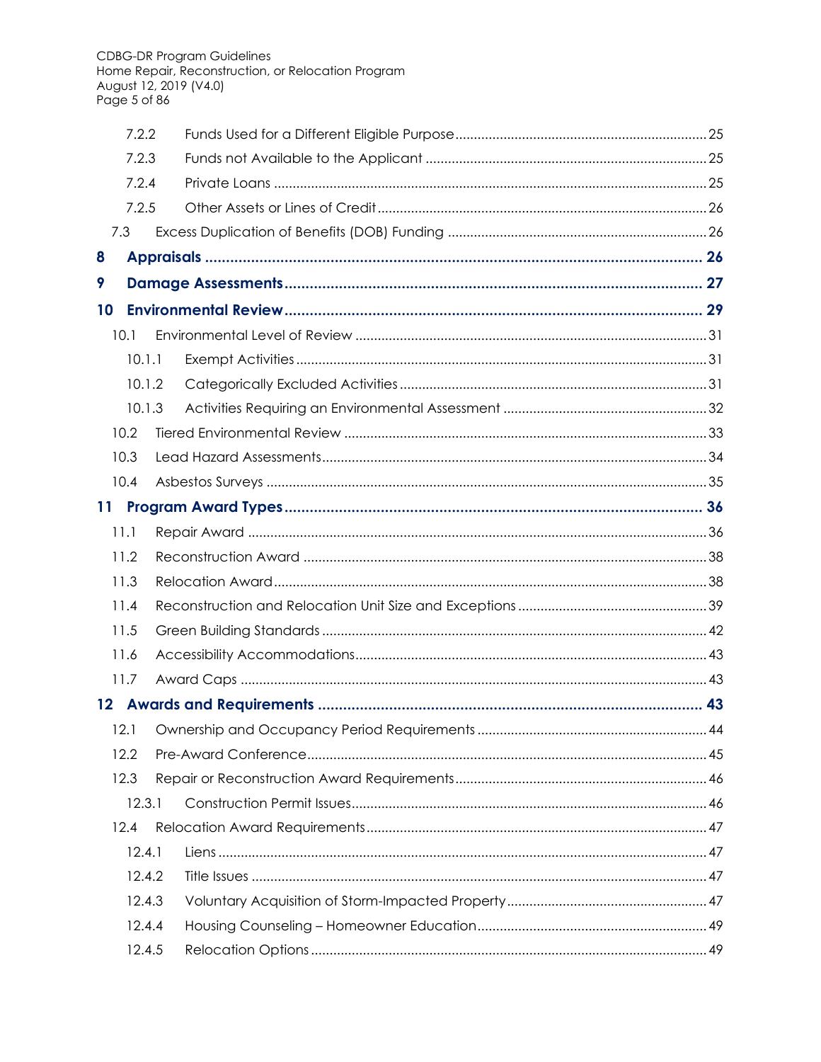7.2.2 Funds Used for a Different Eligible Purpose ..... 25

7.2.3 Funds not Available to the Applicant ..... 25

7.2.4 Private Loans ..... 25

7.2.5 Other Assets or Lines of Credit ..... 26

7.3 Excess Duplication of Benefits (DOB) Funding ..... 26

**8 Appraisals ..... 26**

**9 Damage Assessments ..... 27**

**10 Environmental Review ..... 29**

10.1 Environmental Level of Review ..... 31

10.1.1 Exempt Activities ..... 31

10.1.2 Categorically Excluded Activities ..... 31

10.1.3 Activities Requiring an Environmental Assessment ..... 32

10.2 Tiered Environmental Review ..... 33

10.3 Lead Hazard Assessments ..... 34

10.4 Asbestos Surveys ..... 35

**11 Program Award Types ..... 36**

11.1 Repair Award ..... 36

11.2 Reconstruction Award ..... 38

11.3 Relocation Award ..... 38

11.4 Reconstruction and Relocation Unit Size and Exceptions ..... 39

11.5 Green Building Standards ..... 42

11.6 Accessibility Accommodations ..... 43

11.7 Award Caps ..... 43

**12 Awards and Requirements ..... 43**

12.1 Ownership and Occupancy Period Requirements ..... 44

12.2 Pre-Award Conference ..... 45

12.3 Repair or Reconstruction Award Requirements ..... 46

12.3.1 Construction Permit Issues ..... 46

12.4 Relocation Award Requirements ..... 47

12.4.1 Liens ..... 47

12.4.2 Title Issues ..... 47

12.4.3 Voluntary Acquisition of Storm-Impacted Property ..... 47

12.4.4 Housing Counseling – Homeowner Education ..... 49

12.4.5 Relocation Options ..... 49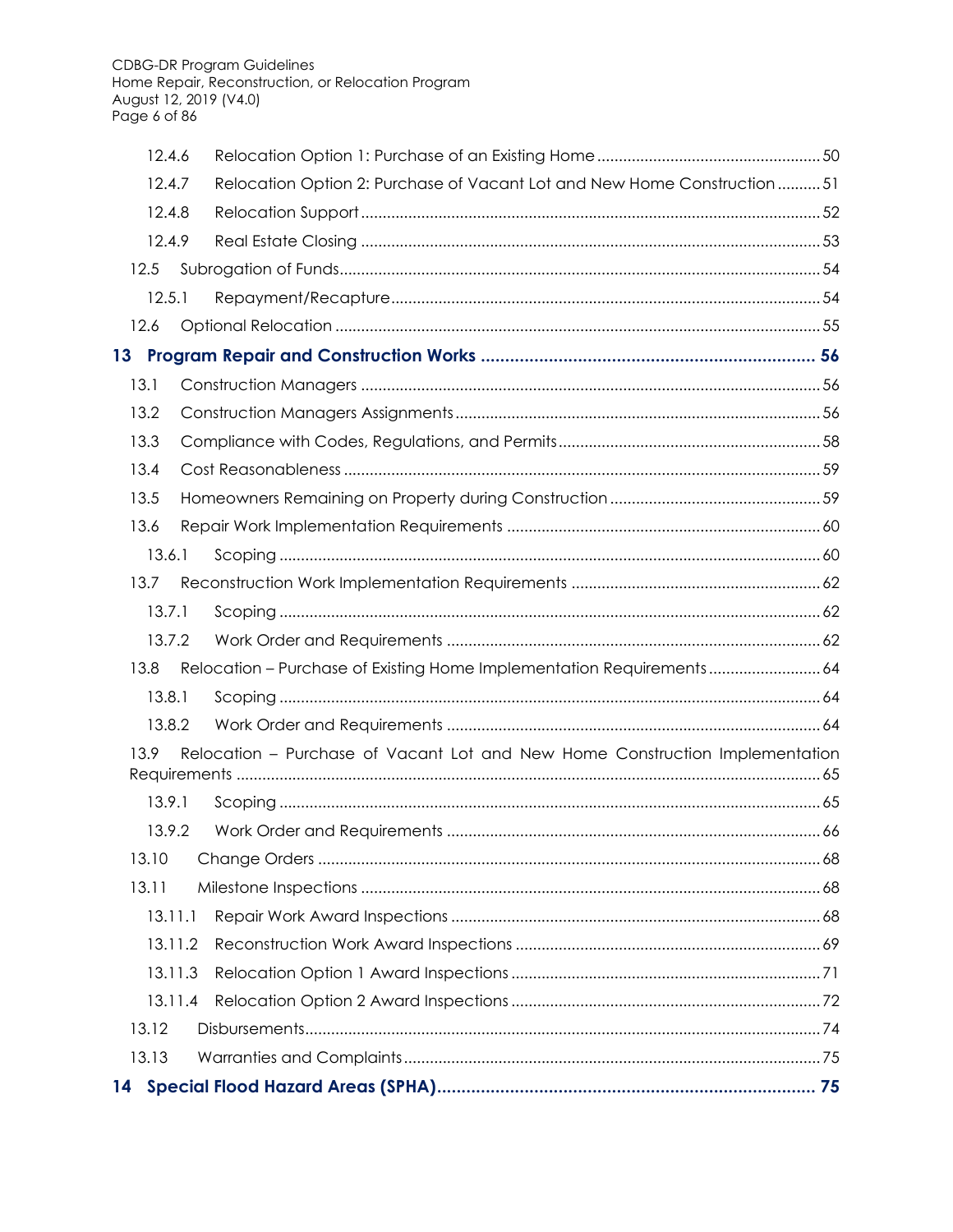12.4.6 Relocation Option 1: Purchase of an Existing Home .................................................... 50

12.4.7 Relocation Option 2: Purchase of Vacant Lot and New Home Construction .......... 51

12.4.8 Relocation Support ......................................................................................................... 52

12.4.9 Real Estate Closing ......................................................................................................... 53

12.5 Subrogation of Funds ............................................................................................................ 54

12.5.1 Repayment/Recapture .................................................................................................. 54

12.6 Optional Relocation ............................................................................................................... 55

**13 Program Repair and Construction Works ................................................................... 56**

13.1 Construction Managers ......................................................................................................... 56

13.2 Construction Managers Assignments .................................................................................. 56

13.3 Compliance with Codes, Regulations, and Permits ........................................................... 58

13.4 Cost Reasonableness ............................................................................................................ 59

13.5 Homeowners Remaining on Property during Construction ............................................... 59

13.6 Repair Work Implementation Requirements ....................................................................... 60

13.6.1 Scoping ............................................................................................................................ 60

13.7 Reconstruction Work Implementation Requirements ......................................................... 62

13.7.1 Scoping ............................................................................................................................ 62

13.7.2 Work Order and Requirements ...................................................................................... 62

13.8 Relocation – Purchase of Existing Home Implementation Requirements .......................... 64

13.8.1 Scoping ............................................................................................................................ 64

13.8.2 Work Order and Requirements ...................................................................................... 64

13.9 Relocation – Purchase of Vacant Lot and New Home Construction Implementation Requirements ...................................................................................................................... 65

13.9.1 Scoping ............................................................................................................................ 65

13.9.2 Work Order and Requirements ...................................................................................... 66

13.10 Change Orders ..................................................................................................................... 68

13.11 Milestone Inspections ........................................................................................................... 68

13.11.1 Repair Work Award Inspections ..................................................................................... 68

13.11.2 Reconstruction Work Award Inspections ...................................................................... 69

13.11.3 Relocation Option 1 Award Inspections ....................................................................... 71

13.11.4 Relocation Option 2 Award Inspections ....................................................................... 72

13.12 Disbursements ....................................................................................................................... 74

13.13 Warranties and Complaints ................................................................................................. 75

**14 Special Flood Hazard Areas (SPHA) ............................................................................. 75**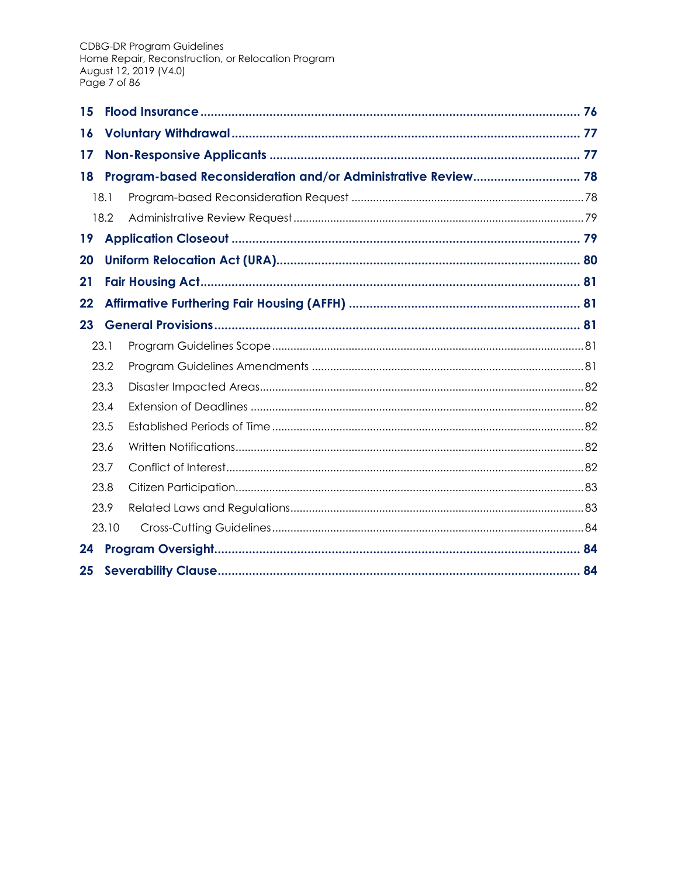**15 Flood Insurance** ..... 76

**16 Voluntary Withdrawal** ..... 77

**17 Non-Responsive Applicants** ..... 77

**18 Program-based Reconsideration and/or Administrative Review** ..... 78

- 18.1 Program-based Reconsideration Request ..... 78
- 18.2 Administrative Review Request ..... 79

**19 Application Closeout** ..... 79

**20 Uniform Relocation Act (URA)** ..... 80

**21 Fair Housing Act** ..... 81

**22 Affirmative Furthering Fair Housing (AFFH)** ..... 81

**23 General Provisions** ..... 81

- 23.1 Program Guidelines Scope ..... 81
- 23.2 Program Guidelines Amendments ..... 81
- 23.3 Disaster Impacted Areas ..... 82
- 23.4 Extension of Deadlines ..... 82
- 23.5 Established Periods of Time ..... 82
- 23.6 Written Notifications ..... 82
- 23.7 Conflict of Interest ..... 82
- 23.8 Citizen Participation ..... 83
- 23.9 Related Laws and Regulations ..... 83
- 23.10 Cross-Cutting Guidelines ..... 84

**24 Program Oversight** ..... 84

**25 Severability Clause** ..... 84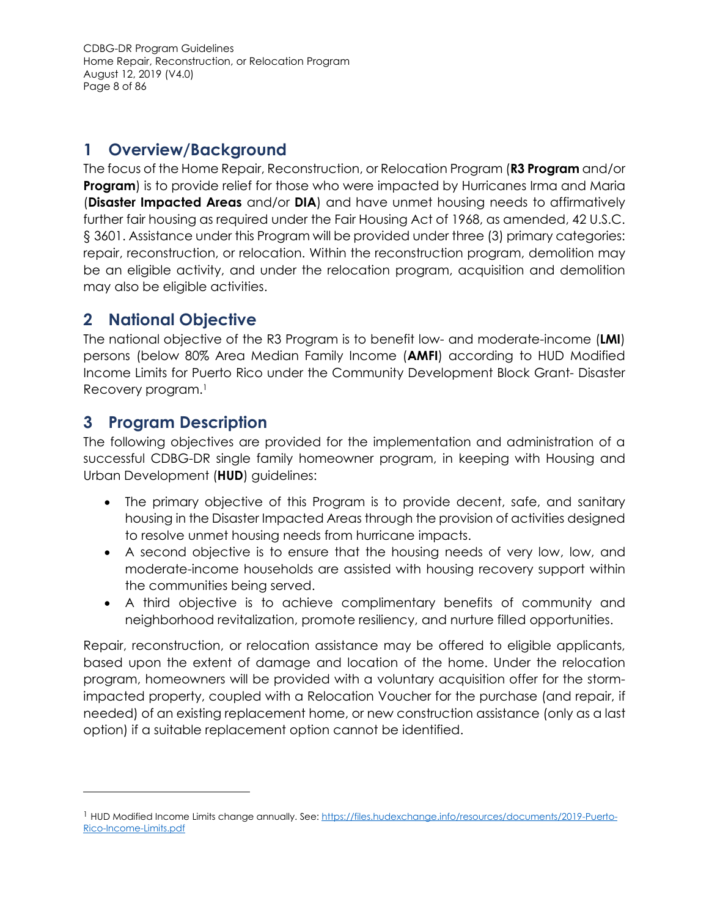# 1 Overview/Background

The focus of the Home Repair, Reconstruction, or Relocation Program (**R3 Program** and/or **Program**) is to provide relief for those who were impacted by Hurricanes Irma and Maria (**Disaster Impacted Areas** and/or **DIA**) and have unmet housing needs to affirmatively further fair housing as required under the Fair Housing Act of 1968, as amended, 42 U.S.C. § 3601. Assistance under this Program will be provided under three (3) primary categories: repair, reconstruction, or relocation. Within the reconstruction program, demolition may be an eligible activity, and under the relocation program, acquisition and demolition may also be eligible activities.

# 2 National Objective

The national objective of the R3 Program is to benefit low- and moderate-income (**LMI**) persons (below 80% Area Median Family Income (**AMFI**) according to HUD Modified Income Limits for Puerto Rico under the Community Development Block Grant- Disaster Recovery program.[1]

# 3 Program Description

The following objectives are provided for the implementation and administration of a successful CDBG-DR single family homeowner program, in keeping with Housing and Urban Development (**HUD**) guidelines:

- The primary objective of this Program is to provide decent, safe, and sanitary housing in the Disaster Impacted Areas through the provision of activities designed to resolve unmet housing needs from hurricane impacts.
- A second objective is to ensure that the housing needs of very low, low, and moderate-income households are assisted with housing recovery support within the communities being served.
- A third objective is to achieve complimentary benefits of community and neighborhood revitalization, promote resiliency, and nurture filled opportunities.

Repair, reconstruction, or relocation assistance may be offered to eligible applicants, based upon the extent of damage and location of the home. Under the relocation program, homeowners will be provided with a voluntary acquisition offer for the storm-impacted property, coupled with a Relocation Voucher for the purchase (and repair, if needed) of an existing replacement home, or new construction assistance (only as a last option) if a suitable replacement option cannot be identified.

---

[1] HUD Modified Income Limits change annually. See: https://files.hudexchange.info/resources/documents/2019-Puerto-Rico-Income-Limits.pdf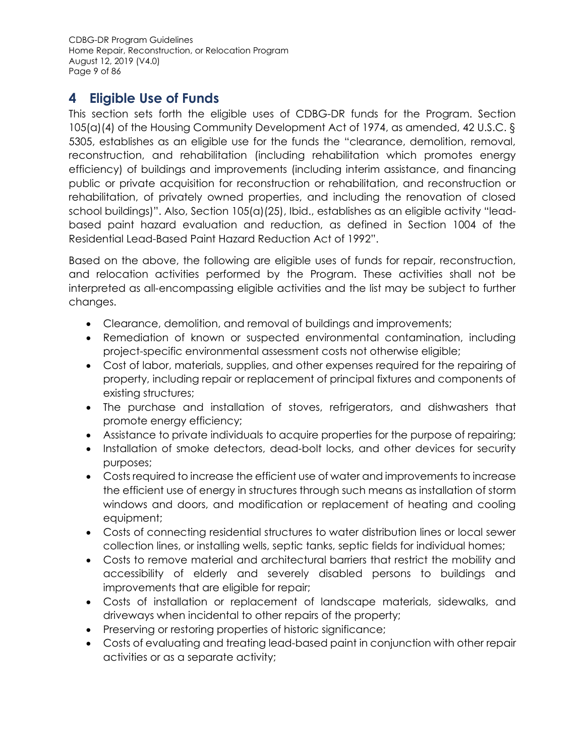# 4 Eligible Use of Funds

This section sets forth the eligible uses of CDBG-DR funds for the Program. Section 105(a)(4) of the Housing Community Development Act of 1974, as amended, 42 U.S.C. § 5305, establishes as an eligible use for the funds the "clearance, demolition, removal, reconstruction, and rehabilitation (including rehabilitation which promotes energy efficiency) of buildings and improvements (including interim assistance, and financing public or private acquisition for reconstruction or rehabilitation, and reconstruction or rehabilitation, of privately owned properties, and including the renovation of closed school buildings)". Also, Section 105(a)(25), Ibid., establishes as an eligible activity "lead-based paint hazard evaluation and reduction, as defined in Section 1004 of the Residential Lead-Based Paint Hazard Reduction Act of 1992".

Based on the above, the following are eligible uses of funds for repair, reconstruction, and relocation activities performed by the Program. These activities shall not be interpreted as all-encompassing eligible activities and the list may be subject to further changes.

- Clearance, demolition, and removal of buildings and improvements;
- Remediation of known or suspected environmental contamination, including project-specific environmental assessment costs not otherwise eligible;
- Cost of labor, materials, supplies, and other expenses required for the repairing of property, including repair or replacement of principal fixtures and components of existing structures;
- The purchase and installation of stoves, refrigerators, and dishwashers that promote energy efficiency;
- Assistance to private individuals to acquire properties for the purpose of repairing;
- Installation of smoke detectors, dead-bolt locks, and other devices for security purposes;
- Costs required to increase the efficient use of water and improvements to increase the efficient use of energy in structures through such means as installation of storm windows and doors, and modification or replacement of heating and cooling equipment;
- Costs of connecting residential structures to water distribution lines or local sewer collection lines, or installing wells, septic tanks, septic fields for individual homes;
- Costs to remove material and architectural barriers that restrict the mobility and accessibility of elderly and severely disabled persons to buildings and improvements that are eligible for repair;
- Costs of installation or replacement of landscape materials, sidewalks, and driveways when incidental to other repairs of the property;
- Preserving or restoring properties of historic significance;
- Costs of evaluating and treating lead-based paint in conjunction with other repair activities or as a separate activity;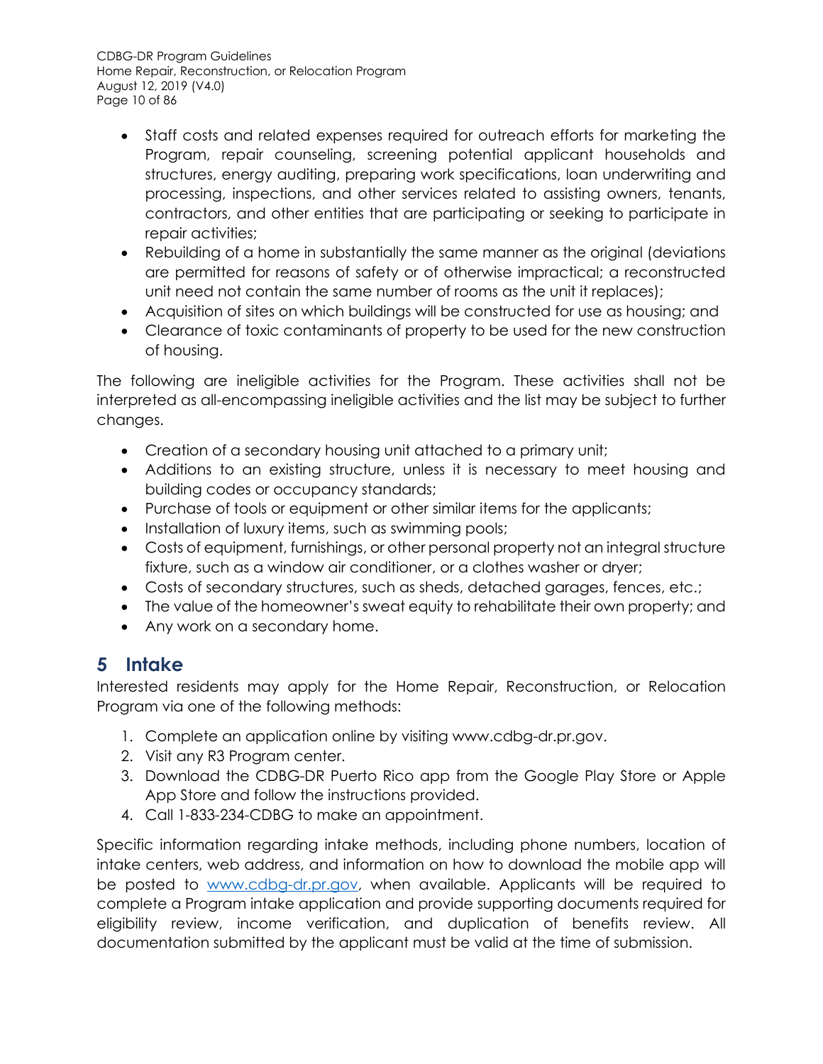- Staff costs and related expenses required for outreach efforts for marketing the Program, repair counseling, screening potential applicant households and structures, energy auditing, preparing work specifications, loan underwriting and processing, inspections, and other services related to assisting owners, tenants, contractors, and other entities that are participating or seeking to participate in repair activities;
- Rebuilding of a home in substantially the same manner as the original (deviations are permitted for reasons of safety or of otherwise impractical; a reconstructed unit need not contain the same number of rooms as the unit it replaces);
- Acquisition of sites on which buildings will be constructed for use as housing; and
- Clearance of toxic contaminants of property to be used for the new construction of housing.

The following are ineligible activities for the Program. These activities shall not be interpreted as all-encompassing ineligible activities and the list may be subject to further changes.

- Creation of a secondary housing unit attached to a primary unit;
- Additions to an existing structure, unless it is necessary to meet housing and building codes or occupancy standards;
- Purchase of tools or equipment or other similar items for the applicants;
- Installation of luxury items, such as swimming pools;
- Costs of equipment, furnishings, or other personal property not an integral structure fixture, such as a window air conditioner, or a clothes washer or dryer;
- Costs of secondary structures, such as sheds, detached garages, fences, etc.;
- The value of the homeowner's sweat equity to rehabilitate their own property; and
- Any work on a secondary home.

# 5 Intake

Interested residents may apply for the Home Repair, Reconstruction, or Relocation Program via one of the following methods:

1. Complete an application online by visiting www.cdbg-dr.pr.gov.
2. Visit any R3 Program center.
3. Download the CDBG-DR Puerto Rico app from the Google Play Store or Apple App Store and follow the instructions provided.
4. Call 1-833-234-CDBG to make an appointment.

Specific information regarding intake methods, including phone numbers, location of intake centers, web address, and information on how to download the mobile app will be posted to [www.cdbg-dr.pr.gov](www.cdbg-dr.pr.gov), when available. Applicants will be required to complete a Program intake application and provide supporting documents required for eligibility review, income verification, and duplication of benefits review. All documentation submitted by the applicant must be valid at the time of submission.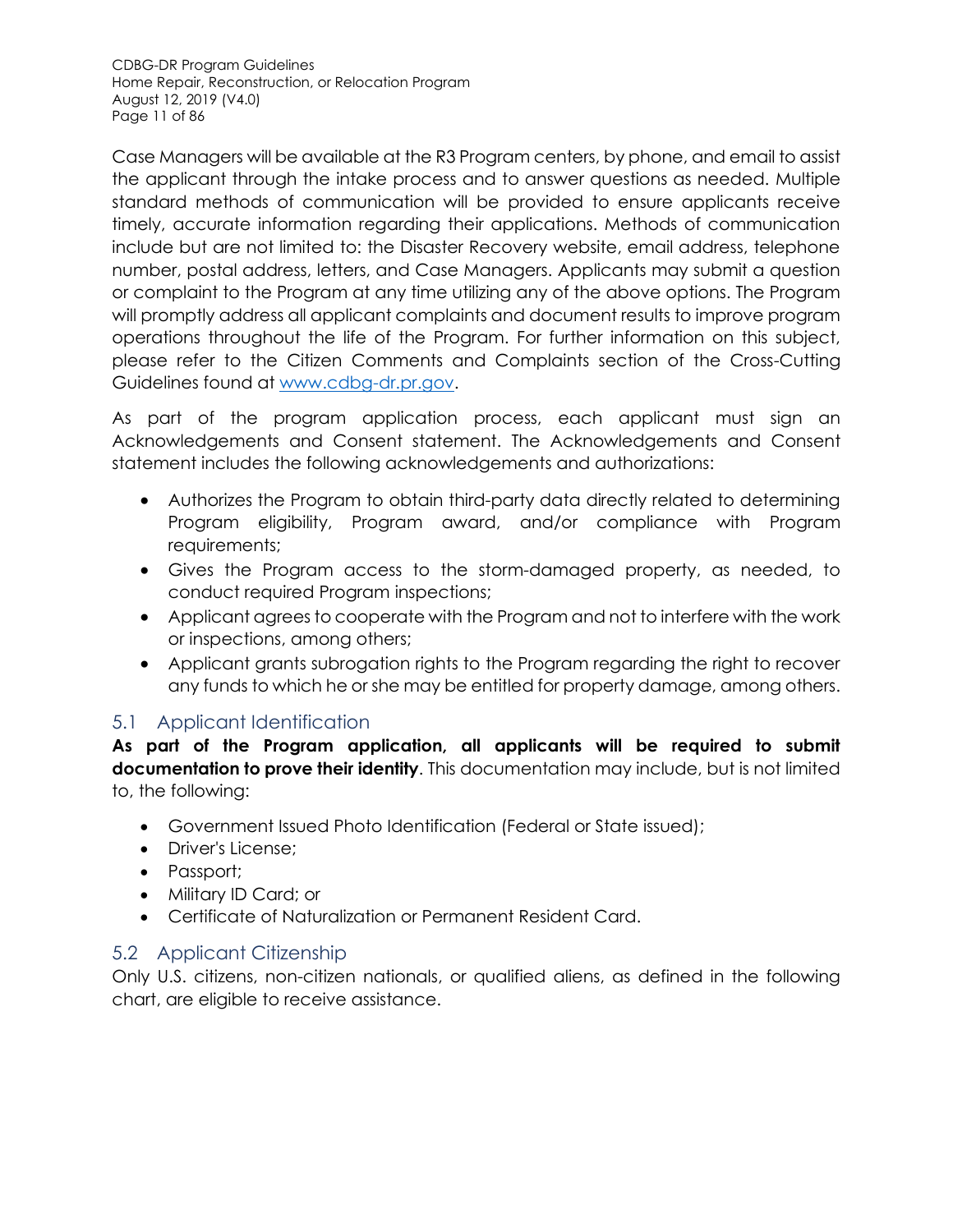Case Managers will be available at the R3 Program centers, by phone, and email to assist the applicant through the intake process and to answer questions as needed. Multiple standard methods of communication will be provided to ensure applicants receive timely, accurate information regarding their applications. Methods of communication include but are not limited to: the Disaster Recovery website, email address, telephone number, postal address, letters, and Case Managers. Applicants may submit a question or complaint to the Program at any time utilizing any of the above options. The Program will promptly address all applicant complaints and document results to improve program operations throughout the life of the Program. For further information on this subject, please refer to the Citizen Comments and Complaints section of the Cross-Cutting Guidelines found at [www.cdbg-dr.pr.gov](www.cdbg-dr.pr.gov).

As part of the program application process, each applicant must sign an Acknowledgements and Consent statement. The Acknowledgements and Consent statement includes the following acknowledgements and authorizations:

- Authorizes the Program to obtain third-party data directly related to determining Program eligibility, Program award, and/or compliance with Program requirements;
- Gives the Program access to the storm-damaged property, as needed, to conduct required Program inspections;
- Applicant agrees to cooperate with the Program and not to interfere with the work or inspections, among others;
- Applicant grants subrogation rights to the Program regarding the right to recover any funds to which he or she may be entitled for property damage, among others.

## 5.1 Applicant Identification

**As part of the Program application, all applicants will be required to submit documentation to prove their identity**. This documentation may include, but is not limited to, the following:

- Government Issued Photo Identification (Federal or State issued);
- Driver's License;
- Passport;
- Military ID Card; or
- Certificate of Naturalization or Permanent Resident Card.

## 5.2 Applicant Citizenship

Only U.S. citizens, non-citizen nationals, or qualified aliens, as defined in the following chart, are eligible to receive assistance.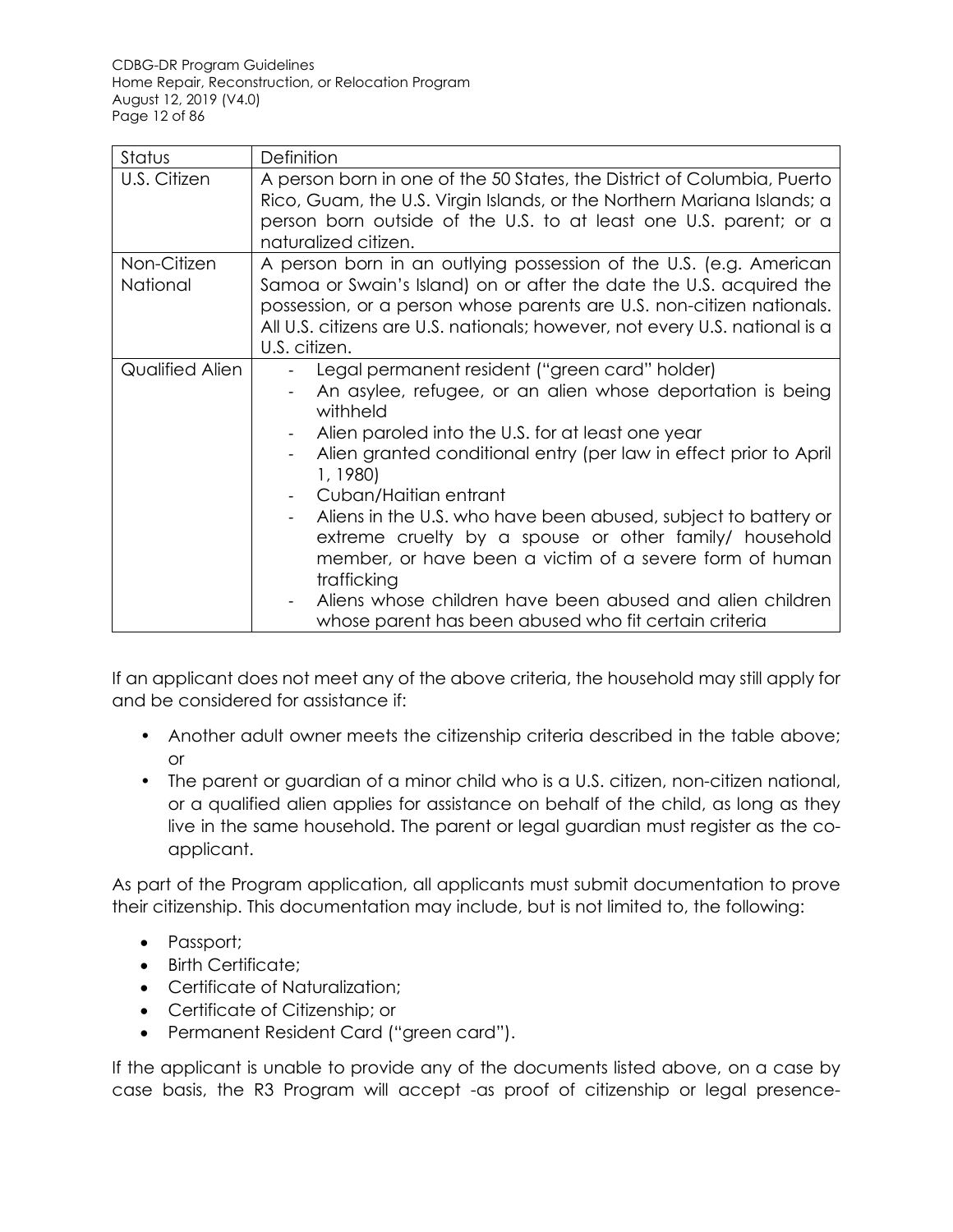| Status | Definition |
| --- | --- |
| U.S. Citizen | A person born in one of the 50 States, the District of Columbia, Puerto Rico, Guam, the U.S. Virgin Islands, or the Northern Mariana Islands; a person born outside of the U.S. to at least one U.S. parent; or a naturalized citizen. |
| Non-Citizen National | A person born in an outlying possession of the U.S. (e.g. American Samoa or Swain's Island) on or after the date the U.S. acquired the possession, or a person whose parents are U.S. non-citizen nationals. All U.S. citizens are U.S. nationals; however, not every U.S. national is a U.S. citizen. |
| Qualified Alien | - Legal permanent resident ("green card" holder)<br>- An asylee, refugee, or an alien whose deportation is being withheld<br>- Alien paroled into the U.S. for at least one year<br>- Alien granted conditional entry (per law in effect prior to April 1, 1980)<br>- Cuban/Haitian entrant<br>- Aliens in the U.S. who have been abused, subject to battery or extreme cruelty by a spouse or other family/ household member, or have been a victim of a severe form of human trafficking<br>- Aliens whose children have been abused and alien children whose parent has been abused who fit certain criteria |

If an applicant does not meet any of the above criteria, the household may still apply for and be considered for assistance if:

- Another adult owner meets the citizenship criteria described in the table above; or
- The parent or guardian of a minor child who is a U.S. citizen, non-citizen national, or a qualified alien applies for assistance on behalf of the child, as long as they live in the same household. The parent or legal guardian must register as the co-applicant.

As part of the Program application, all applicants must submit documentation to prove their citizenship. This documentation may include, but is not limited to, the following:

- Passport;
- Birth Certificate;
- Certificate of Naturalization;
- Certificate of Citizenship; or
- Permanent Resident Card ("green card").

If the applicant is unable to provide any of the documents listed above, on a case by case basis, the R3 Program will accept -as proof of citizenship or legal presence-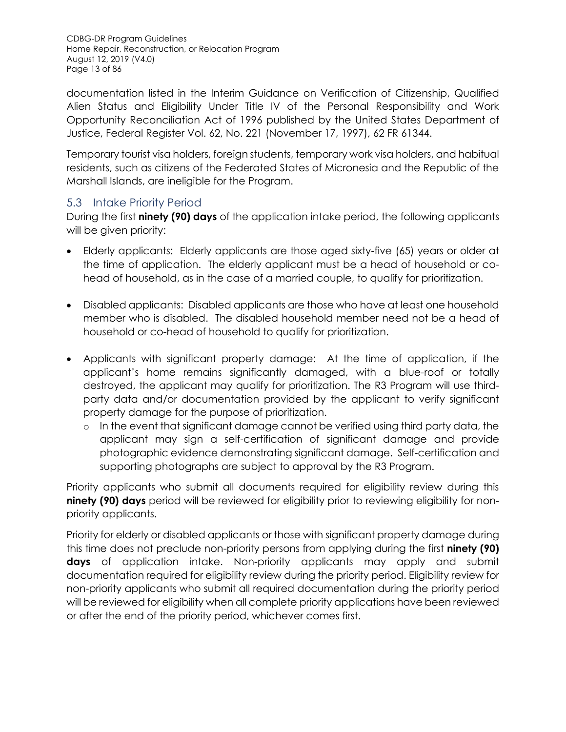documentation listed in the Interim Guidance on Verification of Citizenship, Qualified Alien Status and Eligibility Under Title IV of the Personal Responsibility and Work Opportunity Reconciliation Act of 1996 published by the United States Department of Justice, Federal Register Vol. 62, No. 221 (November 17, 1997), 62 FR 61344.

Temporary tourist visa holders, foreign students, temporary work visa holders, and habitual residents, such as citizens of the Federated States of Micronesia and the Republic of the Marshall Islands, are ineligible for the Program.

## 5.3 Intake Priority Period

During the first **ninety (90) days** of the application intake period, the following applicants will be given priority:

- Elderly applicants: Elderly applicants are those aged sixty-five (65) years or older at the time of application. The elderly applicant must be a head of household or co-head of household, as in the case of a married couple, to qualify for prioritization.
- Disabled applicants: Disabled applicants are those who have at least one household member who is disabled. The disabled household member need not be a head of household or co-head of household to qualify for prioritization.
- Applicants with significant property damage: At the time of application, if the applicant's home remains significantly damaged, with a blue-roof or totally destroyed, the applicant may qualify for prioritization. The R3 Program will use third-party data and/or documentation provided by the applicant to verify significant property damage for the purpose of prioritization.
  - In the event that significant damage cannot be verified using third party data, the applicant may sign a self-certification of significant damage and provide photographic evidence demonstrating significant damage. Self-certification and supporting photographs are subject to approval by the R3 Program.

Priority applicants who submit all documents required for eligibility review during this **ninety (90) days** period will be reviewed for eligibility prior to reviewing eligibility for non-priority applicants.

Priority for elderly or disabled applicants or those with significant property damage during this time does not preclude non-priority persons from applying during the first **ninety (90) days** of application intake. Non-priority applicants may apply and submit documentation required for eligibility review during the priority period. Eligibility review for non-priority applicants who submit all required documentation during the priority period will be reviewed for eligibility when all complete priority applications have been reviewed or after the end of the priority period, whichever comes first.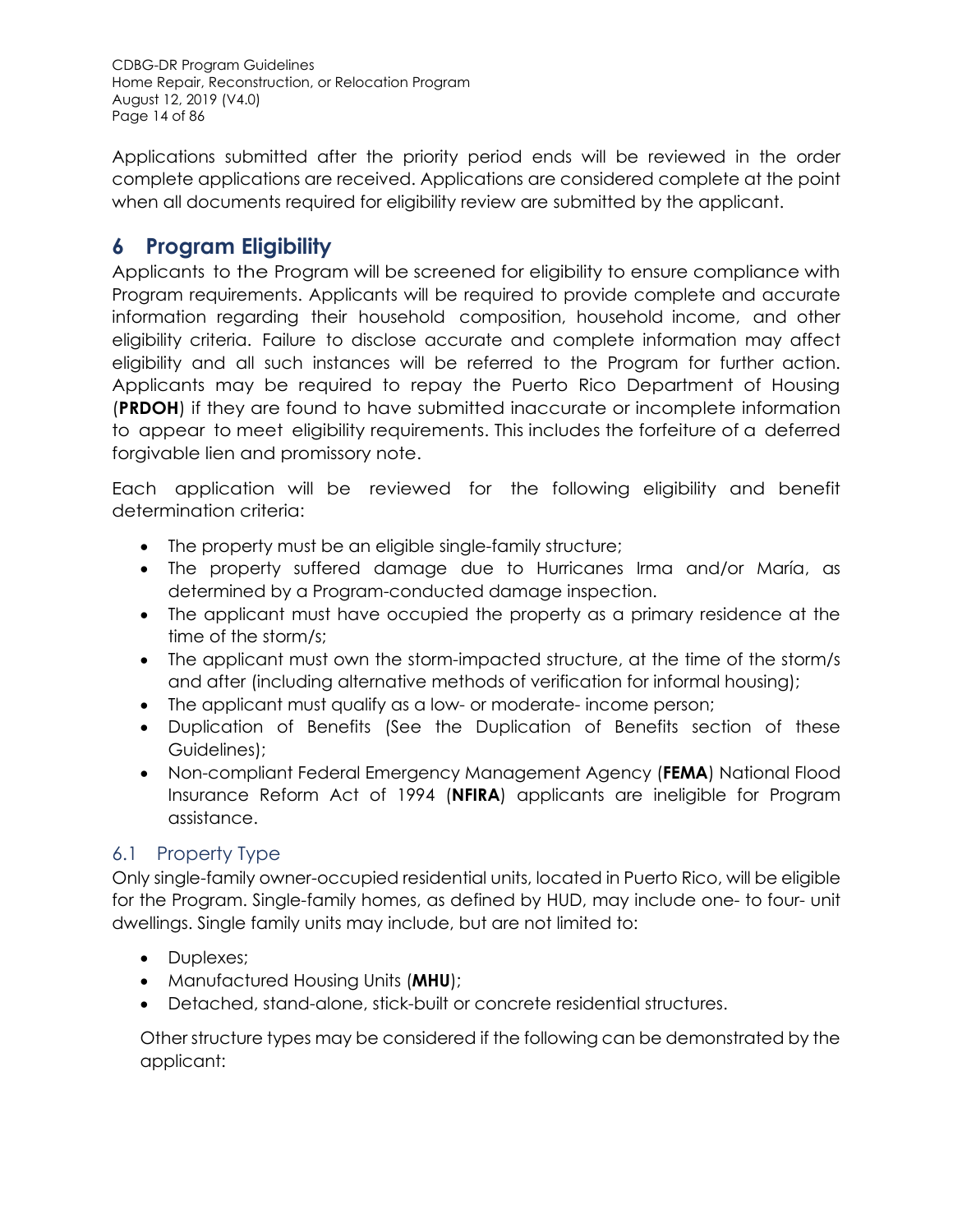Applications submitted after the priority period ends will be reviewed in the order complete applications are received. Applications are considered complete at the point when all documents required for eligibility review are submitted by the applicant.

# 6 Program Eligibility

Applicants to the Program will be screened for eligibility to ensure compliance with Program requirements. Applicants will be required to provide complete and accurate information regarding their household composition, household income, and other eligibility criteria. Failure to disclose accurate and complete information may affect eligibility and all such instances will be referred to the Program for further action. Applicants may be required to repay the Puerto Rico Department of Housing (**PRDOH**) if they are found to have submitted inaccurate or incomplete information to appear to meet eligibility requirements. This includes the forfeiture of a deferred forgivable lien and promissory note.

Each application will be reviewed for the following eligibility and benefit determination criteria:

- The property must be an eligible single-family structure;
- The property suffered damage due to Hurricanes Irma and/or María, as determined by a Program-conducted damage inspection.
- The applicant must have occupied the property as a primary residence at the time of the storm/s;
- The applicant must own the storm-impacted structure, at the time of the storm/s and after (including alternative methods of verification for informal housing);
- The applicant must qualify as a low- or moderate- income person;
- Duplication of Benefits (See the Duplication of Benefits section of these Guidelines);
- Non-compliant Federal Emergency Management Agency (**FEMA**) National Flood Insurance Reform Act of 1994 (**NFIRA**) applicants are ineligible for Program assistance.

## 6.1 Property Type

Only single-family owner-occupied residential units, located in Puerto Rico, will be eligible for the Program. Single-family homes, as defined by HUD, may include one- to four- unit dwellings. Single family units may include, but are not limited to:

- Duplexes;
- Manufactured Housing Units (**MHU**);
- Detached, stand-alone, stick-built or concrete residential structures.

Other structure types may be considered if the following can be demonstrated by the applicant: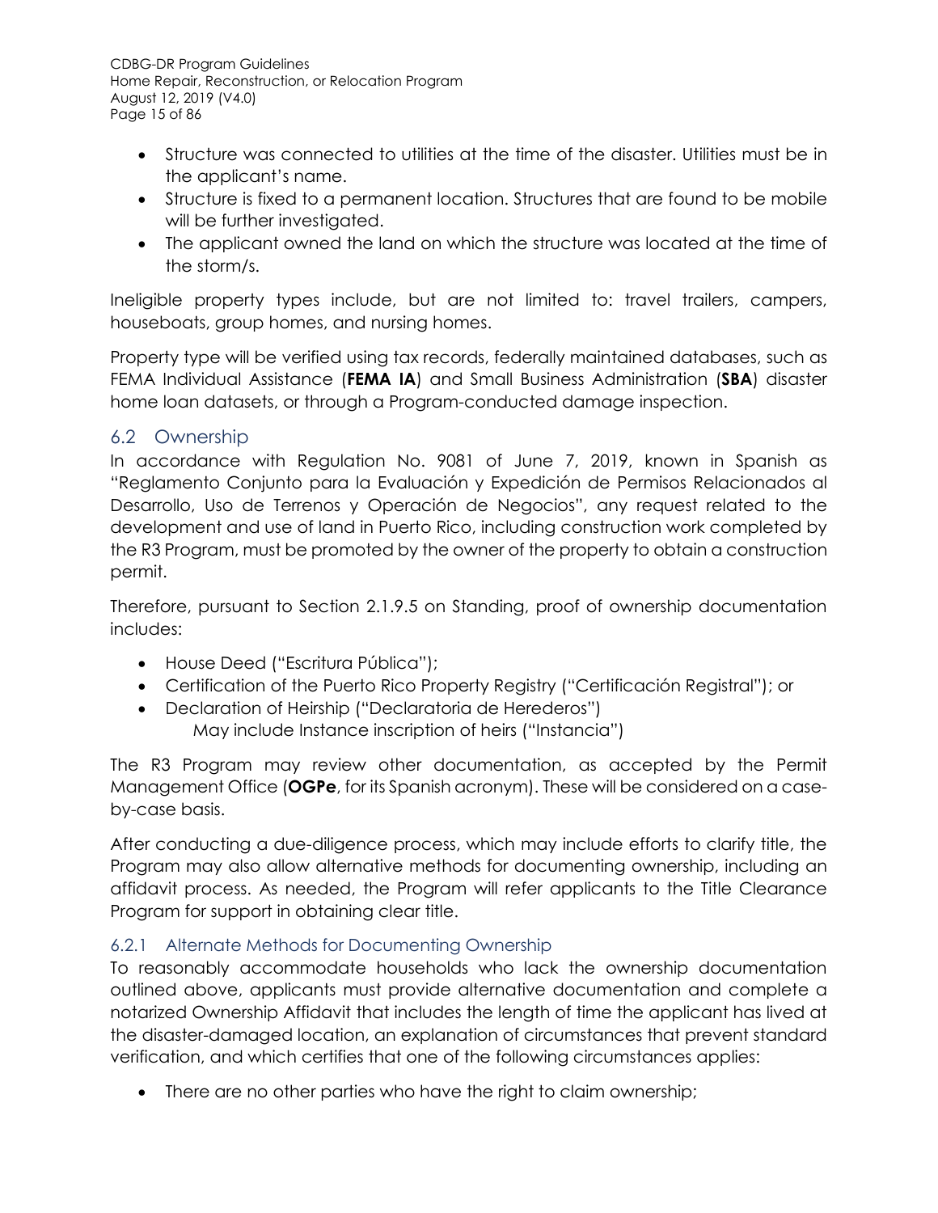- Structure was connected to utilities at the time of the disaster. Utilities must be in the applicant's name.
- Structure is fixed to a permanent location. Structures that are found to be mobile will be further investigated.
- The applicant owned the land on which the structure was located at the time of the storm/s.

Ineligible property types include, but are not limited to: travel trailers, campers, houseboats, group homes, and nursing homes.

Property type will be verified using tax records, federally maintained databases, such as FEMA Individual Assistance (**FEMA IA**) and Small Business Administration (**SBA**) disaster home loan datasets, or through a Program-conducted damage inspection.

## 6.2 Ownership

In accordance with Regulation No. 9081 of June 7, 2019, known in Spanish as "Reglamento Conjunto para la Evaluación y Expedición de Permisos Relacionados al Desarrollo, Uso de Terrenos y Operación de Negocios", any request related to the development and use of land in Puerto Rico, including construction work completed by the R3 Program, must be promoted by the owner of the property to obtain a construction permit.

Therefore, pursuant to Section 2.1.9.5 on Standing, proof of ownership documentation includes:

- House Deed ("Escritura Pública");
- Certification of the Puerto Rico Property Registry ("Certificación Registral"); or
- Declaration of Heirship ("Declaratoria de Herederos")
  May include Instance inscription of heirs ("Instancia")

The R3 Program may review other documentation, as accepted by the Permit Management Office (**OGPe**, for its Spanish acronym). These will be considered on a case-by-case basis.

After conducting a due-diligence process, which may include efforts to clarify title, the Program may also allow alternative methods for documenting ownership, including an affidavit process. As needed, the Program will refer applicants to the Title Clearance Program for support in obtaining clear title.

### 6.2.1 Alternate Methods for Documenting Ownership

To reasonably accommodate households who lack the ownership documentation outlined above, applicants must provide alternative documentation and complete a notarized Ownership Affidavit that includes the length of time the applicant has lived at the disaster-damaged location, an explanation of circumstances that prevent standard verification, and which certifies that one of the following circumstances applies:

- There are no other parties who have the right to claim ownership;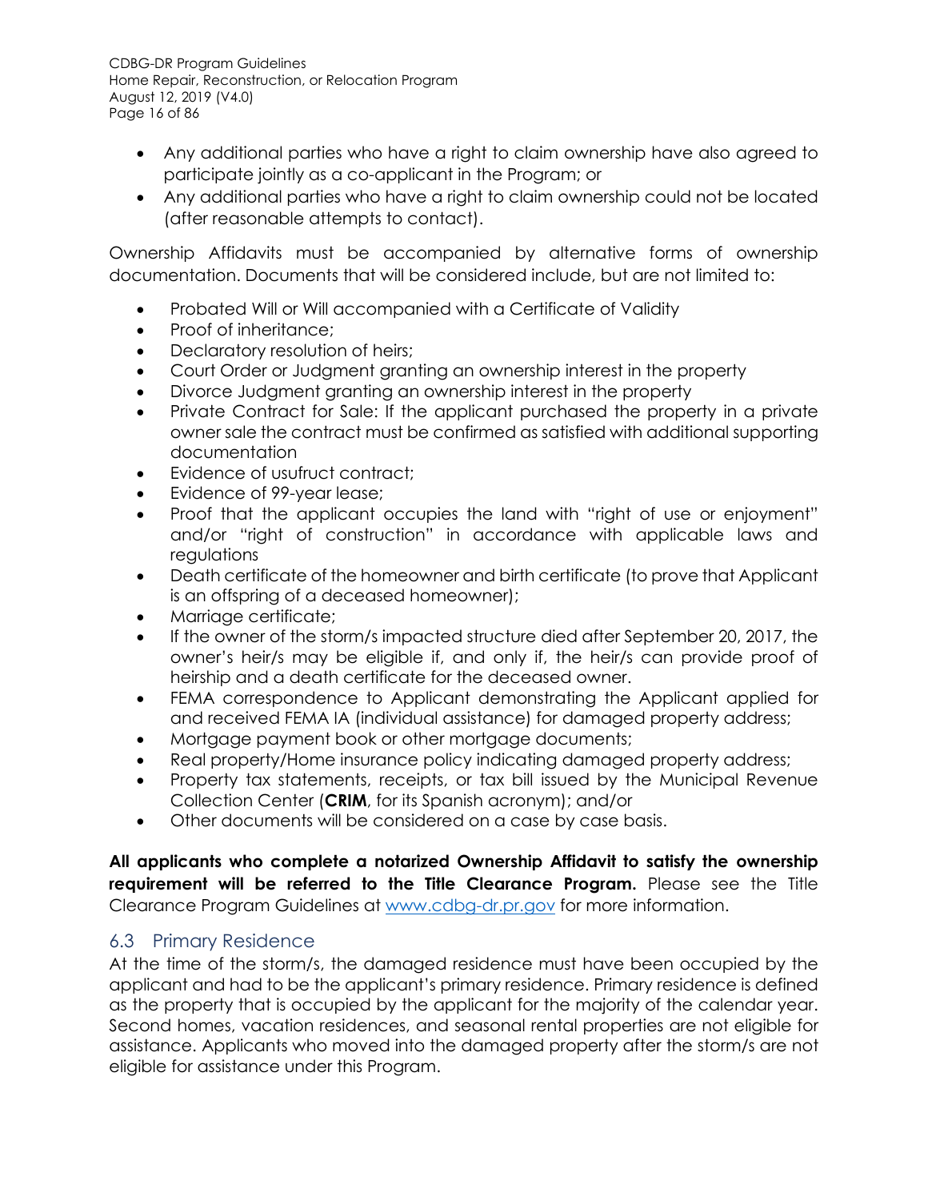- Any additional parties who have a right to claim ownership have also agreed to participate jointly as a co-applicant in the Program; or
- Any additional parties who have a right to claim ownership could not be located (after reasonable attempts to contact).

Ownership Affidavits must be accompanied by alternative forms of ownership documentation. Documents that will be considered include, but are not limited to:

- Probated Will or Will accompanied with a Certificate of Validity
- Proof of inheritance;
- Declaratory resolution of heirs;
- Court Order or Judgment granting an ownership interest in the property
- Divorce Judgment granting an ownership interest in the property
- Private Contract for Sale: If the applicant purchased the property in a private owner sale the contract must be confirmed as satisfied with additional supporting documentation
- Evidence of usufruct contract;
- Evidence of 99-year lease;
- Proof that the applicant occupies the land with "right of use or enjoyment" and/or "right of construction" in accordance with applicable laws and regulations
- Death certificate of the homeowner and birth certificate (to prove that Applicant is an offspring of a deceased homeowner);
- Marriage certificate;
- If the owner of the storm/s impacted structure died after September 20, 2017, the owner's heir/s may be eligible if, and only if, the heir/s can provide proof of heirship and a death certificate for the deceased owner.
- FEMA correspondence to Applicant demonstrating the Applicant applied for and received FEMA IA (individual assistance) for damaged property address;
- Mortgage payment book or other mortgage documents;
- Real property/Home insurance policy indicating damaged property address;
- Property tax statements, receipts, or tax bill issued by the Municipal Revenue Collection Center (**CRIM**, for its Spanish acronym); and/or
- Other documents will be considered on a case by case basis.

**All applicants who complete a notarized Ownership Affidavit to satisfy the ownership requirement will be referred to the Title Clearance Program.** Please see the Title Clearance Program Guidelines at [www.cdbg-dr.pr.gov](http://www.cdbg-dr.pr.gov) for more information.

## 6.3 Primary Residence

At the time of the storm/s, the damaged residence must have been occupied by the applicant and had to be the applicant's primary residence. Primary residence is defined as the property that is occupied by the applicant for the majority of the calendar year. Second homes, vacation residences, and seasonal rental properties are not eligible for assistance. Applicants who moved into the damaged property after the storm/s are not eligible for assistance under this Program.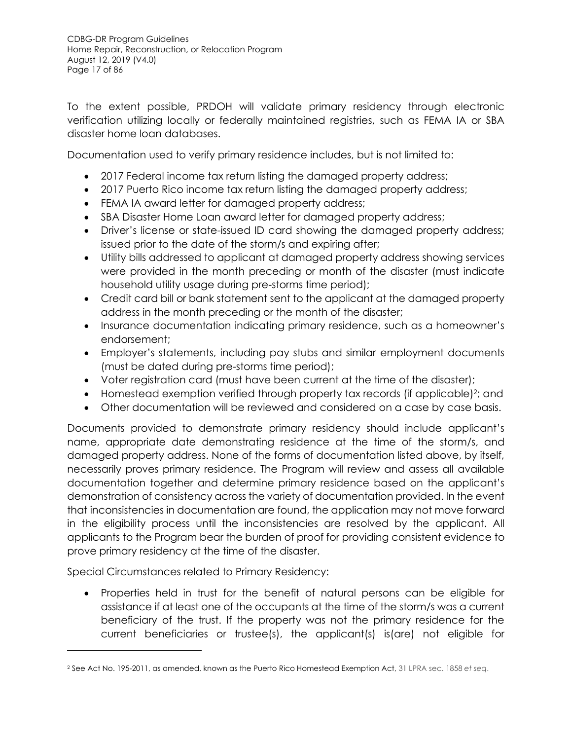To the extent possible, PRDOH will validate primary residency through electronic verification utilizing locally or federally maintained registries, such as FEMA IA or SBA disaster home loan databases.

Documentation used to verify primary residence includes, but is not limited to:

- 2017 Federal income tax return listing the damaged property address;
- 2017 Puerto Rico income tax return listing the damaged property address;
- FEMA IA award letter for damaged property address;
- SBA Disaster Home Loan award letter for damaged property address;
- Driver's license or state-issued ID card showing the damaged property address; issued prior to the date of the storm/s and expiring after;
- Utility bills addressed to applicant at damaged property address showing services were provided in the month preceding or month of the disaster (must indicate household utility usage during pre-storms time period);
- Credit card bill or bank statement sent to the applicant at the damaged property address in the month preceding or the month of the disaster;
- Insurance documentation indicating primary residence, such as a homeowner's endorsement;
- Employer's statements, including pay stubs and similar employment documents (must be dated during pre-storms time period);
- Voter registration card (must have been current at the time of the disaster);
- Homestead exemption verified through property tax records (if applicable)[2]; and
- Other documentation will be reviewed and considered on a case by case basis.

Documents provided to demonstrate primary residency should include applicant's name, appropriate date demonstrating residence at the time of the storm/s, and damaged property address. None of the forms of documentation listed above, by itself, necessarily proves primary residence. The Program will review and assess all available documentation together and determine primary residence based on the applicant's demonstration of consistency across the variety of documentation provided. In the event that inconsistencies in documentation are found, the application may not move forward in the eligibility process until the inconsistencies are resolved by the applicant. All applicants to the Program bear the burden of proof for providing consistent evidence to prove primary residency at the time of the disaster.

Special Circumstances related to Primary Residency:

- Properties held in trust for the benefit of natural persons can be eligible for assistance if at least one of the occupants at the time of the storm/s was a current beneficiary of the trust. If the property was not the primary residence for the current beneficiaries or trustee(s), the applicant(s) is(are) not eligible for

[2] See Act No. 195-2011, as amended, known as the Puerto Rico Homestead Exemption Act, 31 LPRA sec. 1858 *et seq*.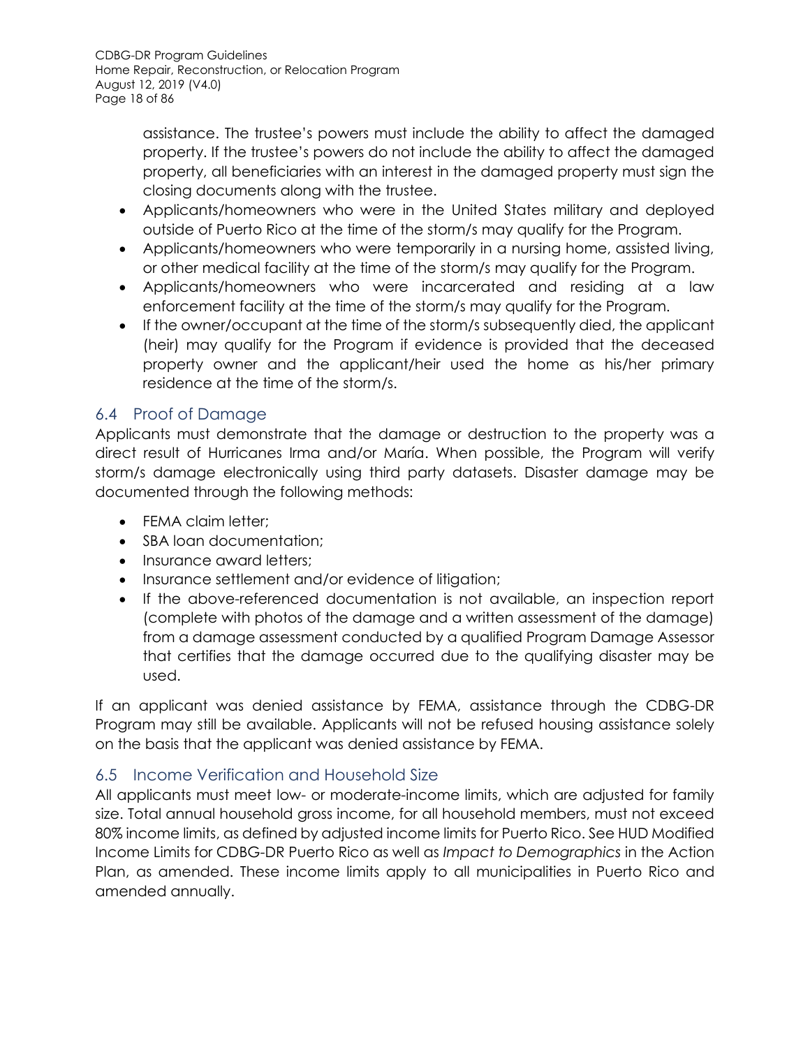assistance. The trustee's powers must include the ability to affect the damaged property. If the trustee's powers do not include the ability to affect the damaged property, all beneficiaries with an interest in the damaged property must sign the closing documents along with the trustee.

- Applicants/homeowners who were in the United States military and deployed outside of Puerto Rico at the time of the storm/s may qualify for the Program.
- Applicants/homeowners who were temporarily in a nursing home, assisted living, or other medical facility at the time of the storm/s may qualify for the Program.
- Applicants/homeowners who were incarcerated and residing at a law enforcement facility at the time of the storm/s may qualify for the Program.
- If the owner/occupant at the time of the storm/s subsequently died, the applicant (heir) may qualify for the Program if evidence is provided that the deceased property owner and the applicant/heir used the home as his/her primary residence at the time of the storm/s.

## 6.4 Proof of Damage

Applicants must demonstrate that the damage or destruction to the property was a direct result of Hurricanes Irma and/or María. When possible, the Program will verify storm/s damage electronically using third party datasets. Disaster damage may be documented through the following methods:

- FEMA claim letter;
- SBA loan documentation;
- Insurance award letters;
- Insurance settlement and/or evidence of litigation;
- If the above-referenced documentation is not available, an inspection report (complete with photos of the damage and a written assessment of the damage) from a damage assessment conducted by a qualified Program Damage Assessor that certifies that the damage occurred due to the qualifying disaster may be used.

If an applicant was denied assistance by FEMA, assistance through the CDBG-DR Program may still be available. Applicants will not be refused housing assistance solely on the basis that the applicant was denied assistance by FEMA.

## 6.5 Income Verification and Household Size

All applicants must meet low- or moderate-income limits, which are adjusted for family size. Total annual household gross income, for all household members, must not exceed 80% income limits, as defined by adjusted income limits for Puerto Rico. See HUD Modified Income Limits for CDBG-DR Puerto Rico as well as *Impact to Demographics* in the Action Plan, as amended. These income limits apply to all municipalities in Puerto Rico and amended annually.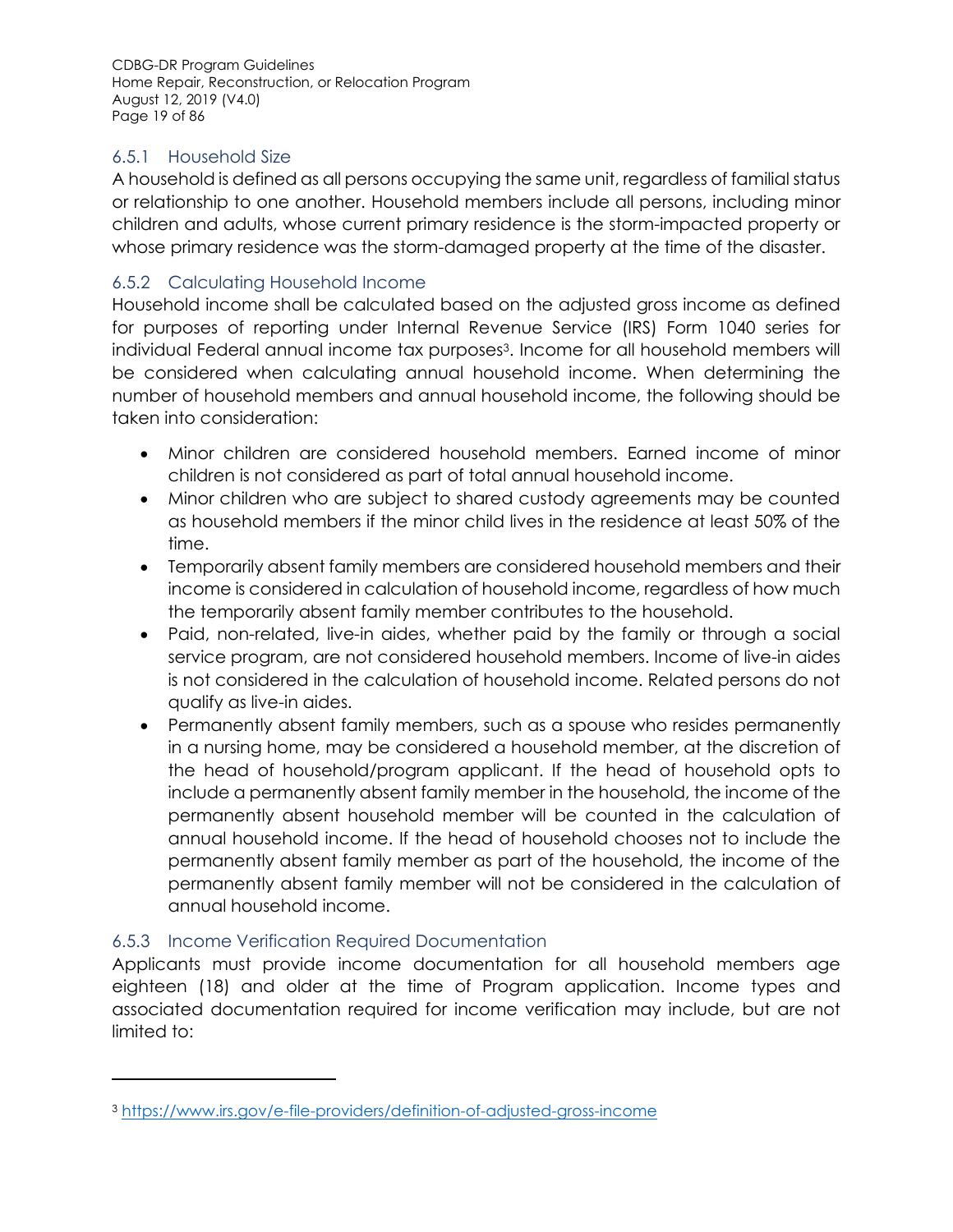### 6.5.1 Household Size

A household is defined as all persons occupying the same unit, regardless of familial status or relationship to one another. Household members include all persons, including minor children and adults, whose current primary residence is the storm-impacted property or whose primary residence was the storm-damaged property at the time of the disaster.

### 6.5.2 Calculating Household Income

Household income shall be calculated based on the adjusted gross income as defined for purposes of reporting under Internal Revenue Service (IRS) Form 1040 series for individual Federal annual income tax purposes[3]. Income for all household members will be considered when calculating annual household income. When determining the number of household members and annual household income, the following should be taken into consideration:

- Minor children are considered household members. Earned income of minor children is not considered as part of total annual household income.
- Minor children who are subject to shared custody agreements may be counted as household members if the minor child lives in the residence at least 50% of the time.
- Temporarily absent family members are considered household members and their income is considered in calculation of household income, regardless of how much the temporarily absent family member contributes to the household.
- Paid, non-related, live-in aides, whether paid by the family or through a social service program, are not considered household members. Income of live-in aides is not considered in the calculation of household income. Related persons do not qualify as live-in aides.
- Permanently absent family members, such as a spouse who resides permanently in a nursing home, may be considered a household member, at the discretion of the head of household/program applicant. If the head of household opts to include a permanently absent family member in the household, the income of the permanently absent household member will be counted in the calculation of annual household income. If the head of household chooses not to include the permanently absent family member as part of the household, the income of the permanently absent family member will not be considered in the calculation of annual household income.

### 6.5.3 Income Verification Required Documentation

Applicants must provide income documentation for all household members age eighteen (18) and older at the time of Program application. Income types and associated documentation required for income verification may include, but are not limited to:

---

[3] https://www.irs.gov/e-file-providers/definition-of-adjusted-gross-income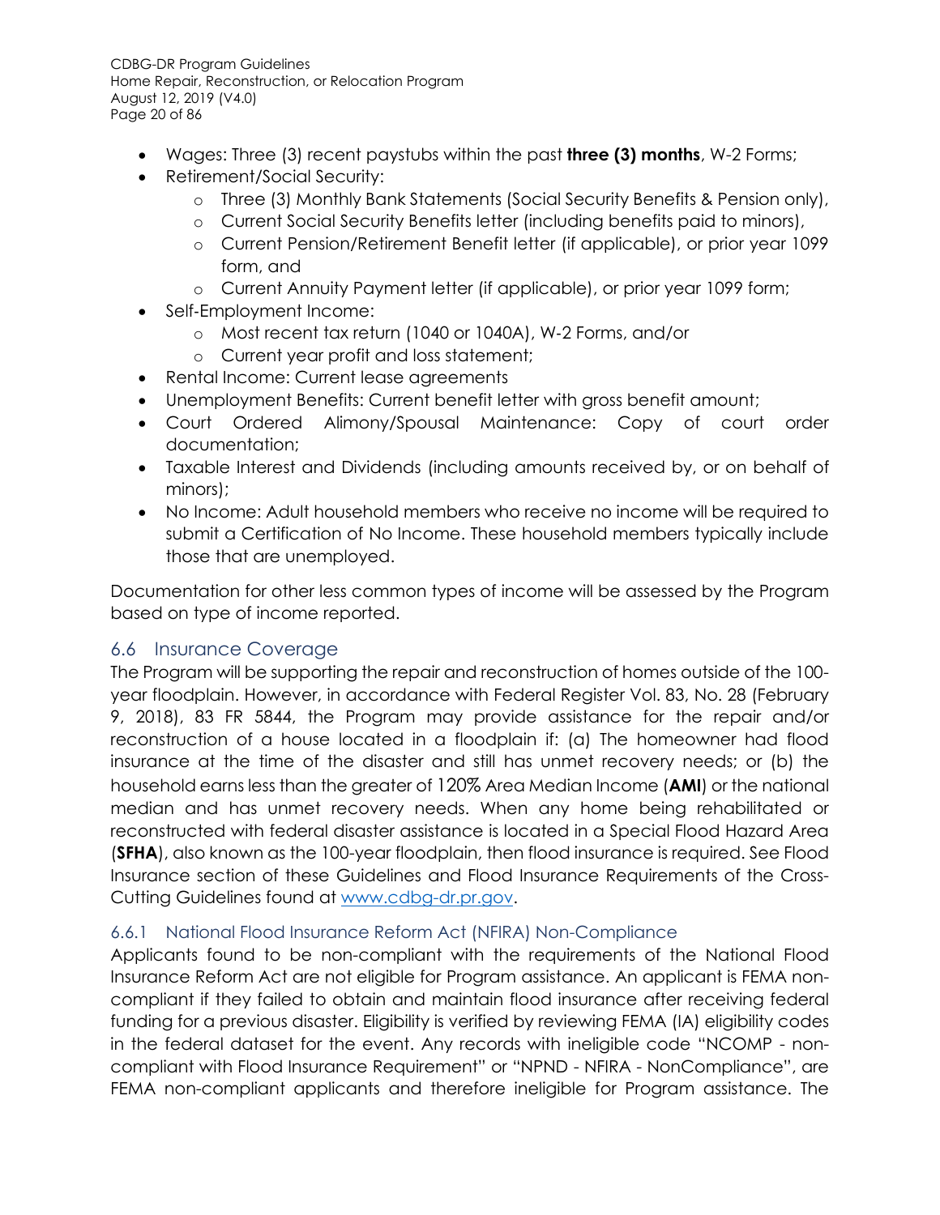- Wages: Three (3) recent paystubs within the past **three (3) months**, W-2 Forms;
- Retirement/Social Security:
    - Three (3) Monthly Bank Statements (Social Security Benefits & Pension only),
    - Current Social Security Benefits letter (including benefits paid to minors),
    - Current Pension/Retirement Benefit letter (if applicable), or prior year 1099 form, and
    - Current Annuity Payment letter (if applicable), or prior year 1099 form;
- Self-Employment Income:
    - Most recent tax return (1040 or 1040A), W-2 Forms, and/or
    - Current year profit and loss statement;
- Rental Income: Current lease agreements
- Unemployment Benefits: Current benefit letter with gross benefit amount;
- Court Ordered Alimony/Spousal Maintenance: Copy of court order documentation;
- Taxable Interest and Dividends (including amounts received by, or on behalf of minors);
- No Income: Adult household members who receive no income will be required to submit a Certification of No Income. These household members typically include those that are unemployed.

Documentation for other less common types of income will be assessed by the Program based on type of income reported.

## 6.6 Insurance Coverage

The Program will be supporting the repair and reconstruction of homes outside of the 100-year floodplain. However, in accordance with Federal Register Vol. 83, No. 28 (February 9, 2018), 83 FR 5844, the Program may provide assistance for the repair and/or reconstruction of a house located in a floodplain if: (a) The homeowner had flood insurance at the time of the disaster and still has unmet recovery needs; or (b) the household earns less than the greater of 120% Area Median Income (**AMI**) or the national median and has unmet recovery needs. When any home being rehabilitated or reconstructed with federal disaster assistance is located in a Special Flood Hazard Area (**SFHA**), also known as the 100-year floodplain, then flood insurance is required. See Flood Insurance section of these Guidelines and Flood Insurance Requirements of the Cross-Cutting Guidelines found at [www.cdbg-dr.pr.gov](http://www.cdbg-dr.pr.gov).

### 6.6.1 National Flood Insurance Reform Act (NFIRA) Non-Compliance

Applicants found to be non-compliant with the requirements of the National Flood Insurance Reform Act are not eligible for Program assistance. An applicant is FEMA non-compliant if they failed to obtain and maintain flood insurance after receiving federal funding for a previous disaster. Eligibility is verified by reviewing FEMA (IA) eligibility codes in the federal dataset for the event. Any records with ineligible code "NCOMP - non-compliant with Flood Insurance Requirement" or "NPND - NFIRA - NonCompliance", are FEMA non-compliant applicants and therefore ineligible for Program assistance. The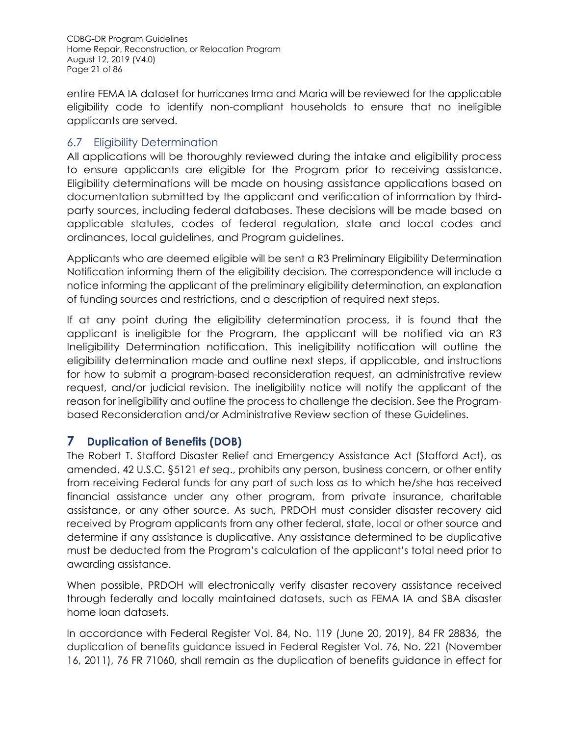entire FEMA IA dataset for hurricanes Irma and Maria will be reviewed for the applicable eligibility code to identify non-compliant households to ensure that no ineligible applicants are served.

## 6.7 Eligibility Determination

All applications will be thoroughly reviewed during the intake and eligibility process to ensure applicants are eligible for the Program prior to receiving assistance. Eligibility determinations will be made on housing assistance applications based on documentation submitted by the applicant and verification of information by third-party sources, including federal databases. These decisions will be made based on applicable statutes, codes of federal regulation, state and local codes and ordinances, local guidelines, and Program guidelines.

Applicants who are deemed eligible will be sent a R3 Preliminary Eligibility Determination Notification informing them of the eligibility decision. The correspondence will include a notice informing the applicant of the preliminary eligibility determination, an explanation of funding sources and restrictions, and a description of required next steps.

If at any point during the eligibility determination process, it is found that the applicant is ineligible for the Program, the applicant will be notified via an R3 Ineligibility Determination notification. This ineligibility notification will outline the eligibility determination made and outline next steps, if applicable, and instructions for how to submit a program-based reconsideration request, an administrative review request, and/or judicial revision. The ineligibility notice will notify the applicant of the reason for ineligibility and outline the process to challenge the decision. See the Program-based Reconsideration and/or Administrative Review section of these Guidelines.

# 7 Duplication of Benefits (DOB)

The Robert T. Stafford Disaster Relief and Emergency Assistance Act (Stafford Act), as amended, 42 U.S.C. §5121 *et seq*., prohibits any person, business concern, or other entity from receiving Federal funds for any part of such loss as to which he/she has received financial assistance under any other program, from private insurance, charitable assistance, or any other source. As such, PRDOH must consider disaster recovery aid received by Program applicants from any other federal, state, local or other source and determine if any assistance is duplicative. Any assistance determined to be duplicative must be deducted from the Program's calculation of the applicant's total need prior to awarding assistance.

When possible, PRDOH will electronically verify disaster recovery assistance received through federally and locally maintained datasets, such as FEMA IA and SBA disaster home loan datasets.

In accordance with Federal Register Vol. 84, No. 119 (June 20, 2019), 84 FR 28836, the duplication of benefits guidance issued in Federal Register Vol. 76, No. 221 (November 16, 2011), 76 FR 71060, shall remain as the duplication of benefits guidance in effect for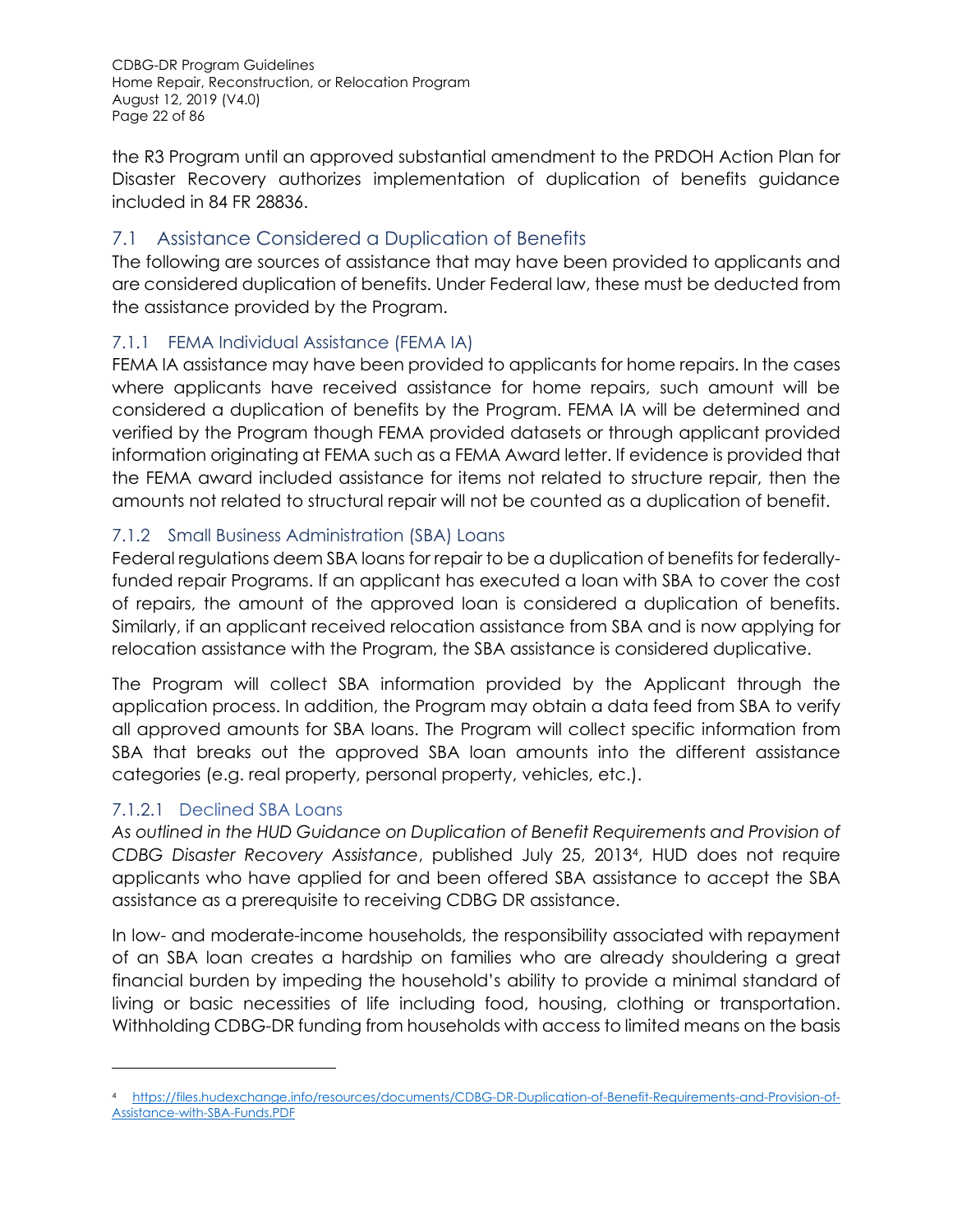the R3 Program until an approved substantial amendment to the PRDOH Action Plan for Disaster Recovery authorizes implementation of duplication of benefits guidance included in 84 FR 28836.

## 7.1 Assistance Considered a Duplication of Benefits

The following are sources of assistance that may have been provided to applicants and are considered duplication of benefits. Under Federal law, these must be deducted from the assistance provided by the Program.

### 7.1.1 FEMA Individual Assistance (FEMA IA)

FEMA IA assistance may have been provided to applicants for home repairs. In the cases where applicants have received assistance for home repairs, such amount will be considered a duplication of benefits by the Program. FEMA IA will be determined and verified by the Program though FEMA provided datasets or through applicant provided information originating at FEMA such as a FEMA Award letter. If evidence is provided that the FEMA award included assistance for items not related to structure repair, then the amounts not related to structural repair will not be counted as a duplication of benefit.

### 7.1.2 Small Business Administration (SBA) Loans

Federal regulations deem SBA loans for repair to be a duplication of benefits for federally-funded repair Programs. If an applicant has executed a loan with SBA to cover the cost of repairs, the amount of the approved loan is considered a duplication of benefits. Similarly, if an applicant received relocation assistance from SBA and is now applying for relocation assistance with the Program, the SBA assistance is considered duplicative.

The Program will collect SBA information provided by the Applicant through the application process. In addition, the Program may obtain a data feed from SBA to verify all approved amounts for SBA loans. The Program will collect specific information from SBA that breaks out the approved SBA loan amounts into the different assistance categories (e.g. real property, personal property, vehicles, etc.).

#### 7.1.2.1 Declined SBA Loans

*As outlined in the HUD Guidance on Duplication of Benefit Requirements and Provision of CDBG Disaster Recovery Assistance*, published July 25, 2013[4], HUD does not require applicants who have applied for and been offered SBA assistance to accept the SBA assistance as a prerequisite to receiving CDBG DR assistance.

In low- and moderate-income households, the responsibility associated with repayment of an SBA loan creates a hardship on families who are already shouldering a great financial burden by impeding the household's ability to provide a minimal standard of living or basic necessities of life including food, housing, clothing or transportation. Withholding CDBG-DR funding from households with access to limited means on the basis

---

[4] https://files.hudexchange.info/resources/documents/CDBG-DR-Duplication-of-Benefit-Requirements-and-Provision-of-Assistance-with-SBA-Funds.PDF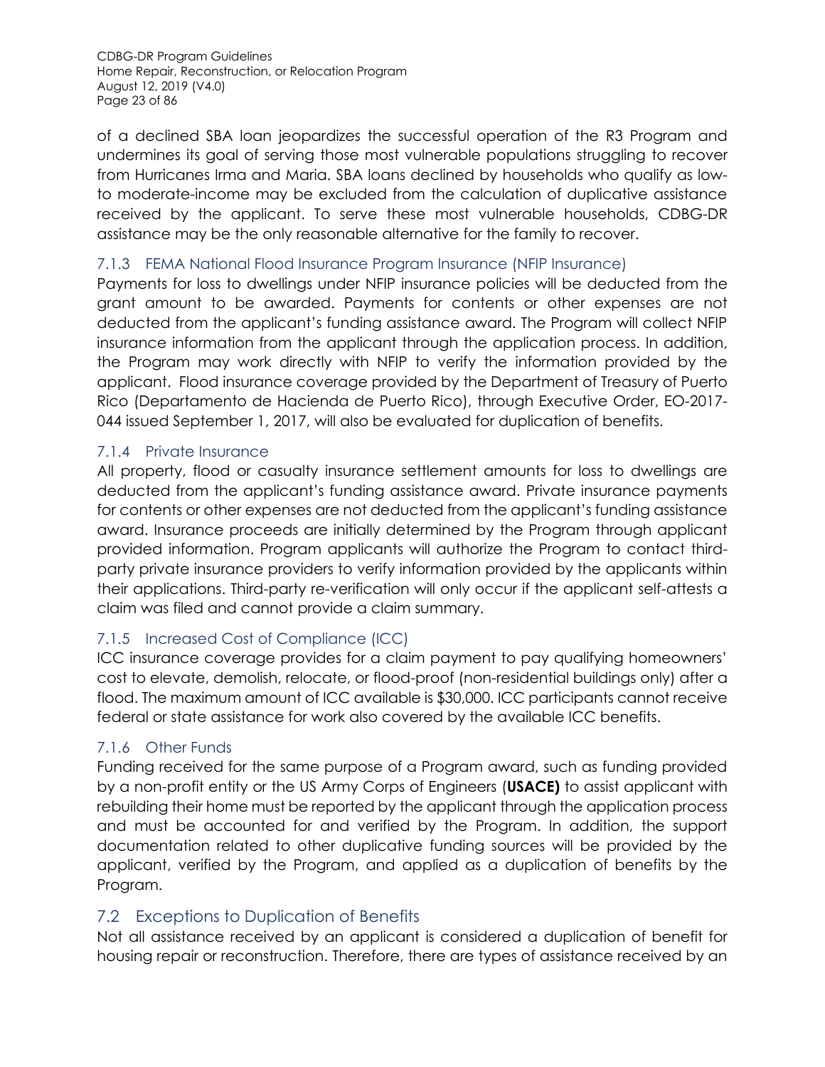of a declined SBA loan jeopardizes the successful operation of the R3 Program and undermines its goal of serving those most vulnerable populations struggling to recover from Hurricanes Irma and Maria. SBA loans declined by households who qualify as low-to moderate-income may be excluded from the calculation of duplicative assistance received by the applicant. To serve these most vulnerable households, CDBG-DR assistance may be the only reasonable alternative for the family to recover.

### 7.1.3 FEMA National Flood Insurance Program Insurance (NFIP Insurance)

Payments for loss to dwellings under NFIP insurance policies will be deducted from the grant amount to be awarded. Payments for contents or other expenses are not deducted from the applicant's funding assistance award. The Program will collect NFIP insurance information from the applicant through the application process. In addition, the Program may work directly with NFIP to verify the information provided by the applicant. Flood insurance coverage provided by the Department of Treasury of Puerto Rico (Departamento de Hacienda de Puerto Rico), through Executive Order, EO-2017-044 issued September 1, 2017, will also be evaluated for duplication of benefits.

### 7.1.4 Private Insurance

All property, flood or casualty insurance settlement amounts for loss to dwellings are deducted from the applicant's funding assistance award. Private insurance payments for contents or other expenses are not deducted from the applicant's funding assistance award. Insurance proceeds are initially determined by the Program through applicant provided information. Program applicants will authorize the Program to contact third-party private insurance providers to verify information provided by the applicants within their applications. Third-party re-verification will only occur if the applicant self-attests a claim was filed and cannot provide a claim summary.

### 7.1.5 Increased Cost of Compliance (ICC)

ICC insurance coverage provides for a claim payment to pay qualifying homeowners' cost to elevate, demolish, relocate, or flood-proof (non-residential buildings only) after a flood. The maximum amount of ICC available is $30,000. ICC participants cannot receive federal or state assistance for work also covered by the available ICC benefits.

### 7.1.6 Other Funds

Funding received for the same purpose of a Program award, such as funding provided by a non-profit entity or the US Army Corps of Engineers (**USACE)** to assist applicant with rebuilding their home must be reported by the applicant through the application process and must be accounted for and verified by the Program. In addition, the support documentation related to other duplicative funding sources will be provided by the applicant, verified by the Program, and applied as a duplication of benefits by the Program.

## 7.2 Exceptions to Duplication of Benefits

Not all assistance received by an applicant is considered a duplication of benefit for housing repair or reconstruction. Therefore, there are types of assistance received by an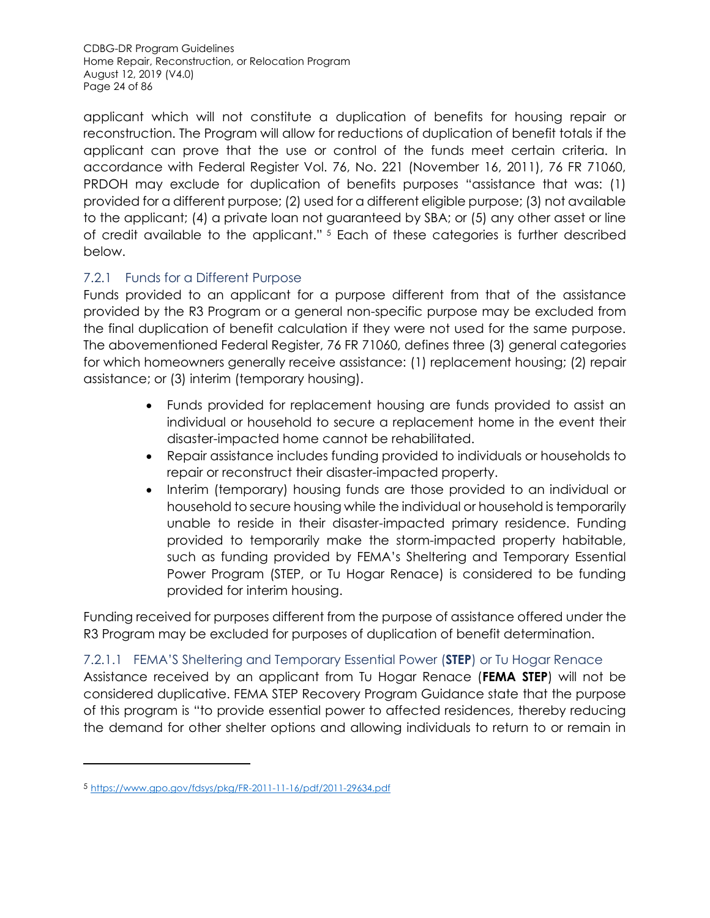applicant which will not constitute a duplication of benefits for housing repair or reconstruction. The Program will allow for reductions of duplication of benefit totals if the applicant can prove that the use or control of the funds meet certain criteria. In accordance with Federal Register Vol. 76, No. 221 (November 16, 2011), 76 FR 71060, PRDOH may exclude for duplication of benefits purposes "assistance that was: (1) provided for a different purpose; (2) used for a different eligible purpose; (3) not available to the applicant; (4) a private loan not guaranteed by SBA; or (5) any other asset or line of credit available to the applicant." [5] Each of these categories is further described below.

### 7.2.1 Funds for a Different Purpose

Funds provided to an applicant for a purpose different from that of the assistance provided by the R3 Program or a general non-specific purpose may be excluded from the final duplication of benefit calculation if they were not used for the same purpose. The abovementioned Federal Register, 76 FR 71060, defines three (3) general categories for which homeowners generally receive assistance: (1) replacement housing; (2) repair assistance; or (3) interim (temporary housing).

- Funds provided for replacement housing are funds provided to assist an individual or household to secure a replacement home in the event their disaster-impacted home cannot be rehabilitated.
- Repair assistance includes funding provided to individuals or households to repair or reconstruct their disaster-impacted property.
- Interim (temporary) housing funds are those provided to an individual or household to secure housing while the individual or household is temporarily unable to reside in their disaster-impacted primary residence. Funding provided to temporarily make the storm-impacted property habitable, such as funding provided by FEMA's Sheltering and Temporary Essential Power Program (STEP, or Tu Hogar Renace) is considered to be funding provided for interim housing.

Funding received for purposes different from the purpose of assistance offered under the R3 Program may be excluded for purposes of duplication of benefit determination.

#### 7.2.1.1 FEMA'S Sheltering and Temporary Essential Power (**STEP**) or Tu Hogar Renace

Assistance received by an applicant from Tu Hogar Renace (**FEMA STEP**) will not be considered duplicative. FEMA STEP Recovery Program Guidance state that the purpose of this program is "to provide essential power to affected residences, thereby reducing the demand for other shelter options and allowing individuals to return to or remain in

---

[5] https://www.gpo.gov/fdsys/pkg/FR-2011-11-16/pdf/2011-29634.pdf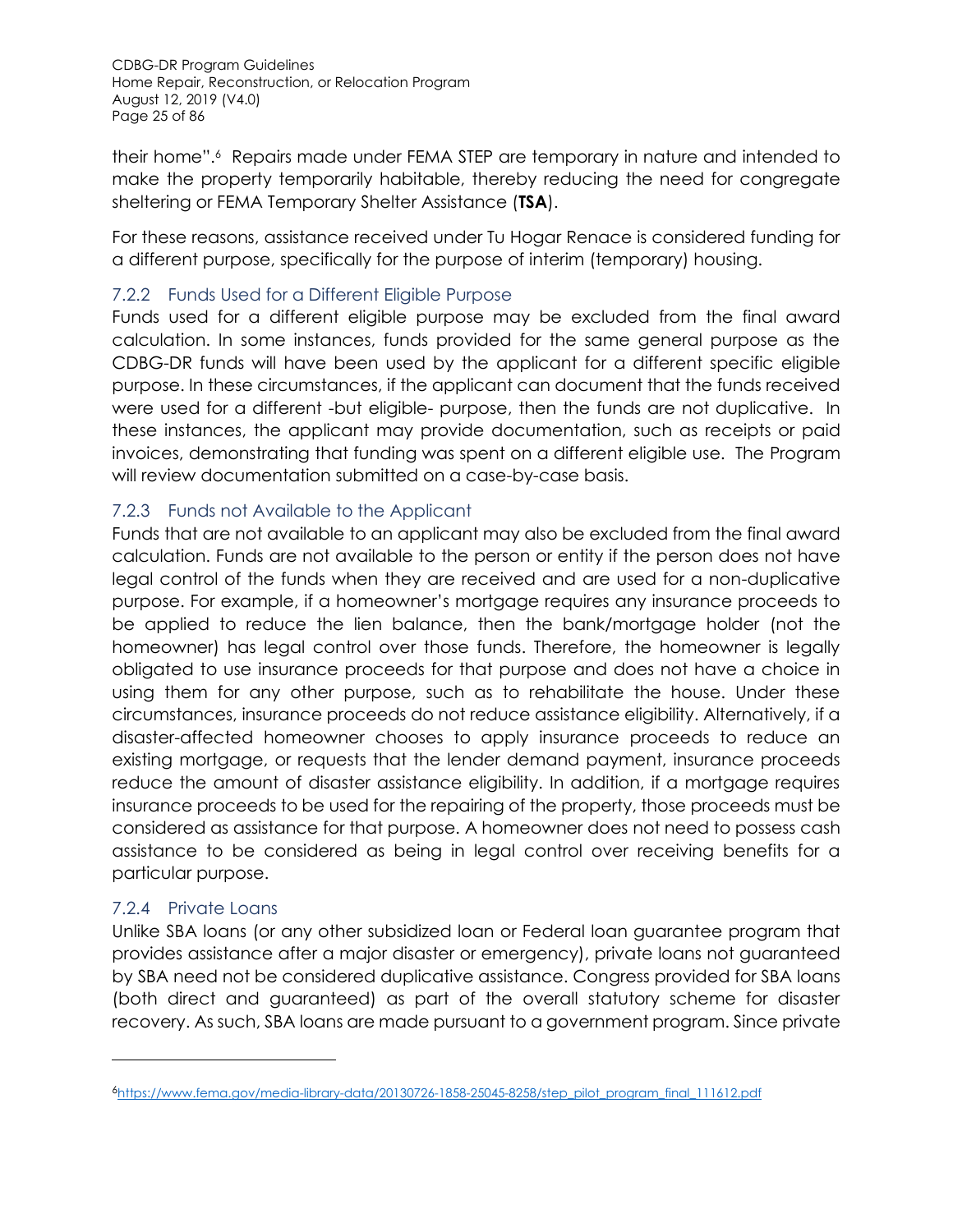their home".[6] Repairs made under FEMA STEP are temporary in nature and intended to make the property temporarily habitable, thereby reducing the need for congregate sheltering or FEMA Temporary Shelter Assistance (**TSA**).

For these reasons, assistance received under Tu Hogar Renace is considered funding for a different purpose, specifically for the purpose of interim (temporary) housing.

### 7.2.2 Funds Used for a Different Eligible Purpose

Funds used for a different eligible purpose may be excluded from the final award calculation. In some instances, funds provided for the same general purpose as the CDBG-DR funds will have been used by the applicant for a different specific eligible purpose. In these circumstances, if the applicant can document that the funds received were used for a different -but eligible- purpose, then the funds are not duplicative. In these instances, the applicant may provide documentation, such as receipts or paid invoices, demonstrating that funding was spent on a different eligible use. The Program will review documentation submitted on a case-by-case basis.

### 7.2.3 Funds not Available to the Applicant

Funds that are not available to an applicant may also be excluded from the final award calculation. Funds are not available to the person or entity if the person does not have legal control of the funds when they are received and are used for a non-duplicative purpose. For example, if a homeowner's mortgage requires any insurance proceeds to be applied to reduce the lien balance, then the bank/mortgage holder (not the homeowner) has legal control over those funds. Therefore, the homeowner is legally obligated to use insurance proceeds for that purpose and does not have a choice in using them for any other purpose, such as to rehabilitate the house. Under these circumstances, insurance proceeds do not reduce assistance eligibility. Alternatively, if a disaster-affected homeowner chooses to apply insurance proceeds to reduce an existing mortgage, or requests that the lender demand payment, insurance proceeds reduce the amount of disaster assistance eligibility. In addition, if a mortgage requires insurance proceeds to be used for the repairing of the property, those proceeds must be considered as assistance for that purpose. A homeowner does not need to possess cash assistance to be considered as being in legal control over receiving benefits for a particular purpose.

### 7.2.4 Private Loans

Unlike SBA loans (or any other subsidized loan or Federal loan guarantee program that provides assistance after a major disaster or emergency), private loans not guaranteed by SBA need not be considered duplicative assistance. Congress provided for SBA loans (both direct and guaranteed) as part of the overall statutory scheme for disaster recovery. As such, SBA loans are made pursuant to a government program. Since private

---

[6] https://www.fema.gov/media-library-data/20130726-1858-25045-8258/step_pilot_program_final_111612.pdf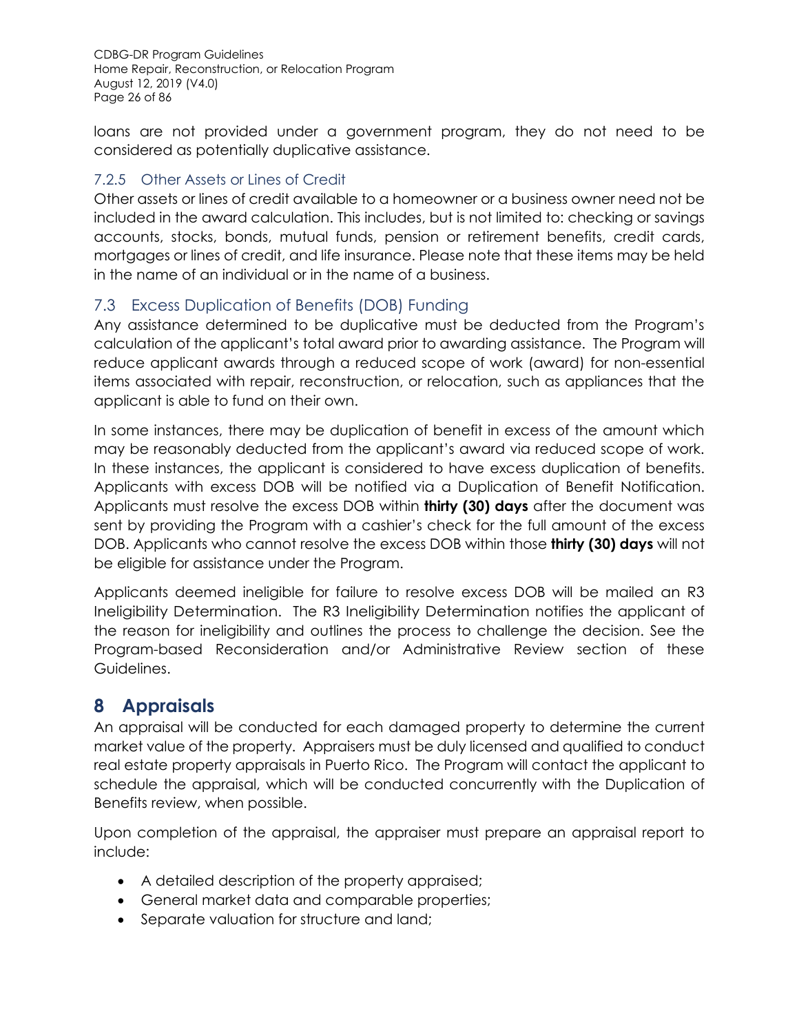loans are not provided under a government program, they do not need to be considered as potentially duplicative assistance.

### 7.2.5 Other Assets or Lines of Credit

Other assets or lines of credit available to a homeowner or a business owner need not be included in the award calculation. This includes, but is not limited to: checking or savings accounts, stocks, bonds, mutual funds, pension or retirement benefits, credit cards, mortgages or lines of credit, and life insurance. Please note that these items may be held in the name of an individual or in the name of a business.

## 7.3 Excess Duplication of Benefits (DOB) Funding

Any assistance determined to be duplicative must be deducted from the Program's calculation of the applicant's total award prior to awarding assistance. The Program will reduce applicant awards through a reduced scope of work (award) for non-essential items associated with repair, reconstruction, or relocation, such as appliances that the applicant is able to fund on their own.

In some instances, there may be duplication of benefit in excess of the amount which may be reasonably deducted from the applicant's award via reduced scope of work. In these instances, the applicant is considered to have excess duplication of benefits. Applicants with excess DOB will be notified via a Duplication of Benefit Notification. Applicants must resolve the excess DOB within **thirty (30) days** after the document was sent by providing the Program with a cashier's check for the full amount of the excess DOB. Applicants who cannot resolve the excess DOB within those **thirty (30) days** will not be eligible for assistance under the Program.

Applicants deemed ineligible for failure to resolve excess DOB will be mailed an R3 Ineligibility Determination. The R3 Ineligibility Determination notifies the applicant of the reason for ineligibility and outlines the process to challenge the decision. See the Program-based Reconsideration and/or Administrative Review section of these Guidelines.

# 8 Appraisals

An appraisal will be conducted for each damaged property to determine the current market value of the property. Appraisers must be duly licensed and qualified to conduct real estate property appraisals in Puerto Rico. The Program will contact the applicant to schedule the appraisal, which will be conducted concurrently with the Duplication of Benefits review, when possible.

Upon completion of the appraisal, the appraiser must prepare an appraisal report to include:

- A detailed description of the property appraised;
- General market data and comparable properties;
- Separate valuation for structure and land;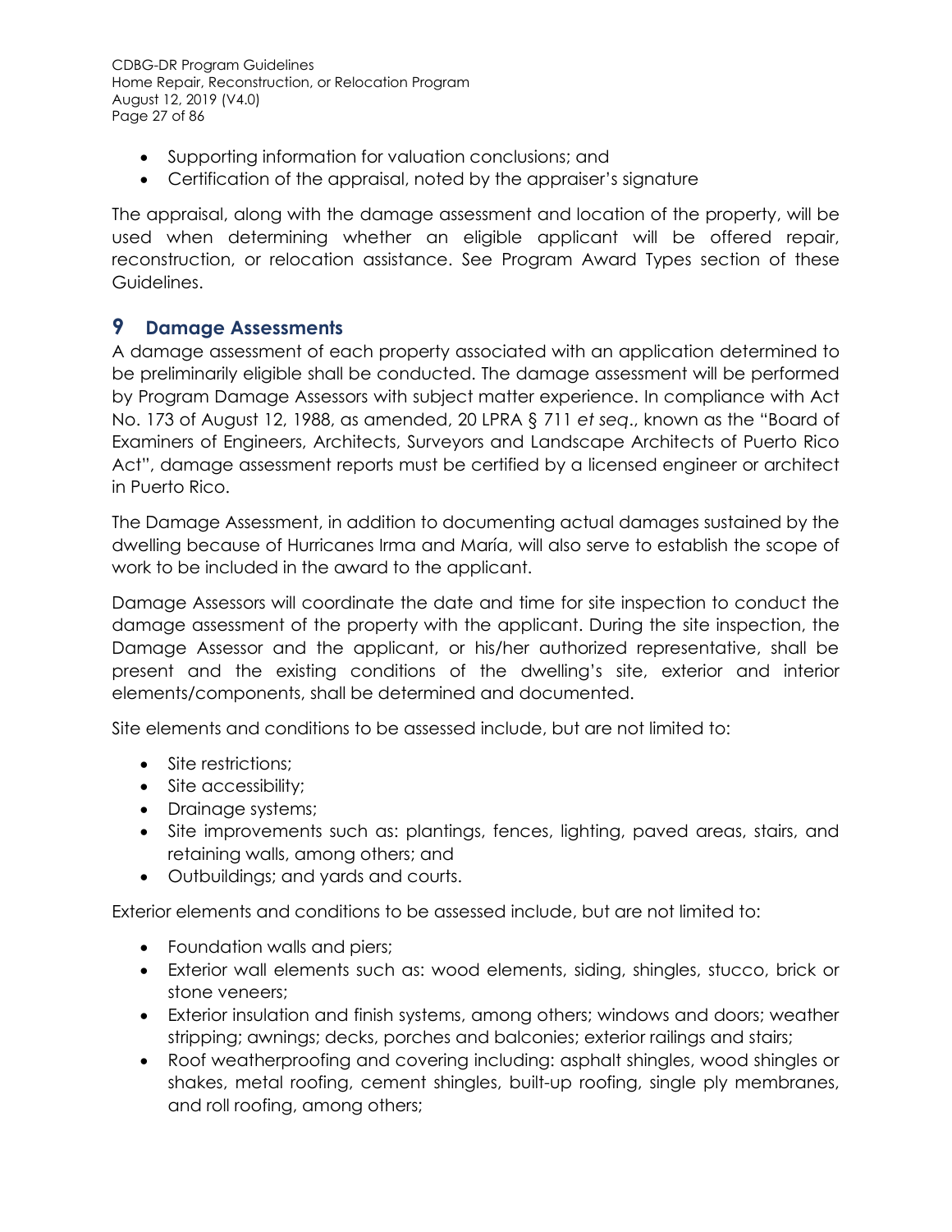- Supporting information for valuation conclusions; and
- Certification of the appraisal, noted by the appraiser's signature

The appraisal, along with the damage assessment and location of the property, will be used when determining whether an eligible applicant will be offered repair, reconstruction, or relocation assistance. See Program Award Types section of these Guidelines.

# 9 Damage Assessments

A damage assessment of each property associated with an application determined to be preliminarily eligible shall be conducted. The damage assessment will be performed by Program Damage Assessors with subject matter experience. In compliance with Act No. 173 of August 12, 1988, as amended, 20 LPRA § 711 *et seq*., known as the "Board of Examiners of Engineers, Architects, Surveyors and Landscape Architects of Puerto Rico Act", damage assessment reports must be certified by a licensed engineer or architect in Puerto Rico.

The Damage Assessment, in addition to documenting actual damages sustained by the dwelling because of Hurricanes Irma and María, will also serve to establish the scope of work to be included in the award to the applicant.

Damage Assessors will coordinate the date and time for site inspection to conduct the damage assessment of the property with the applicant. During the site inspection, the Damage Assessor and the applicant, or his/her authorized representative, shall be present and the existing conditions of the dwelling's site, exterior and interior elements/components, shall be determined and documented.

Site elements and conditions to be assessed include, but are not limited to:

- Site restrictions;
- Site accessibility;
- Drainage systems;
- Site improvements such as: plantings, fences, lighting, paved areas, stairs, and retaining walls, among others; and
- Outbuildings; and yards and courts.

Exterior elements and conditions to be assessed include, but are not limited to:

- Foundation walls and piers;
- Exterior wall elements such as: wood elements, siding, shingles, stucco, brick or stone veneers;
- Exterior insulation and finish systems, among others; windows and doors; weather stripping; awnings; decks, porches and balconies; exterior railings and stairs;
- Roof weatherproofing and covering including: asphalt shingles, wood shingles or shakes, metal roofing, cement shingles, built-up roofing, single ply membranes, and roll roofing, among others;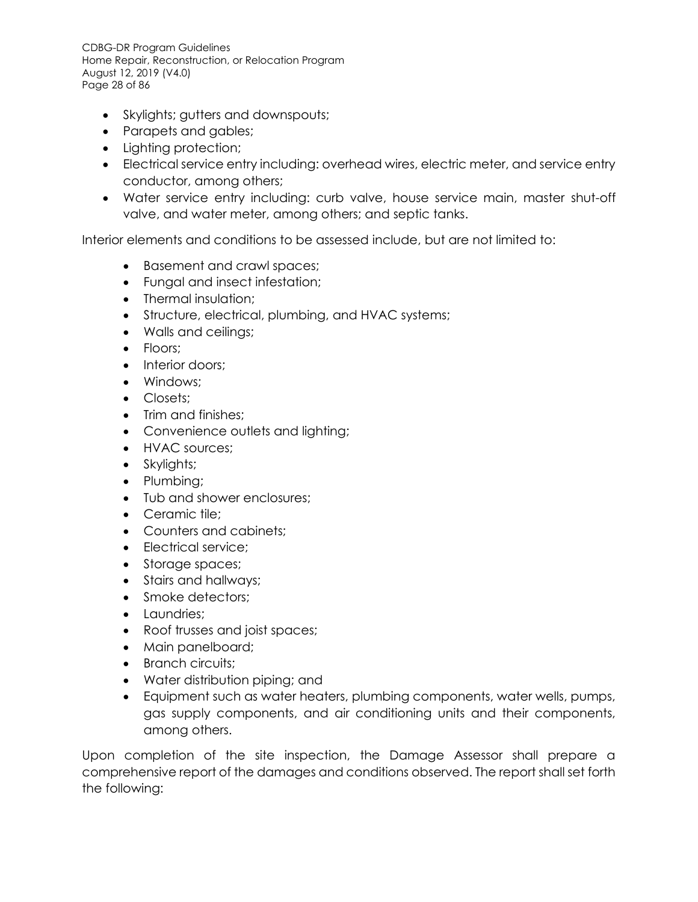- Skylights; gutters and downspouts;
- Parapets and gables;
- Lighting protection;
- Electrical service entry including: overhead wires, electric meter, and service entry conductor, among others;
- Water service entry including: curb valve, house service main, master shut-off valve, and water meter, among others; and septic tanks.

Interior elements and conditions to be assessed include, but are not limited to:

- Basement and crawl spaces;
- Fungal and insect infestation;
- Thermal insulation;
- Structure, electrical, plumbing, and HVAC systems;
- Walls and ceilings;
- Floors;
- Interior doors;
- Windows;
- Closets;
- Trim and finishes;
- Convenience outlets and lighting;
- HVAC sources;
- Skylights;
- Plumbing;
- Tub and shower enclosures;
- Ceramic tile;
- Counters and cabinets;
- Electrical service;
- Storage spaces;
- Stairs and hallways;
- Smoke detectors;
- Laundries;
- Roof trusses and joist spaces;
- Main panelboard;
- Branch circuits;
- Water distribution piping; and
- Equipment such as water heaters, plumbing components, water wells, pumps, gas supply components, and air conditioning units and their components, among others.

Upon completion of the site inspection, the Damage Assessor shall prepare a comprehensive report of the damages and conditions observed. The report shall set forth the following: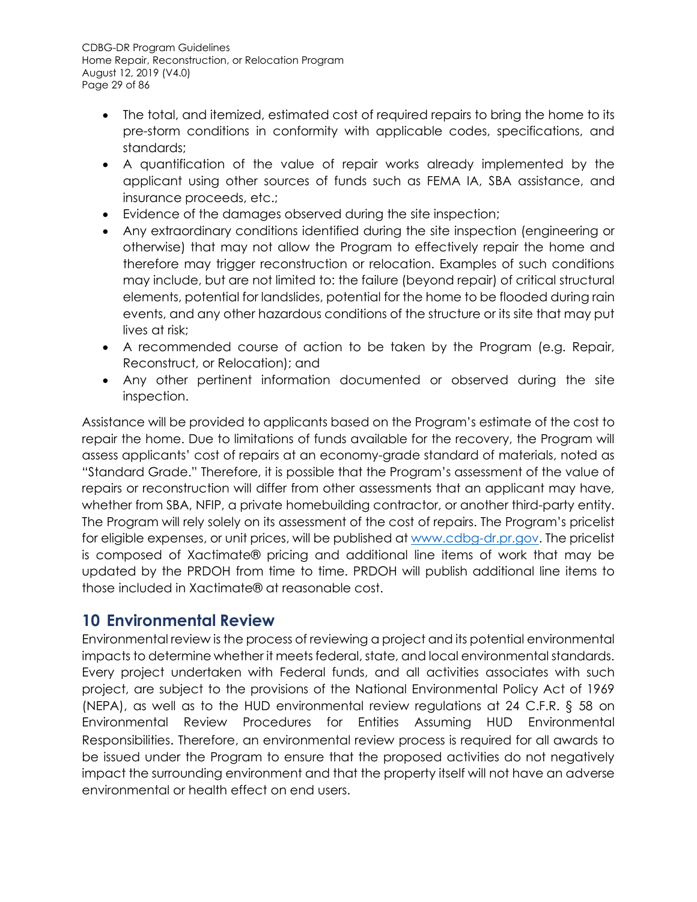- The total, and itemized, estimated cost of required repairs to bring the home to its pre-storm conditions in conformity with applicable codes, specifications, and standards;
- A quantification of the value of repair works already implemented by the applicant using other sources of funds such as FEMA IA, SBA assistance, and insurance proceeds, etc.;
- Evidence of the damages observed during the site inspection;
- Any extraordinary conditions identified during the site inspection (engineering or otherwise) that may not allow the Program to effectively repair the home and therefore may trigger reconstruction or relocation. Examples of such conditions may include, but are not limited to: the failure (beyond repair) of critical structural elements, potential for landslides, potential for the home to be flooded during rain events, and any other hazardous conditions of the structure or its site that may put lives at risk;
- A recommended course of action to be taken by the Program (e.g. Repair, Reconstruct, or Relocation); and
- Any other pertinent information documented or observed during the site inspection.

Assistance will be provided to applicants based on the Program's estimate of the cost to repair the home. Due to limitations of funds available for the recovery, the Program will assess applicants' cost of repairs at an economy-grade standard of materials, noted as "Standard Grade." Therefore, it is possible that the Program's assessment of the value of repairs or reconstruction will differ from other assessments that an applicant may have, whether from SBA, NFIP, a private homebuilding contractor, or another third-party entity. The Program will rely solely on its assessment of the cost of repairs. The Program's pricelist for eligible expenses, or unit prices, will be published at [www.cdbg-dr.pr.gov](http://www.cdbg-dr.pr.gov). The pricelist is composed of Xactimate® pricing and additional line items of work that may be updated by the PRDOH from time to time. PRDOH will publish additional line items to those included in Xactimate® at reasonable cost.

# 10 Environmental Review

Environmental review is the process of reviewing a project and its potential environmental impacts to determine whether it meets federal, state, and local environmental standards. Every project undertaken with Federal funds, and all activities associates with such project, are subject to the provisions of the National Environmental Policy Act of 1969 (NEPA), as well as to the HUD environmental review regulations at 24 C.F.R. § 58 on Environmental Review Procedures for Entities Assuming HUD Environmental Responsibilities. Therefore, an environmental review process is required for all awards to be issued under the Program to ensure that the proposed activities do not negatively impact the surrounding environment and that the property itself will not have an adverse environmental or health effect on end users.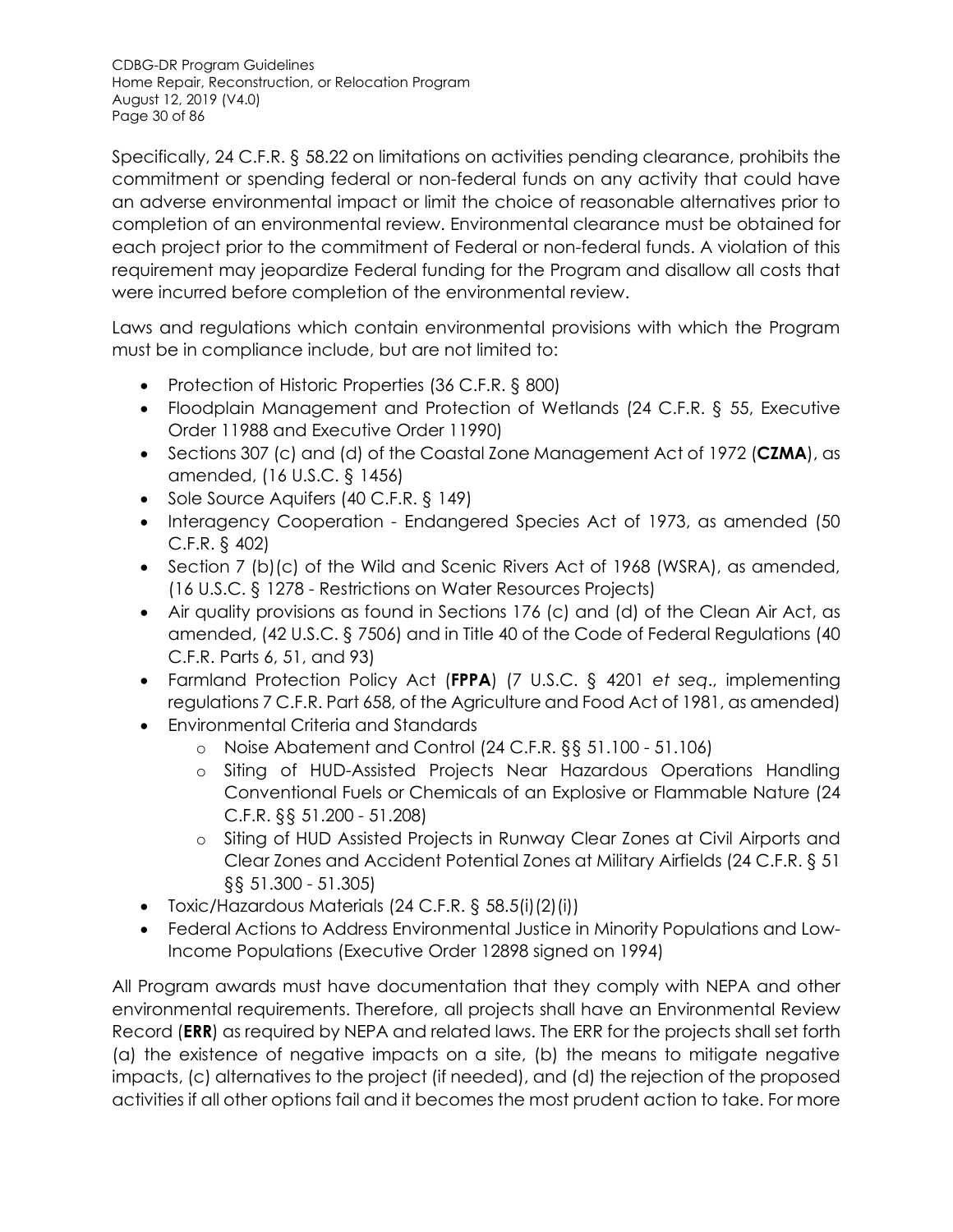Specifically, 24 C.F.R. § 58.22 on limitations on activities pending clearance, prohibits the commitment or spending federal or non-federal funds on any activity that could have an adverse environmental impact or limit the choice of reasonable alternatives prior to completion of an environmental review. Environmental clearance must be obtained for each project prior to the commitment of Federal or non-federal funds. A violation of this requirement may jeopardize Federal funding for the Program and disallow all costs that were incurred before completion of the environmental review.

Laws and regulations which contain environmental provisions with which the Program must be in compliance include, but are not limited to:

- Protection of Historic Properties (36 C.F.R. § 800)
- Floodplain Management and Protection of Wetlands (24 C.F.R. § 55, Executive Order 11988 and Executive Order 11990)
- Sections 307 (c) and (d) of the Coastal Zone Management Act of 1972 (**CZMA**), as amended, (16 U.S.C. § 1456)
- Sole Source Aquifers (40 C.F.R. § 149)
- Interagency Cooperation - Endangered Species Act of 1973, as amended (50 C.F.R. § 402)
- Section 7 (b)(c) of the Wild and Scenic Rivers Act of 1968 (WSRA), as amended, (16 U.S.C. § 1278 - Restrictions on Water Resources Projects)
- Air quality provisions as found in Sections 176 (c) and (d) of the Clean Air Act, as amended, (42 U.S.C. § 7506) and in Title 40 of the Code of Federal Regulations (40 C.F.R. Parts 6, 51, and 93)
- Farmland Protection Policy Act (**FPPA**) (7 U.S.C. § 4201 *et seq*., implementing regulations 7 C.F.R. Part 658, of the Agriculture and Food Act of 1981, as amended)
- Environmental Criteria and Standards
    - Noise Abatement and Control (24 C.F.R. §§ 51.100 - 51.106)
    - Siting of HUD-Assisted Projects Near Hazardous Operations Handling Conventional Fuels or Chemicals of an Explosive or Flammable Nature (24 C.F.R. §§ 51.200 - 51.208)
    - Siting of HUD Assisted Projects in Runway Clear Zones at Civil Airports and Clear Zones and Accident Potential Zones at Military Airfields (24 C.F.R. § 51 §§ 51.300 - 51.305)
- Toxic/Hazardous Materials (24 C.F.R. § 58.5(i)(2)(i))
- Federal Actions to Address Environmental Justice in Minority Populations and Low-Income Populations (Executive Order 12898 signed on 1994)

All Program awards must have documentation that they comply with NEPA and other environmental requirements. Therefore, all projects shall have an Environmental Review Record (**ERR**) as required by NEPA and related laws. The ERR for the projects shall set forth (a) the existence of negative impacts on a site, (b) the means to mitigate negative impacts, (c) alternatives to the project (if needed), and (d) the rejection of the proposed activities if all other options fail and it becomes the most prudent action to take. For more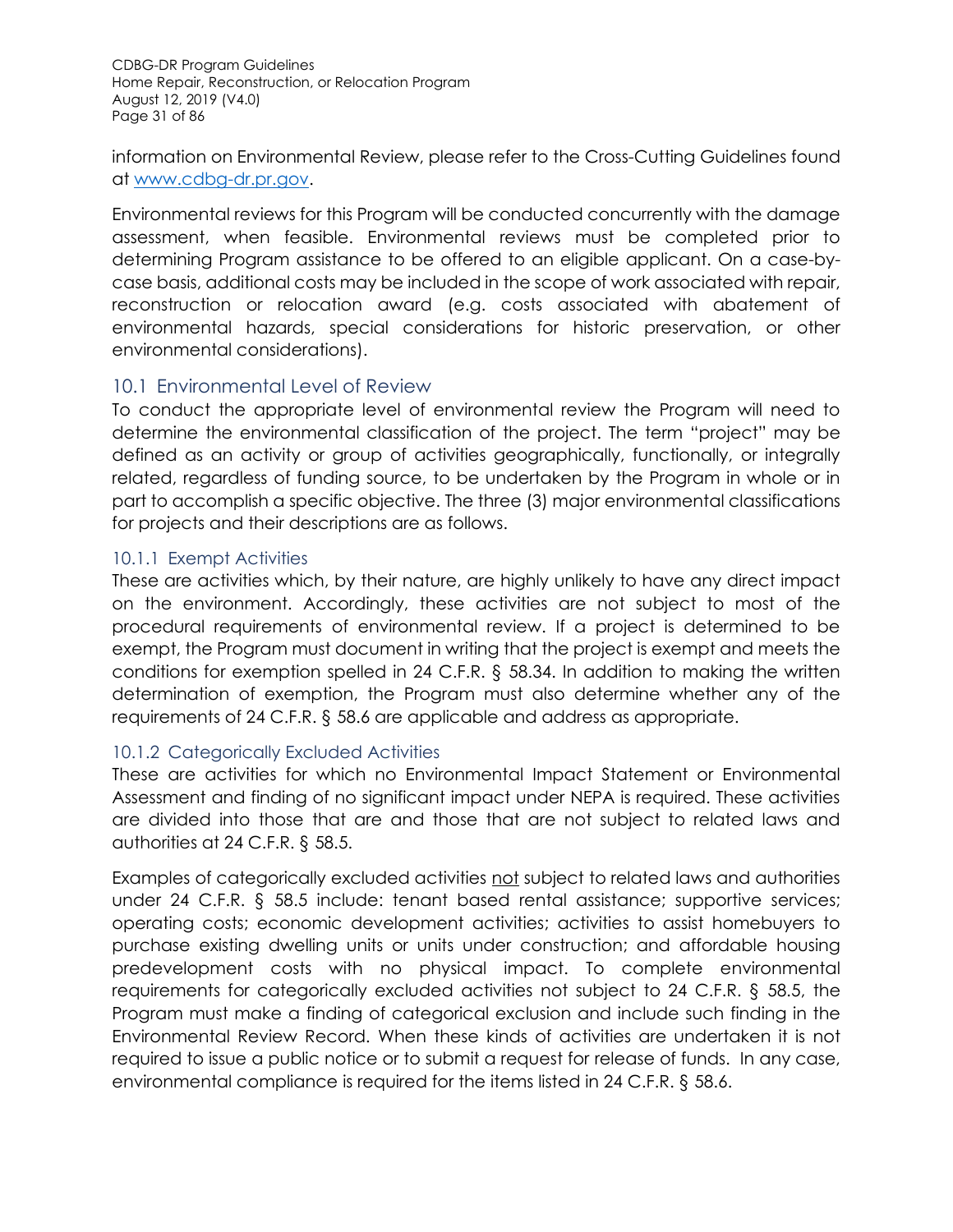information on Environmental Review, please refer to the Cross-Cutting Guidelines found at [www.cdbg-dr.pr.gov](www.cdbg-dr.pr.gov).

Environmental reviews for this Program will be conducted concurrently with the damage assessment, when feasible. Environmental reviews must be completed prior to determining Program assistance to be offered to an eligible applicant. On a case-by-case basis, additional costs may be included in the scope of work associated with repair, reconstruction or relocation award (e.g. costs associated with abatement of environmental hazards, special considerations for historic preservation, or other environmental considerations).

## 10.1 Environmental Level of Review

To conduct the appropriate level of environmental review the Program will need to determine the environmental classification of the project. The term "project" may be defined as an activity or group of activities geographically, functionally, or integrally related, regardless of funding source, to be undertaken by the Program in whole or in part to accomplish a specific objective. The three (3) major environmental classifications for projects and their descriptions are as follows.

### 10.1.1 Exempt Activities

These are activities which, by their nature, are highly unlikely to have any direct impact on the environment. Accordingly, these activities are not subject to most of the procedural requirements of environmental review. If a project is determined to be exempt, the Program must document in writing that the project is exempt and meets the conditions for exemption spelled in 24 C.F.R. § 58.34. In addition to making the written determination of exemption, the Program must also determine whether any of the requirements of 24 C.F.R. § 58.6 are applicable and address as appropriate.

### 10.1.2 Categorically Excluded Activities

These are activities for which no Environmental Impact Statement or Environmental Assessment and finding of no significant impact under NEPA is required. These activities are divided into those that are and those that are not subject to related laws and authorities at 24 C.F.R. § 58.5.

Examples of categorically excluded activities <u>not</u> subject to related laws and authorities under 24 C.F.R. § 58.5 include: tenant based rental assistance; supportive services; operating costs; economic development activities; activities to assist homebuyers to purchase existing dwelling units or units under construction; and affordable housing predevelopment costs with no physical impact. To complete environmental requirements for categorically excluded activities not subject to 24 C.F.R. § 58.5, the Program must make a finding of categorical exclusion and include such finding in the Environmental Review Record. When these kinds of activities are undertaken it is not required to issue a public notice or to submit a request for release of funds. In any case, environmental compliance is required for the items listed in 24 C.F.R. § 58.6.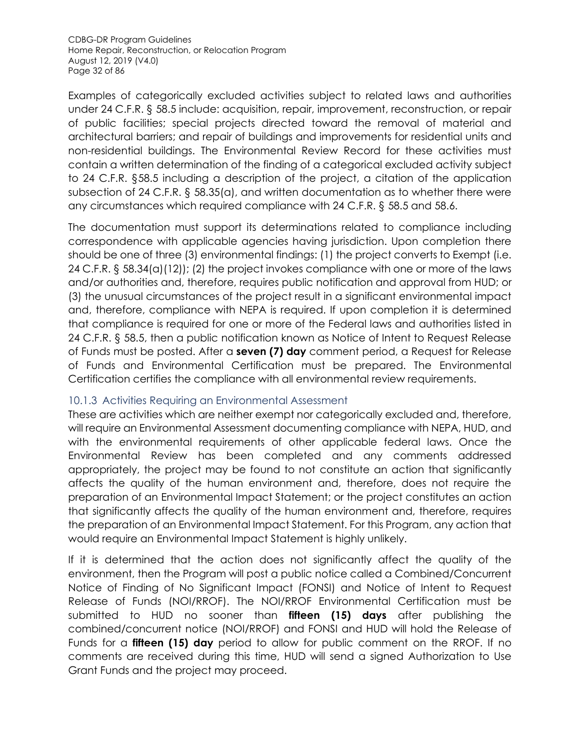Examples of categorically excluded activities subject to related laws and authorities under 24 C.F.R. § 58.5 include: acquisition, repair, improvement, reconstruction, or repair of public facilities; special projects directed toward the removal of material and architectural barriers; and repair of buildings and improvements for residential units and non-residential buildings. The Environmental Review Record for these activities must contain a written determination of the finding of a categorical excluded activity subject to 24 C.F.R. §58.5 including a description of the project, a citation of the application subsection of 24 C.F.R. § 58.35(a), and written documentation as to whether there were any circumstances which required compliance with 24 C.F.R. § 58.5 and 58.6.

The documentation must support its determinations related to compliance including correspondence with applicable agencies having jurisdiction. Upon completion there should be one of three (3) environmental findings: (1) the project converts to Exempt (i.e. 24 C.F.R. § 58.34(a)(12)); (2) the project invokes compliance with one or more of the laws and/or authorities and, therefore, requires public notification and approval from HUD; or (3) the unusual circumstances of the project result in a significant environmental impact and, therefore, compliance with NEPA is required. If upon completion it is determined that compliance is required for one or more of the Federal laws and authorities listed in 24 C.F.R. § 58.5, then a public notification known as Notice of Intent to Request Release of Funds must be posted. After a **seven (7) day** comment period, a Request for Release of Funds and Environmental Certification must be prepared. The Environmental Certification certifies the compliance with all environmental review requirements.

### 10.1.3 Activities Requiring an Environmental Assessment

These are activities which are neither exempt nor categorically excluded and, therefore, will require an Environmental Assessment documenting compliance with NEPA, HUD, and with the environmental requirements of other applicable federal laws. Once the Environmental Review has been completed and any comments addressed appropriately, the project may be found to not constitute an action that significantly affects the quality of the human environment and, therefore, does not require the preparation of an Environmental Impact Statement; or the project constitutes an action that significantly affects the quality of the human environment and, therefore, requires the preparation of an Environmental Impact Statement. For this Program, any action that would require an Environmental Impact Statement is highly unlikely.

If it is determined that the action does not significantly affect the quality of the environment, then the Program will post a public notice called a Combined/Concurrent Notice of Finding of No Significant Impact (FONSI) and Notice of Intent to Request Release of Funds (NOI/RROF). The NOI/RROF Environmental Certification must be submitted to HUD no sooner than **fifteen (15) days** after publishing the combined/concurrent notice (NOI/RROF) and FONSI and HUD will hold the Release of Funds for a **fifteen (15) day** period to allow for public comment on the RROF. If no comments are received during this time, HUD will send a signed Authorization to Use Grant Funds and the project may proceed.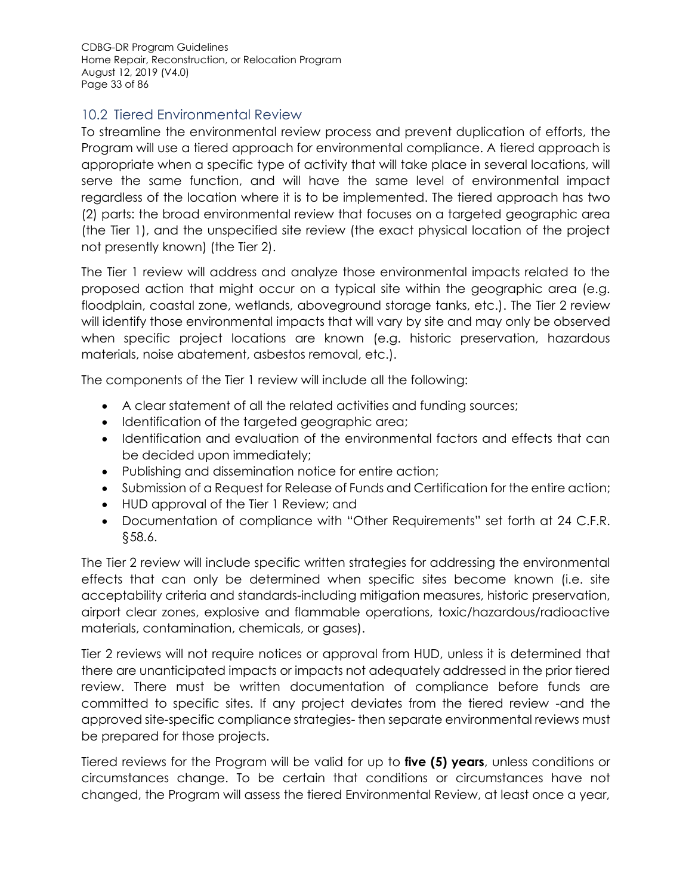## 10.2 Tiered Environmental Review

To streamline the environmental review process and prevent duplication of efforts, the Program will use a tiered approach for environmental compliance. A tiered approach is appropriate when a specific type of activity that will take place in several locations, will serve the same function, and will have the same level of environmental impact regardless of the location where it is to be implemented. The tiered approach has two (2) parts: the broad environmental review that focuses on a targeted geographic area (the Tier 1), and the unspecified site review (the exact physical location of the project not presently known) (the Tier 2).

The Tier 1 review will address and analyze those environmental impacts related to the proposed action that might occur on a typical site within the geographic area (e.g. floodplain, coastal zone, wetlands, aboveground storage tanks, etc.). The Tier 2 review will identify those environmental impacts that will vary by site and may only be observed when specific project locations are known (e.g. historic preservation, hazardous materials, noise abatement, asbestos removal, etc.).

The components of the Tier 1 review will include all the following:

- A clear statement of all the related activities and funding sources;
- Identification of the targeted geographic area;
- Identification and evaluation of the environmental factors and effects that can be decided upon immediately;
- Publishing and dissemination notice for entire action;
- Submission of a Request for Release of Funds and Certification for the entire action;
- HUD approval of the Tier 1 Review; and
- Documentation of compliance with "Other Requirements" set forth at 24 C.F.R. §58.6.

The Tier 2 review will include specific written strategies for addressing the environmental effects that can only be determined when specific sites become known (i.e. site acceptability criteria and standards-including mitigation measures, historic preservation, airport clear zones, explosive and flammable operations, toxic/hazardous/radioactive materials, contamination, chemicals, or gases).

Tier 2 reviews will not require notices or approval from HUD, unless it is determined that there are unanticipated impacts or impacts not adequately addressed in the prior tiered review. There must be written documentation of compliance before funds are committed to specific sites. If any project deviates from the tiered review -and the approved site-specific compliance strategies- then separate environmental reviews must be prepared for those projects.

Tiered reviews for the Program will be valid for up to **five (5) years**, unless conditions or circumstances change. To be certain that conditions or circumstances have not changed, the Program will assess the tiered Environmental Review, at least once a year,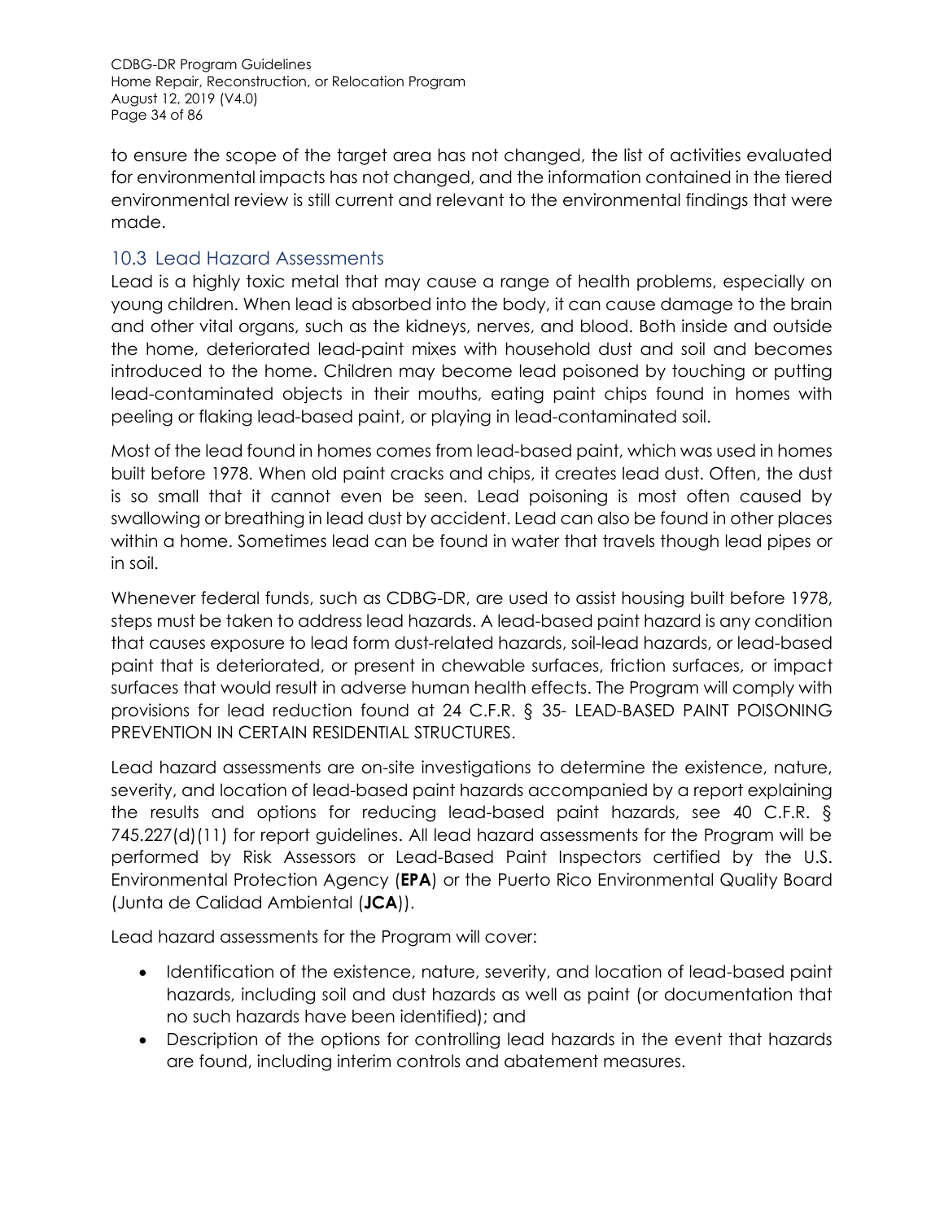to ensure the scope of the target area has not changed, the list of activities evaluated for environmental impacts has not changed, and the information contained in the tiered environmental review is still current and relevant to the environmental findings that were made.

## 10.3 Lead Hazard Assessments

Lead is a highly toxic metal that may cause a range of health problems, especially on young children. When lead is absorbed into the body, it can cause damage to the brain and other vital organs, such as the kidneys, nerves, and blood. Both inside and outside the home, deteriorated lead-paint mixes with household dust and soil and becomes introduced to the home. Children may become lead poisoned by touching or putting lead-contaminated objects in their mouths, eating paint chips found in homes with peeling or flaking lead-based paint, or playing in lead-contaminated soil.

Most of the lead found in homes comes from lead-based paint, which was used in homes built before 1978. When old paint cracks and chips, it creates lead dust. Often, the dust is so small that it cannot even be seen. Lead poisoning is most often caused by swallowing or breathing in lead dust by accident. Lead can also be found in other places within a home. Sometimes lead can be found in water that travels though lead pipes or in soil.

Whenever federal funds, such as CDBG-DR, are used to assist housing built before 1978, steps must be taken to address lead hazards. A lead-based paint hazard is any condition that causes exposure to lead form dust-related hazards, soil-lead hazards, or lead-based paint that is deteriorated, or present in chewable surfaces, friction surfaces, or impact surfaces that would result in adverse human health effects. The Program will comply with provisions for lead reduction found at 24 C.F.R. § 35- LEAD-BASED PAINT POISONING PREVENTION IN CERTAIN RESIDENTIAL STRUCTURES.

Lead hazard assessments are on-site investigations to determine the existence, nature, severity, and location of lead-based paint hazards accompanied by a report explaining the results and options for reducing lead-based paint hazards, see 40 C.F.R. § 745.227(d)(11) for report guidelines. All lead hazard assessments for the Program will be performed by Risk Assessors or Lead-Based Paint Inspectors certified by the U.S. Environmental Protection Agency (**EPA**) or the Puerto Rico Environmental Quality Board (Junta de Calidad Ambiental (**JCA**)).

Lead hazard assessments for the Program will cover:

- Identification of the existence, nature, severity, and location of lead-based paint hazards, including soil and dust hazards as well as paint (or documentation that no such hazards have been identified); and
- Description of the options for controlling lead hazards in the event that hazards are found, including interim controls and abatement measures.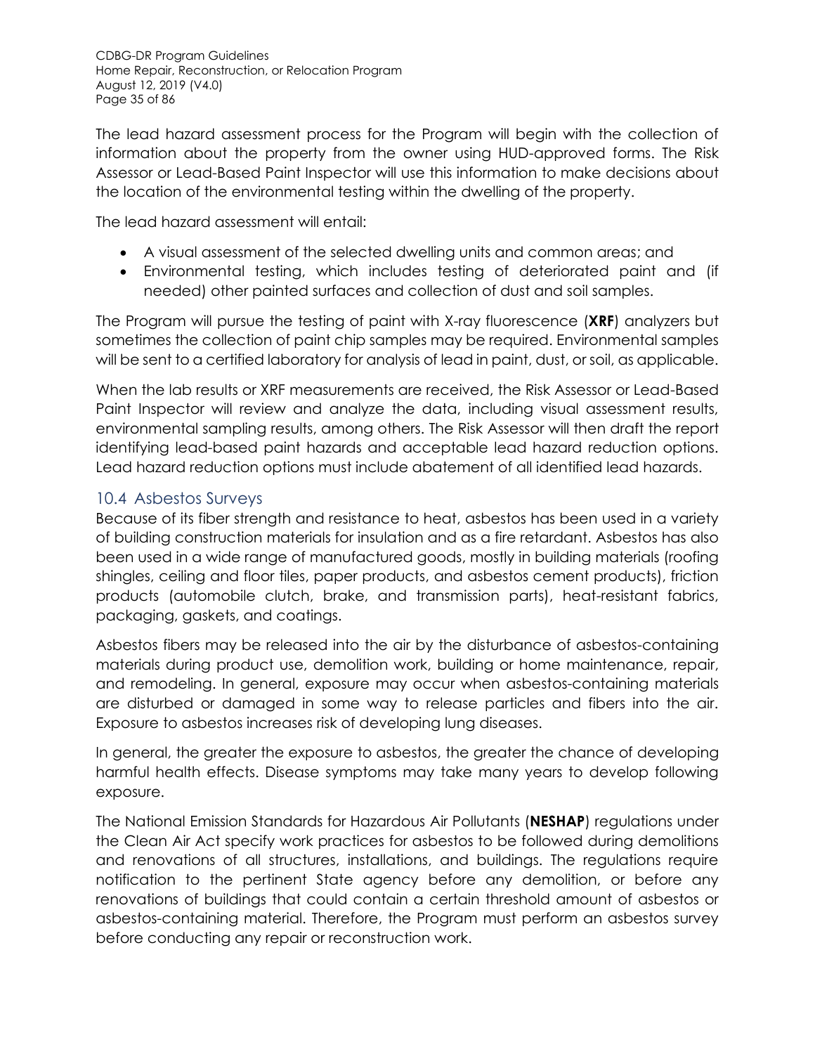The lead hazard assessment process for the Program will begin with the collection of information about the property from the owner using HUD-approved forms. The Risk Assessor or Lead-Based Paint Inspector will use this information to make decisions about the location of the environmental testing within the dwelling of the property.

The lead hazard assessment will entail:

- A visual assessment of the selected dwelling units and common areas; and
- Environmental testing, which includes testing of deteriorated paint and (if needed) other painted surfaces and collection of dust and soil samples.

The Program will pursue the testing of paint with X-ray fluorescence (**XRF**) analyzers but sometimes the collection of paint chip samples may be required. Environmental samples will be sent to a certified laboratory for analysis of lead in paint, dust, or soil, as applicable.

When the lab results or XRF measurements are received, the Risk Assessor or Lead-Based Paint Inspector will review and analyze the data, including visual assessment results, environmental sampling results, among others. The Risk Assessor will then draft the report identifying lead-based paint hazards and acceptable lead hazard reduction options. Lead hazard reduction options must include abatement of all identified lead hazards.

## 10.4 Asbestos Surveys

Because of its fiber strength and resistance to heat, asbestos has been used in a variety of building construction materials for insulation and as a fire retardant. Asbestos has also been used in a wide range of manufactured goods, mostly in building materials (roofing shingles, ceiling and floor tiles, paper products, and asbestos cement products), friction products (automobile clutch, brake, and transmission parts), heat-resistant fabrics, packaging, gaskets, and coatings.

Asbestos fibers may be released into the air by the disturbance of asbestos-containing materials during product use, demolition work, building or home maintenance, repair, and remodeling. In general, exposure may occur when asbestos-containing materials are disturbed or damaged in some way to release particles and fibers into the air. Exposure to asbestos increases risk of developing lung diseases.

In general, the greater the exposure to asbestos, the greater the chance of developing harmful health effects. Disease symptoms may take many years to develop following exposure.

The National Emission Standards for Hazardous Air Pollutants (**NESHAP**) regulations under the Clean Air Act specify work practices for asbestos to be followed during demolitions and renovations of all structures, installations, and buildings. The regulations require notification to the pertinent State agency before any demolition, or before any renovations of buildings that could contain a certain threshold amount of asbestos or asbestos-containing material. Therefore, the Program must perform an asbestos survey before conducting any repair or reconstruction work.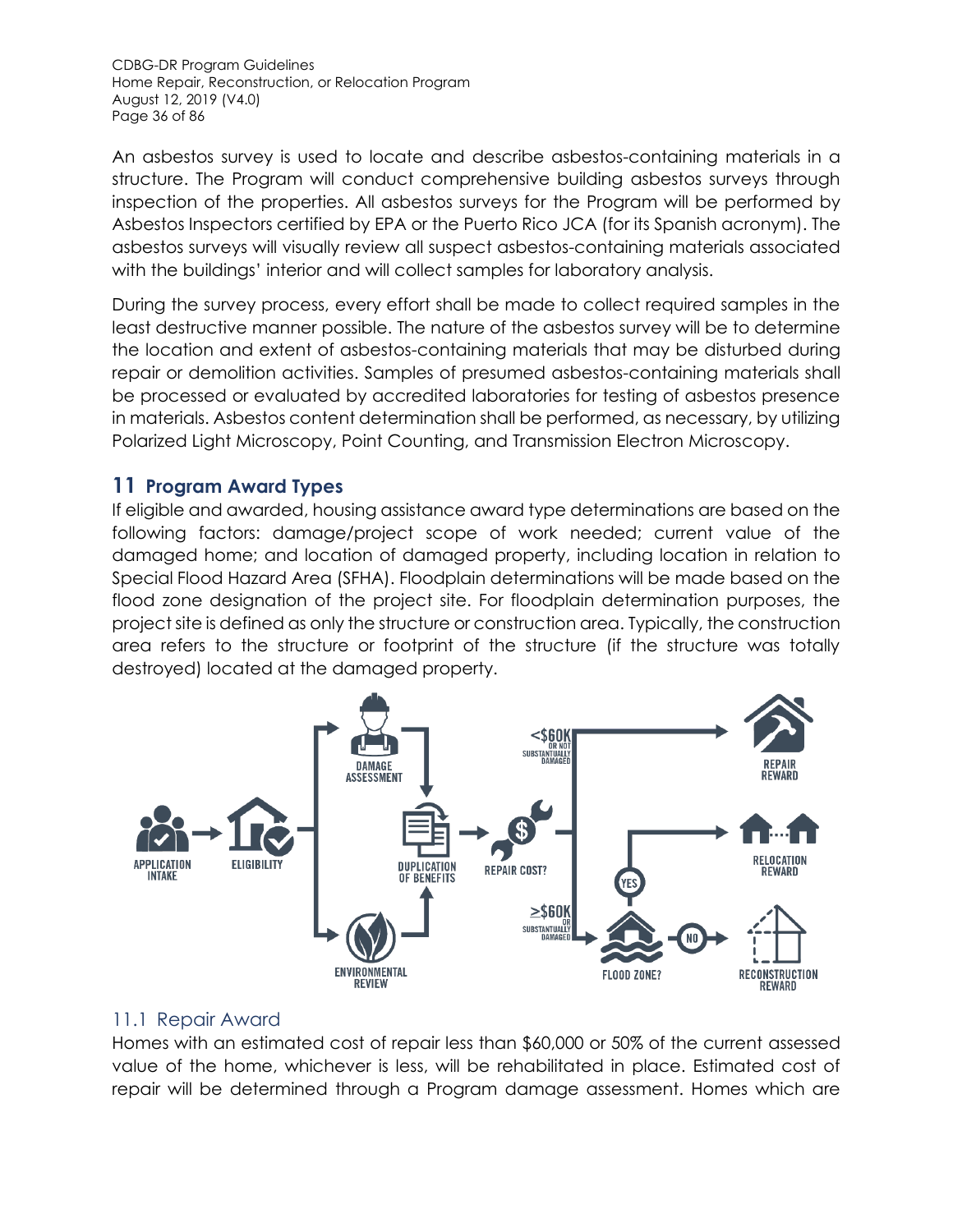An asbestos survey is used to locate and describe asbestos-containing materials in a structure. The Program will conduct comprehensive building asbestos surveys through inspection of the properties. All asbestos surveys for the Program will be performed by Asbestos Inspectors certified by EPA or the Puerto Rico JCA (for its Spanish acronym). The asbestos surveys will visually review all suspect asbestos-containing materials associated with the buildings' interior and will collect samples for laboratory analysis.

During the survey process, every effort shall be made to collect required samples in the least destructive manner possible. The nature of the asbestos survey will be to determine the location and extent of asbestos-containing materials that may be disturbed during repair or demolition activities. Samples of presumed asbestos-containing materials shall be processed or evaluated by accredited laboratories for testing of asbestos presence in materials. Asbestos content determination shall be performed, as necessary, by utilizing Polarized Light Microscopy, Point Counting, and Transmission Electron Microscopy.

# 11 Program Award Types

If eligible and awarded, housing assistance award type determinations are based on the following factors: damage/project scope of work needed; current value of the damaged home; and location of damaged property, including location in relation to Special Flood Hazard Area (SFHA). Floodplain determinations will be made based on the flood zone designation of the project site. For floodplain determination purposes, the project site is defined as only the structure or construction area. Typically, the construction area refers to the structure or footprint of the structure (if the structure was totally destroyed) located at the damaged property.

## 11.1 Repair Award

Homes with an estimated cost of repair less than $60,000 or 50% of the current assessed value of the home, whichever is less, will be rehabilitated in place. Estimated cost of repair will be determined through a Program damage assessment. Homes which are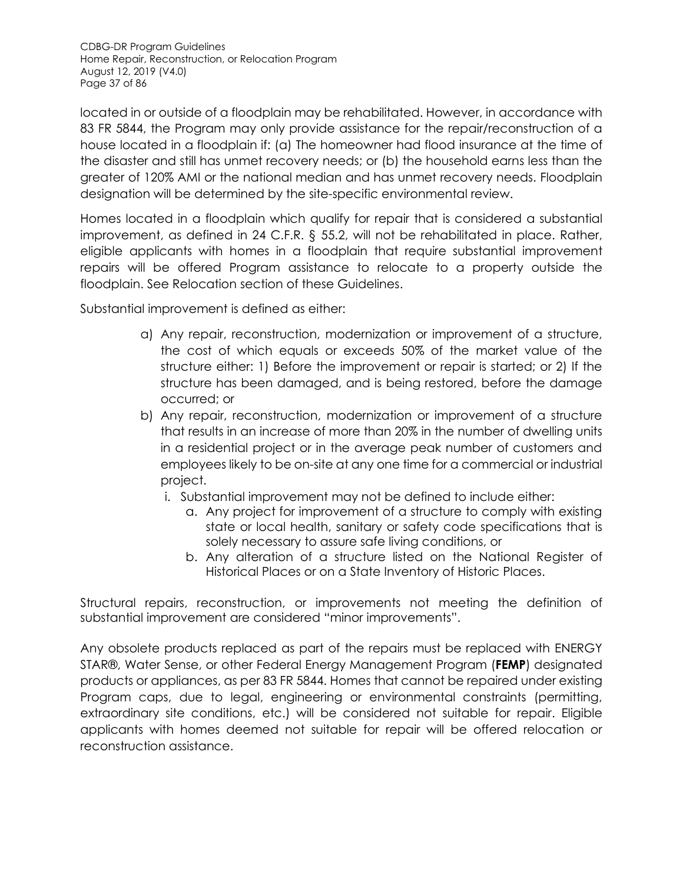located in or outside of a floodplain may be rehabilitated. However, in accordance with 83 FR 5844, the Program may only provide assistance for the repair/reconstruction of a house located in a floodplain if: (a) The homeowner had flood insurance at the time of the disaster and still has unmet recovery needs; or (b) the household earns less than the greater of 120% AMI or the national median and has unmet recovery needs. Floodplain designation will be determined by the site-specific environmental review.

Homes located in a floodplain which qualify for repair that is considered a substantial improvement, as defined in 24 C.F.R. § 55.2, will not be rehabilitated in place. Rather, eligible applicants with homes in a floodplain that require substantial improvement repairs will be offered Program assistance to relocate to a property outside the floodplain. See Relocation section of these Guidelines.

Substantial improvement is defined as either:

a) Any repair, reconstruction, modernization or improvement of a structure, the cost of which equals or exceeds 50% of the market value of the structure either: 1) Before the improvement or repair is started; or 2) If the structure has been damaged, and is being restored, before the damage occurred; or
b) Any repair, reconstruction, modernization or improvement of a structure that results in an increase of more than 20% in the number of dwelling units in a residential project or in the average peak number of customers and employees likely to be on-site at any one time for a commercial or industrial project.
   i. Substantial improvement may not be defined to include either:
      a. Any project for improvement of a structure to comply with existing state or local health, sanitary or safety code specifications that is solely necessary to assure safe living conditions, or
      b. Any alteration of a structure listed on the National Register of Historical Places or on a State Inventory of Historic Places.

Structural repairs, reconstruction, or improvements not meeting the definition of substantial improvement are considered "minor improvements".

Any obsolete products replaced as part of the repairs must be replaced with ENERGY STAR®, Water Sense, or other Federal Energy Management Program (**FEMP**) designated products or appliances, as per 83 FR 5844. Homes that cannot be repaired under existing Program caps, due to legal, engineering or environmental constraints (permitting, extraordinary site conditions, etc.) will be considered not suitable for repair. Eligible applicants with homes deemed not suitable for repair will be offered relocation or reconstruction assistance.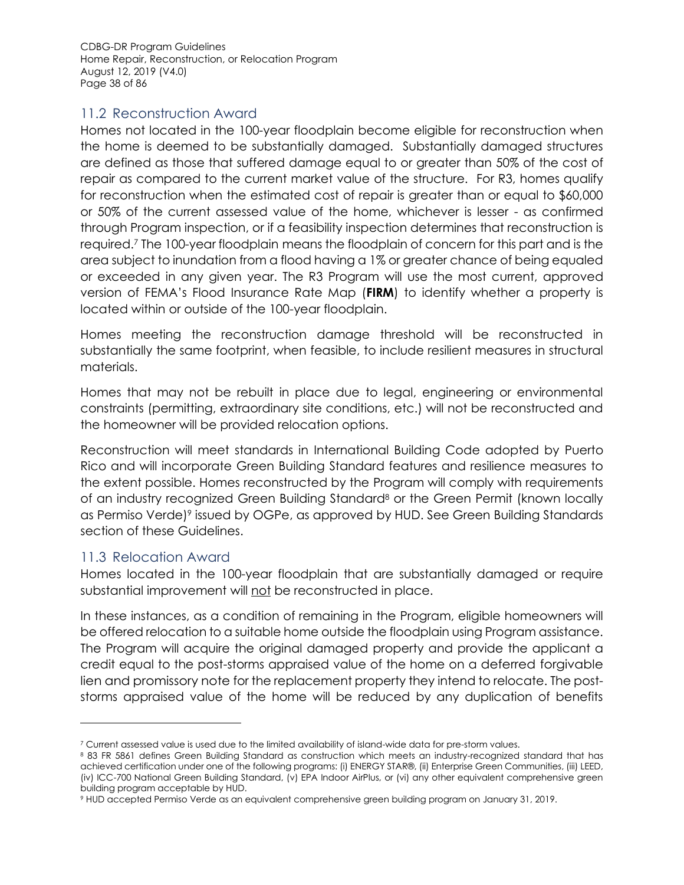## 11.2 Reconstruction Award

Homes not located in the 100-year floodplain become eligible for reconstruction when the home is deemed to be substantially damaged. Substantially damaged structures are defined as those that suffered damage equal to or greater than 50% of the cost of repair as compared to the current market value of the structure. For R3, homes qualify for reconstruction when the estimated cost of repair is greater than or equal to $60,000 or 50% of the current assessed value of the home, whichever is lesser - as confirmed through Program inspection, or if a feasibility inspection determines that reconstruction is required.[7] The 100-year floodplain means the floodplain of concern for this part and is the area subject to inundation from a flood having a 1% or greater chance of being equaled or exceeded in any given year. The R3 Program will use the most current, approved version of FEMA's Flood Insurance Rate Map (**FIRM**) to identify whether a property is located within or outside of the 100-year floodplain.

Homes meeting the reconstruction damage threshold will be reconstructed in substantially the same footprint, when feasible, to include resilient measures in structural materials.

Homes that may not be rebuilt in place due to legal, engineering or environmental constraints (permitting, extraordinary site conditions, etc.) will not be reconstructed and the homeowner will be provided relocation options.

Reconstruction will meet standards in International Building Code adopted by Puerto Rico and will incorporate Green Building Standard features and resilience measures to the extent possible. Homes reconstructed by the Program will comply with requirements of an industry recognized Green Building Standard[8] or the Green Permit (known locally as Permiso Verde)[9] issued by OGPe, as approved by HUD. See Green Building Standards section of these Guidelines.

## 11.3 Relocation Award

Homes located in the 100-year floodplain that are substantially damaged or require substantial improvement will <u>not</u> be reconstructed in place.

In these instances, as a condition of remaining in the Program, eligible homeowners will be offered relocation to a suitable home outside the floodplain using Program assistance. The Program will acquire the original damaged property and provide the applicant a credit equal to the post-storms appraised value of the home on a deferred forgivable lien and promissory note for the replacement property they intend to relocate. The post-storms appraised value of the home will be reduced by any duplication of benefits

---

[7] Current assessed value is used due to the limited availability of island-wide data for pre-storm values.

[8] 83 FR 5861 defines Green Building Standard as construction which meets an industry-recognized standard that has achieved certification under one of the following programs: (i) ENERGY STAR®, (ii) Enterprise Green Communities, (iii) LEED, (iv) ICC-700 National Green Building Standard, (v) EPA Indoor AirPlus, or (vi) any other equivalent comprehensive green building program acceptable by HUD.

[9] HUD accepted Permiso Verde as an equivalent comprehensive green building program on January 31, 2019.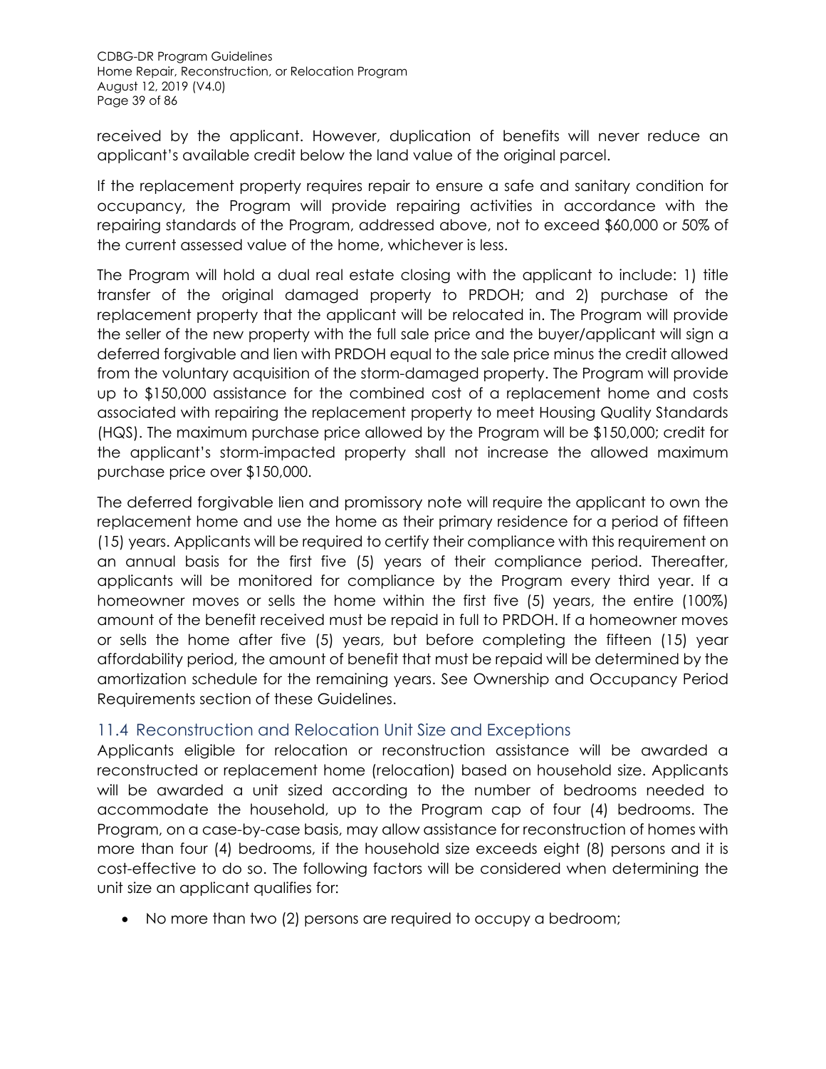received by the applicant. However, duplication of benefits will never reduce an applicant's available credit below the land value of the original parcel.

If the replacement property requires repair to ensure a safe and sanitary condition for occupancy, the Program will provide repairing activities in accordance with the repairing standards of the Program, addressed above, not to exceed $60,000 or 50% of the current assessed value of the home, whichever is less.

The Program will hold a dual real estate closing with the applicant to include: 1) title transfer of the original damaged property to PRDOH; and 2) purchase of the replacement property that the applicant will be relocated in. The Program will provide the seller of the new property with the full sale price and the buyer/applicant will sign a deferred forgivable and lien with PRDOH equal to the sale price minus the credit allowed from the voluntary acquisition of the storm-damaged property. The Program will provide up to $150,000 assistance for the combined cost of a replacement home and costs associated with repairing the replacement property to meet Housing Quality Standards (HQS). The maximum purchase price allowed by the Program will be $150,000; credit for the applicant's storm-impacted property shall not increase the allowed maximum purchase price over $150,000.

The deferred forgivable lien and promissory note will require the applicant to own the replacement home and use the home as their primary residence for a period of fifteen (15) years. Applicants will be required to certify their compliance with this requirement on an annual basis for the first five (5) years of their compliance period. Thereafter, applicants will be monitored for compliance by the Program every third year. If a homeowner moves or sells the home within the first five (5) years, the entire (100%) amount of the benefit received must be repaid in full to PRDOH. If a homeowner moves or sells the home after five (5) years, but before completing the fifteen (15) year affordability period, the amount of benefit that must be repaid will be determined by the amortization schedule for the remaining years. See Ownership and Occupancy Period Requirements section of these Guidelines.

## 11.4 Reconstruction and Relocation Unit Size and Exceptions

Applicants eligible for relocation or reconstruction assistance will be awarded a reconstructed or replacement home (relocation) based on household size. Applicants will be awarded a unit sized according to the number of bedrooms needed to accommodate the household, up to the Program cap of four (4) bedrooms. The Program, on a case-by-case basis, may allow assistance for reconstruction of homes with more than four (4) bedrooms, if the household size exceeds eight (8) persons and it is cost-effective to do so. The following factors will be considered when determining the unit size an applicant qualifies for:

- No more than two (2) persons are required to occupy a bedroom;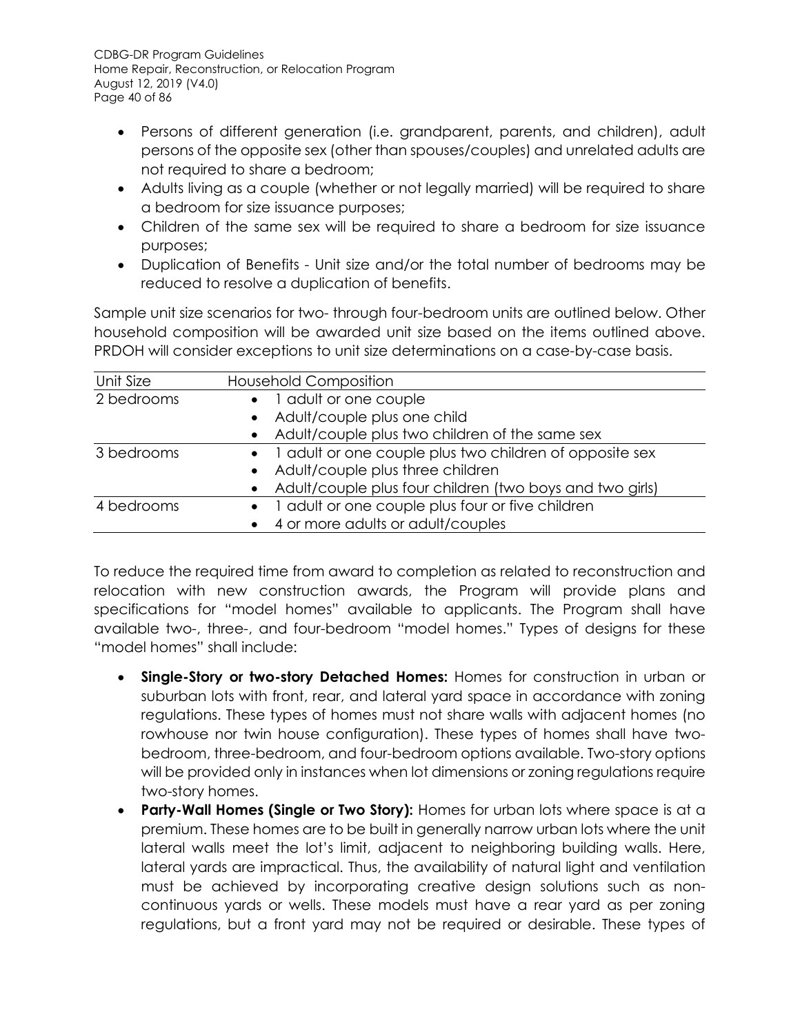- Persons of different generation (i.e. grandparent, parents, and children), adult persons of the opposite sex (other than spouses/couples) and unrelated adults are not required to share a bedroom;
- Adults living as a couple (whether or not legally married) will be required to share a bedroom for size issuance purposes;
- Children of the same sex will be required to share a bedroom for size issuance purposes;
- Duplication of Benefits - Unit size and/or the total number of bedrooms may be reduced to resolve a duplication of benefits.

Sample unit size scenarios for two- through four-bedroom units are outlined below. Other household composition will be awarded unit size based on the items outlined above. PRDOH will consider exceptions to unit size determinations on a case-by-case basis.

| Unit Size | Household Composition |
|---|---|
| 2 bedrooms | • 1 adult or one couple<br>• Adult/couple plus one child<br>• Adult/couple plus two children of the same sex |
| 3 bedrooms | • 1 adult or one couple plus two children of opposite sex<br>• Adult/couple plus three children<br>• Adult/couple plus four children (two boys and two girls) |
| 4 bedrooms | • 1 adult or one couple plus four or five children<br>• 4 or more adults or adult/couples |

To reduce the required time from award to completion as related to reconstruction and relocation with new construction awards, the Program will provide plans and specifications for "model homes" available to applicants. The Program shall have available two-, three-, and four-bedroom "model homes." Types of designs for these "model homes" shall include:

- **Single-Story or two-story Detached Homes:** Homes for construction in urban or suburban lots with front, rear, and lateral yard space in accordance with zoning regulations. These types of homes must not share walls with adjacent homes (no rowhouse nor twin house configuration). These types of homes shall have two-bedroom, three-bedroom, and four-bedroom options available. Two-story options will be provided only in instances when lot dimensions or zoning regulations require two-story homes.
- **Party-Wall Homes (Single or Two Story):** Homes for urban lots where space is at a premium. These homes are to be built in generally narrow urban lots where the unit lateral walls meet the lot's limit, adjacent to neighboring building walls. Here, lateral yards are impractical. Thus, the availability of natural light and ventilation must be achieved by incorporating creative design solutions such as non-continuous yards or wells. These models must have a rear yard as per zoning regulations, but a front yard may not be required or desirable. These types of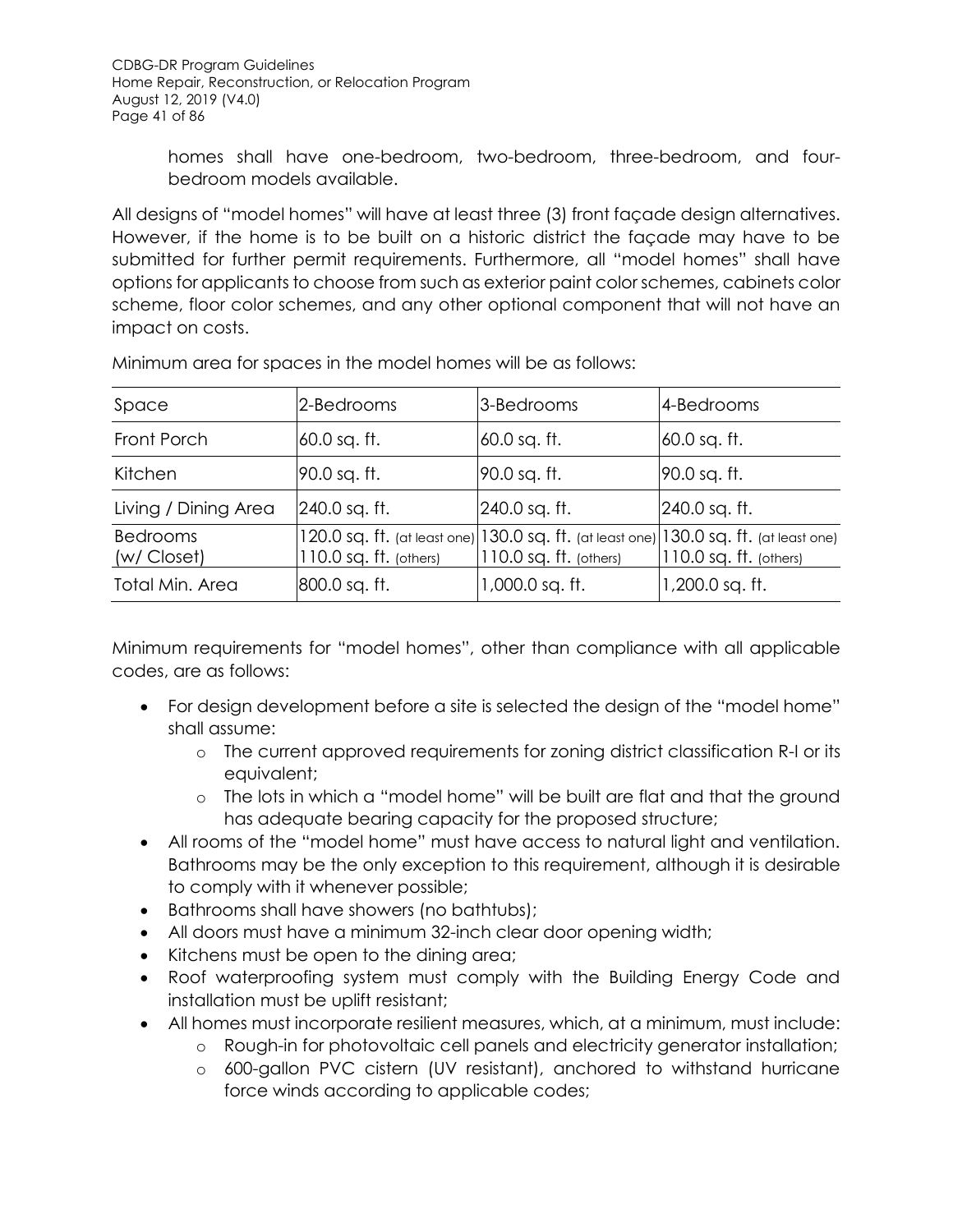homes shall have one-bedroom, two-bedroom, three-bedroom, and four-bedroom models available.

All designs of "model homes" will have at least three (3) front façade design alternatives. However, if the home is to be built on a historic district the façade may have to be submitted for further permit requirements. Furthermore, all "model homes" shall have options for applicants to choose from such as exterior paint color schemes, cabinets color scheme, floor color schemes, and any other optional component that will not have an impact on costs.

Minimum area for spaces in the model homes will be as follows:

| Space | 2-Bedrooms | 3-Bedrooms | 4-Bedrooms |
|---|---|---|---|
| Front Porch | 60.0 sq. ft. | 60.0 sq. ft. | 60.0 sq. ft. |
| Kitchen | 90.0 sq. ft. | 90.0 sq. ft. | 90.0 sq. ft. |
| Living / Dining Area | 240.0 sq. ft. | 240.0 sq. ft. | 240.0 sq. ft. |
| Bedrooms (w/ Closet) | 120.0 sq. ft. (at least one) 110.0 sq. ft. (others) | 130.0 sq. ft. (at least one) 110.0 sq. ft. (others) | 130.0 sq. ft. (at least one) 110.0 sq. ft. (others) |
| Total Min. Area | 800.0 sq. ft. | 1,000.0 sq. ft. | 1,200.0 sq. ft. |

Minimum requirements for "model homes", other than compliance with all applicable codes, are as follows:

- For design development before a site is selected the design of the "model home" shall assume:
    - The current approved requirements for zoning district classification R-I or its equivalent;
    - The lots in which a "model home" will be built are flat and that the ground has adequate bearing capacity for the proposed structure;
- All rooms of the "model home" must have access to natural light and ventilation. Bathrooms may be the only exception to this requirement, although it is desirable to comply with it whenever possible;
- Bathrooms shall have showers (no bathtubs);
- All doors must have a minimum 32-inch clear door opening width;
- Kitchens must be open to the dining area;
- Roof waterproofing system must comply with the Building Energy Code and installation must be uplift resistant;
- All homes must incorporate resilient measures, which, at a minimum, must include:
    - Rough-in for photovoltaic cell panels and electricity generator installation;
    - 600-gallon PVC cistern (UV resistant), anchored to withstand hurricane force winds according to applicable codes;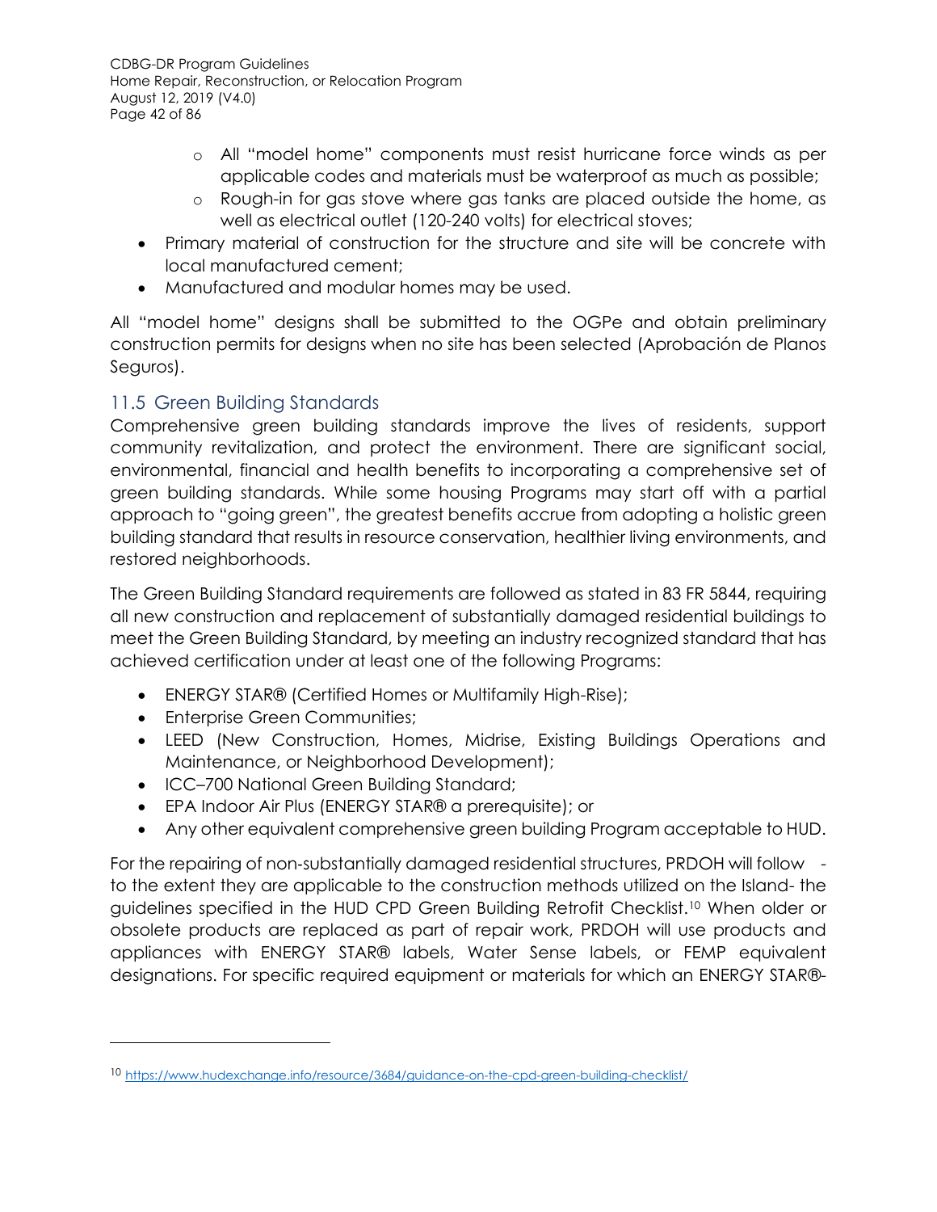- All "model home" components must resist hurricane force winds as per applicable codes and materials must be waterproof as much as possible;
- Rough-in for gas stove where gas tanks are placed outside the home, as well as electrical outlet (120-240 volts) for electrical stoves;

- Primary material of construction for the structure and site will be concrete with local manufactured cement;
- Manufactured and modular homes may be used.

All "model home" designs shall be submitted to the OGPe and obtain preliminary construction permits for designs when no site has been selected (Aprobación de Planos Seguros).

## 11.5 Green Building Standards

Comprehensive green building standards improve the lives of residents, support community revitalization, and protect the environment. There are significant social, environmental, financial and health benefits to incorporating a comprehensive set of green building standards. While some housing Programs may start off with a partial approach to "going green", the greatest benefits accrue from adopting a holistic green building standard that results in resource conservation, healthier living environments, and restored neighborhoods.

The Green Building Standard requirements are followed as stated in 83 FR 5844, requiring all new construction and replacement of substantially damaged residential buildings to meet the Green Building Standard, by meeting an industry recognized standard that has achieved certification under at least one of the following Programs:

- ENERGY STAR® (Certified Homes or Multifamily High-Rise);
- Enterprise Green Communities;
- LEED (New Construction, Homes, Midrise, Existing Buildings Operations and Maintenance, or Neighborhood Development);
- ICC–700 National Green Building Standard;
- EPA Indoor Air Plus (ENERGY STAR® a prerequisite); or
- Any other equivalent comprehensive green building Program acceptable to HUD.

For the repairing of non-substantially damaged residential structures, PRDOH will follow - to the extent they are applicable to the construction methods utilized on the Island- the guidelines specified in the HUD CPD Green Building Retrofit Checklist.[10] When older or obsolete products are replaced as part of repair work, PRDOH will use products and appliances with ENERGY STAR® labels, Water Sense labels, or FEMP equivalent designations. For specific required equipment or materials for which an ENERGY STAR®-

---

[10] https://www.hudexchange.info/resource/3684/guidance-on-the-cpd-green-building-checklist/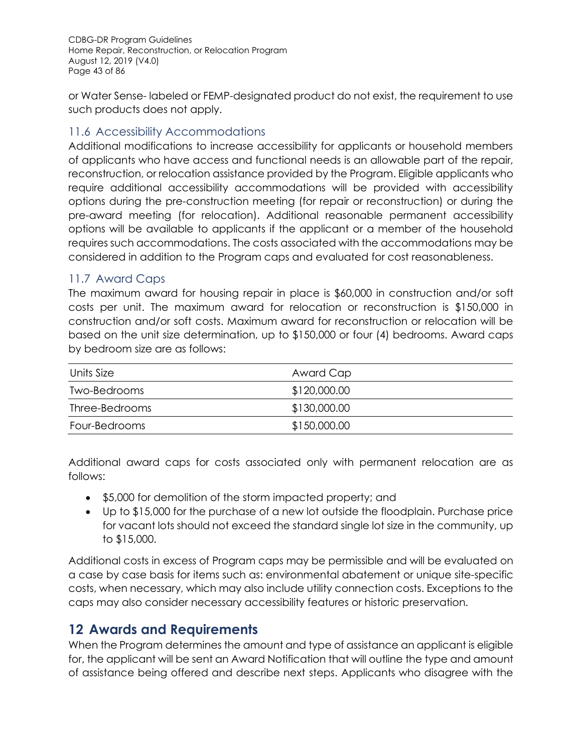or Water Sense- labeled or FEMP-designated product do not exist, the requirement to use such products does not apply.

### 11.6 Accessibility Accommodations

Additional modifications to increase accessibility for applicants or household members of applicants who have access and functional needs is an allowable part of the repair, reconstruction, or relocation assistance provided by the Program. Eligible applicants who require additional accessibility accommodations will be provided with accessibility options during the pre-construction meeting (for repair or reconstruction) or during the pre-award meeting (for relocation). Additional reasonable permanent accessibility options will be available to applicants if the applicant or a member of the household requires such accommodations. The costs associated with the accommodations may be considered in addition to the Program caps and evaluated for cost reasonableness.

### 11.7 Award Caps

The maximum award for housing repair in place is $60,000 in construction and/or soft costs per unit. The maximum award for relocation or reconstruction is $150,000 in construction and/or soft costs. Maximum award for reconstruction or relocation will be based on the unit size determination, up to $150,000 or four (4) bedrooms. Award caps by bedroom size are as follows:

| Units Size | Award Cap |
| --- | --- |
| Two-Bedrooms | $120,000.00 |
| Three-Bedrooms | $130,000.00 |
| Four-Bedrooms | $150,000.00 |

Additional award caps for costs associated only with permanent relocation are as follows:

- $5,000 for demolition of the storm impacted property; and
- Up to $15,000 for the purchase of a new lot outside the floodplain. Purchase price for vacant lots should not exceed the standard single lot size in the community, up to $15,000.

Additional costs in excess of Program caps may be permissible and will be evaluated on a case by case basis for items such as: environmental abatement or unique site-specific costs, when necessary, which may also include utility connection costs. Exceptions to the caps may also consider necessary accessibility features or historic preservation.

## 12 Awards and Requirements

When the Program determines the amount and type of assistance an applicant is eligible for, the applicant will be sent an Award Notification that will outline the type and amount of assistance being offered and describe next steps. Applicants who disagree with the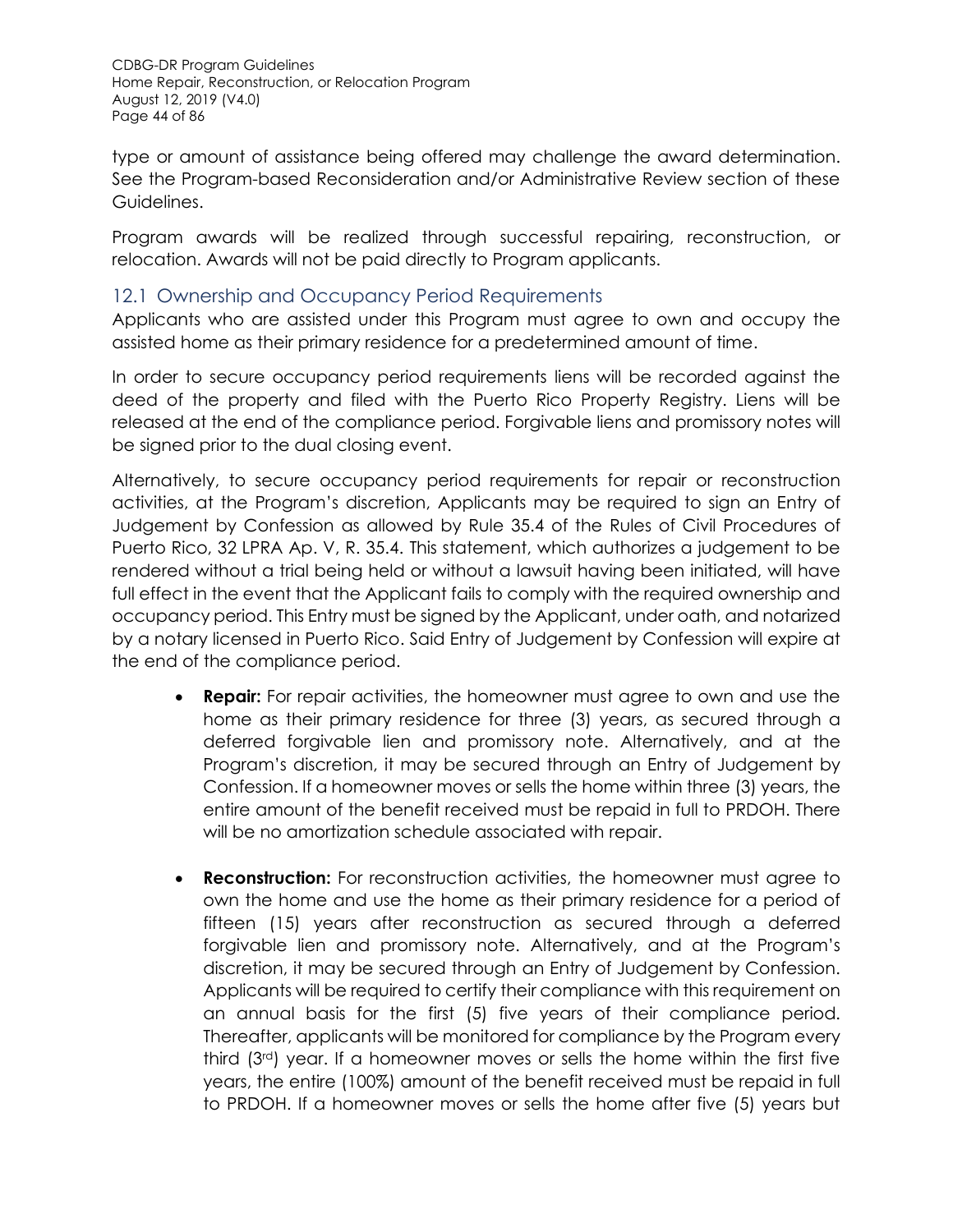type or amount of assistance being offered may challenge the award determination. See the Program-based Reconsideration and/or Administrative Review section of these Guidelines.

Program awards will be realized through successful repairing, reconstruction, or relocation. Awards will not be paid directly to Program applicants.

## 12.1 Ownership and Occupancy Period Requirements

Applicants who are assisted under this Program must agree to own and occupy the assisted home as their primary residence for a predetermined amount of time.

In order to secure occupancy period requirements liens will be recorded against the deed of the property and filed with the Puerto Rico Property Registry. Liens will be released at the end of the compliance period. Forgivable liens and promissory notes will be signed prior to the dual closing event.

Alternatively, to secure occupancy period requirements for repair or reconstruction activities, at the Program's discretion, Applicants may be required to sign an Entry of Judgement by Confession as allowed by Rule 35.4 of the Rules of Civil Procedures of Puerto Rico, 32 LPRA Ap. V, R. 35.4. This statement, which authorizes a judgement to be rendered without a trial being held or without a lawsuit having been initiated, will have full effect in the event that the Applicant fails to comply with the required ownership and occupancy period. This Entry must be signed by the Applicant, under oath, and notarized by a notary licensed in Puerto Rico. Said Entry of Judgement by Confession will expire at the end of the compliance period.

- **Repair:** For repair activities, the homeowner must agree to own and use the home as their primary residence for three (3) years, as secured through a deferred forgivable lien and promissory note. Alternatively, and at the Program's discretion, it may be secured through an Entry of Judgement by Confession. If a homeowner moves or sells the home within three (3) years, the entire amount of the benefit received must be repaid in full to PRDOH. There will be no amortization schedule associated with repair.

- **Reconstruction:** For reconstruction activities, the homeowner must agree to own the home and use the home as their primary residence for a period of fifteen (15) years after reconstruction as secured through a deferred forgivable lien and promissory note. Alternatively, and at the Program's discretion, it may be secured through an Entry of Judgement by Confession. Applicants will be required to certify their compliance with this requirement on an annual basis for the first (5) five years of their compliance period. Thereafter, applicants will be monitored for compliance by the Program every third (3rd) year. If a homeowner moves or sells the home within the first five years, the entire (100%) amount of the benefit received must be repaid in full to PRDOH. If a homeowner moves or sells the home after five (5) years but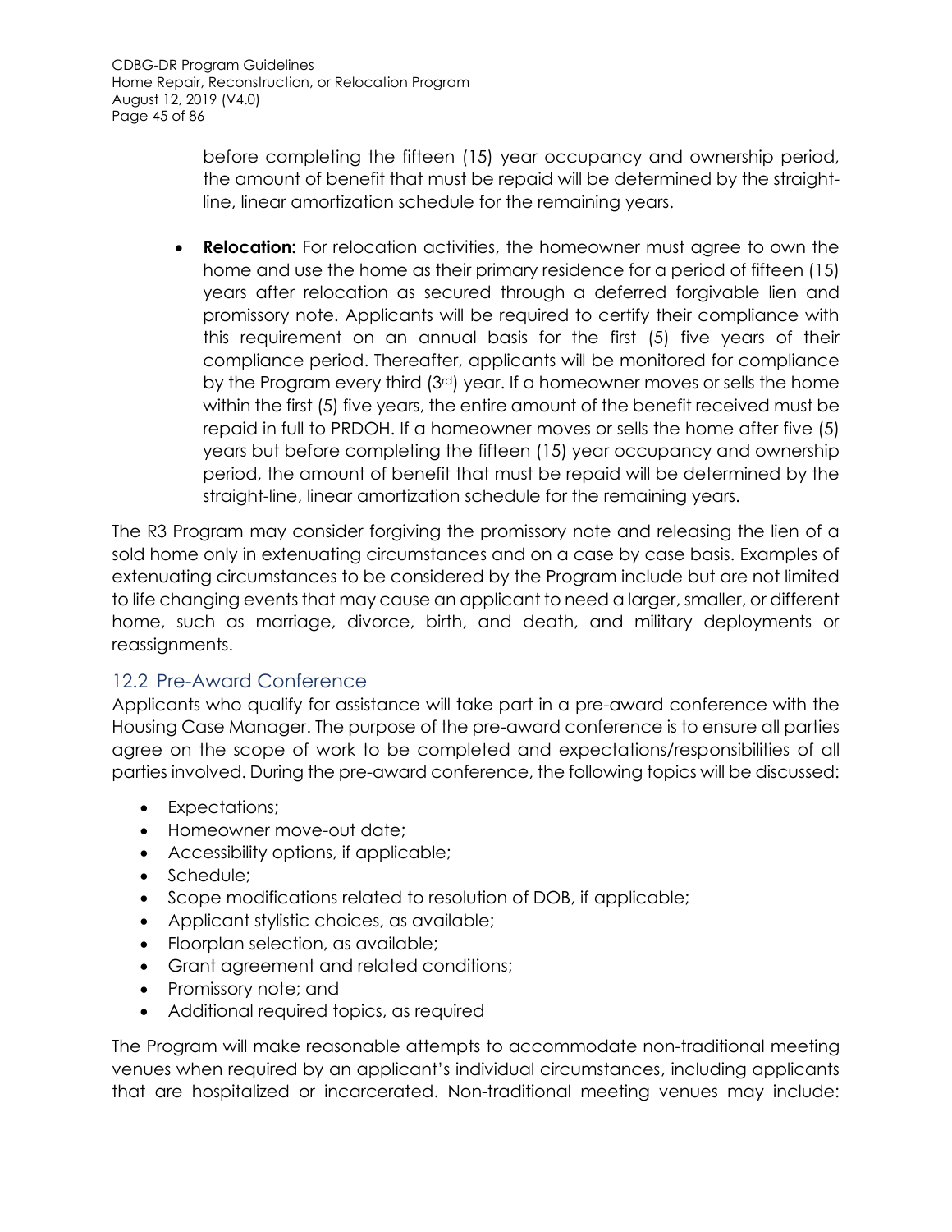before completing the fifteen (15) year occupancy and ownership period, the amount of benefit that must be repaid will be determined by the straight-line, linear amortization schedule for the remaining years.

- **Relocation:** For relocation activities, the homeowner must agree to own the home and use the home as their primary residence for a period of fifteen (15) years after relocation as secured through a deferred forgivable lien and promissory note. Applicants will be required to certify their compliance with this requirement on an annual basis for the first (5) five years of their compliance period. Thereafter, applicants will be monitored for compliance by the Program every third (3rd) year. If a homeowner moves or sells the home within the first (5) five years, the entire amount of the benefit received must be repaid in full to PRDOH. If a homeowner moves or sells the home after five (5) years but before completing the fifteen (15) year occupancy and ownership period, the amount of benefit that must be repaid will be determined by the straight-line, linear amortization schedule for the remaining years.

The R3 Program may consider forgiving the promissory note and releasing the lien of a sold home only in extenuating circumstances and on a case by case basis. Examples of extenuating circumstances to be considered by the Program include but are not limited to life changing events that may cause an applicant to need a larger, smaller, or different home, such as marriage, divorce, birth, and death, and military deployments or reassignments.

## 12.2 Pre-Award Conference

Applicants who qualify for assistance will take part in a pre-award conference with the Housing Case Manager. The purpose of the pre-award conference is to ensure all parties agree on the scope of work to be completed and expectations/responsibilities of all parties involved. During the pre-award conference, the following topics will be discussed:

- Expectations;
- Homeowner move-out date;
- Accessibility options, if applicable;
- Schedule;
- Scope modifications related to resolution of DOB, if applicable;
- Applicant stylistic choices, as available;
- Floorplan selection, as available;
- Grant agreement and related conditions;
- Promissory note; and
- Additional required topics, as required

The Program will make reasonable attempts to accommodate non-traditional meeting venues when required by an applicant's individual circumstances, including applicants that are hospitalized or incarcerated. Non-traditional meeting venues may include: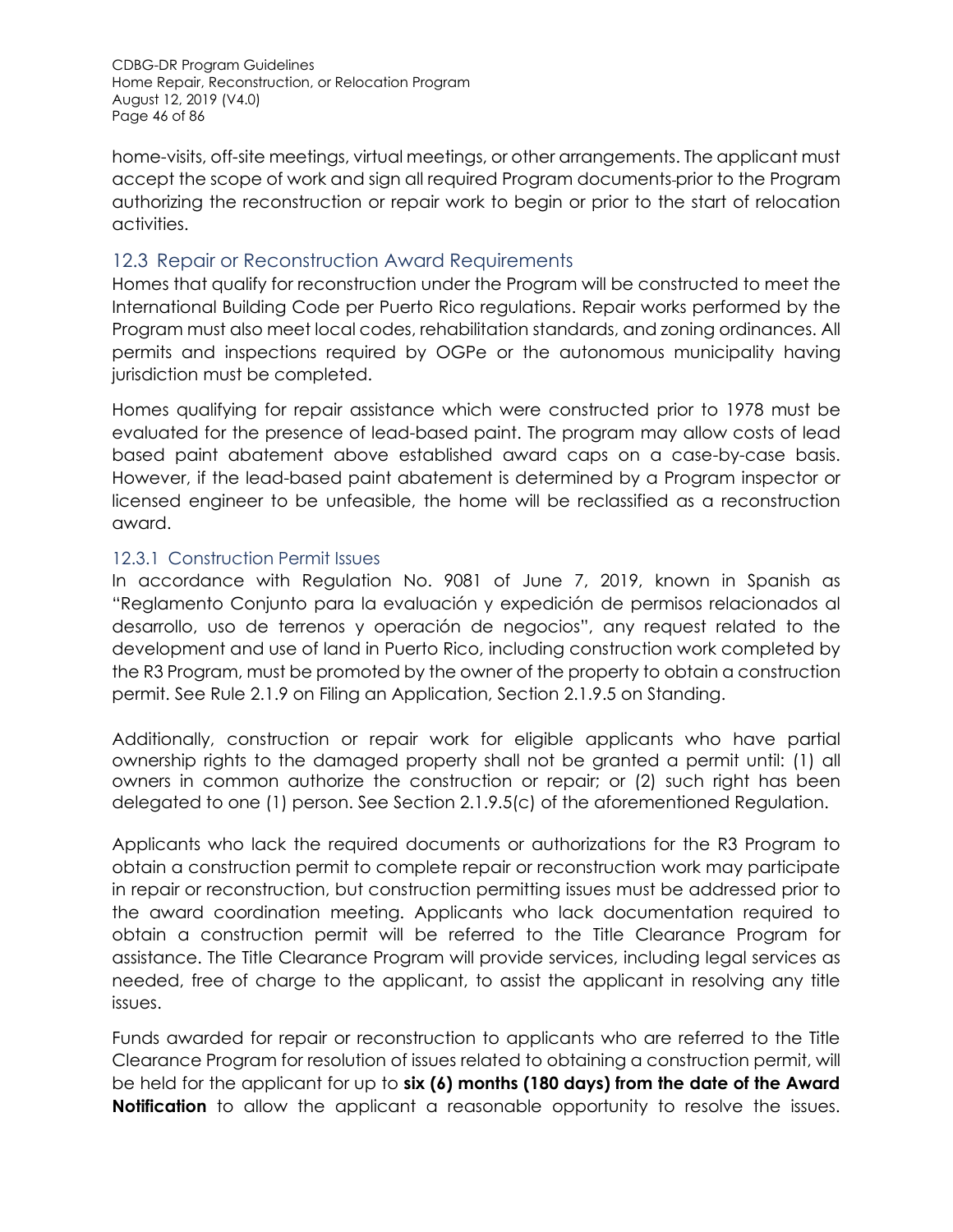home-visits, off-site meetings, virtual meetings, or other arrangements. The applicant must accept the scope of work and sign all required Program documents prior to the Program authorizing the reconstruction or repair work to begin or prior to the start of relocation activities.

## 12.3 Repair or Reconstruction Award Requirements

Homes that qualify for reconstruction under the Program will be constructed to meet the International Building Code per Puerto Rico regulations. Repair works performed by the Program must also meet local codes, rehabilitation standards, and zoning ordinances. All permits and inspections required by OGPe or the autonomous municipality having jurisdiction must be completed.

Homes qualifying for repair assistance which were constructed prior to 1978 must be evaluated for the presence of lead-based paint. The program may allow costs of lead based paint abatement above established award caps on a case-by-case basis. However, if the lead-based paint abatement is determined by a Program inspector or licensed engineer to be unfeasible, the home will be reclassified as a reconstruction award.

### 12.3.1 Construction Permit Issues

In accordance with Regulation No. 9081 of June 7, 2019, known in Spanish as "Reglamento Conjunto para la evaluación y expedición de permisos relacionados al desarrollo, uso de terrenos y operación de negocios", any request related to the development and use of land in Puerto Rico, including construction work completed by the R3 Program, must be promoted by the owner of the property to obtain a construction permit. See Rule 2.1.9 on Filing an Application, Section 2.1.9.5 on Standing.

Additionally, construction or repair work for eligible applicants who have partial ownership rights to the damaged property shall not be granted a permit until: (1) all owners in common authorize the construction or repair; or (2) such right has been delegated to one (1) person. See Section 2.1.9.5(c) of the aforementioned Regulation.

Applicants who lack the required documents or authorizations for the R3 Program to obtain a construction permit to complete repair or reconstruction work may participate in repair or reconstruction, but construction permitting issues must be addressed prior to the award coordination meeting. Applicants who lack documentation required to obtain a construction permit will be referred to the Title Clearance Program for assistance. The Title Clearance Program will provide services, including legal services as needed, free of charge to the applicant, to assist the applicant in resolving any title issues.

Funds awarded for repair or reconstruction to applicants who are referred to the Title Clearance Program for resolution of issues related to obtaining a construction permit, will be held for the applicant for up to **six (6) months (180 days) from the date of the Award Notification** to allow the applicant a reasonable opportunity to resolve the issues.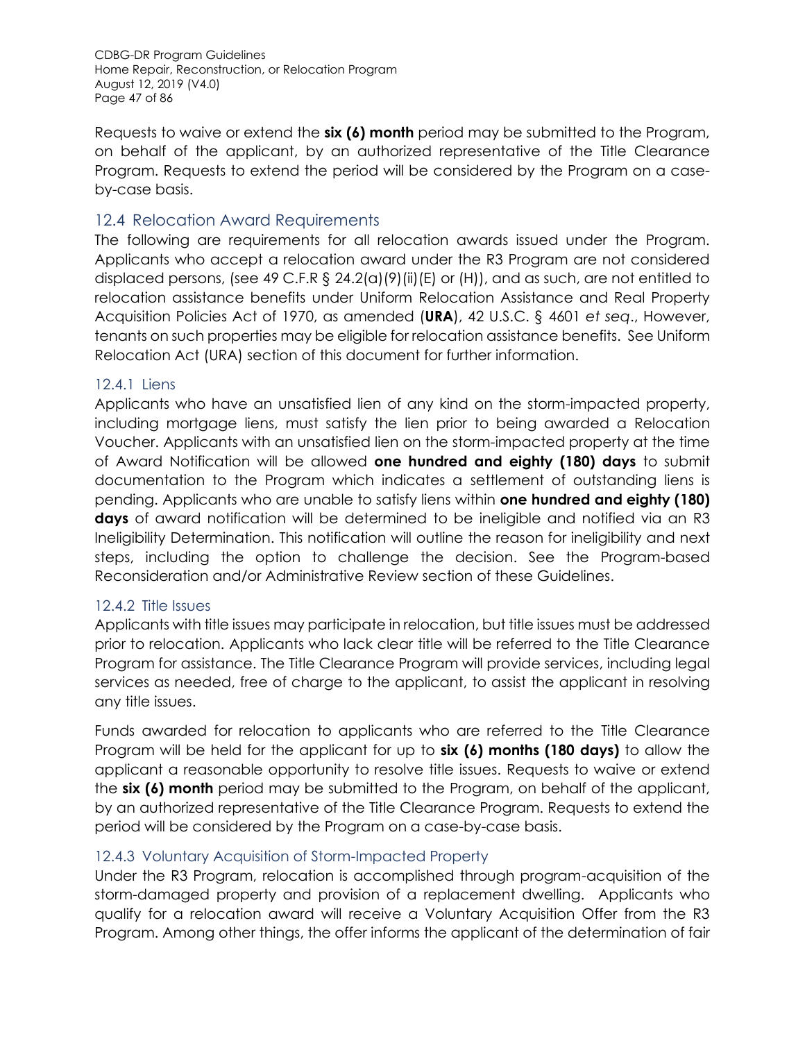Requests to waive or extend the **six (6) month** period may be submitted to the Program, on behalf of the applicant, by an authorized representative of the Title Clearance Program. Requests to extend the period will be considered by the Program on a case-by-case basis.

## 12.4 Relocation Award Requirements

The following are requirements for all relocation awards issued under the Program. Applicants who accept a relocation award under the R3 Program are not considered displaced persons, (see 49 C.F.R § 24.2(a)(9)(ii)(E) or (H)), and as such, are not entitled to relocation assistance benefits under Uniform Relocation Assistance and Real Property Acquisition Policies Act of 1970, as amended (**URA**), 42 U.S.C. § 4601 *et seq*., However, tenants on such properties may be eligible for relocation assistance benefits. See Uniform Relocation Act (URA) section of this document for further information.

### 12.4.1 Liens

Applicants who have an unsatisfied lien of any kind on the storm-impacted property, including mortgage liens, must satisfy the lien prior to being awarded a Relocation Voucher. Applicants with an unsatisfied lien on the storm-impacted property at the time of Award Notification will be allowed **one hundred and eighty (180) days** to submit documentation to the Program which indicates a settlement of outstanding liens is pending. Applicants who are unable to satisfy liens within **one hundred and eighty (180) days** of award notification will be determined to be ineligible and notified via an R3 Ineligibility Determination. This notification will outline the reason for ineligibility and next steps, including the option to challenge the decision. See the Program-based Reconsideration and/or Administrative Review section of these Guidelines.

### 12.4.2 Title Issues

Applicants with title issues may participate in relocation, but title issues must be addressed prior to relocation. Applicants who lack clear title will be referred to the Title Clearance Program for assistance. The Title Clearance Program will provide services, including legal services as needed, free of charge to the applicant, to assist the applicant in resolving any title issues.

Funds awarded for relocation to applicants who are referred to the Title Clearance Program will be held for the applicant for up to **six (6) months (180 days)** to allow the applicant a reasonable opportunity to resolve title issues. Requests to waive or extend the **six (6) month** period may be submitted to the Program, on behalf of the applicant, by an authorized representative of the Title Clearance Program. Requests to extend the period will be considered by the Program on a case-by-case basis.

### 12.4.3 Voluntary Acquisition of Storm-Impacted Property

Under the R3 Program, relocation is accomplished through program-acquisition of the storm-damaged property and provision of a replacement dwelling. Applicants who qualify for a relocation award will receive a Voluntary Acquisition Offer from the R3 Program. Among other things, the offer informs the applicant of the determination of fair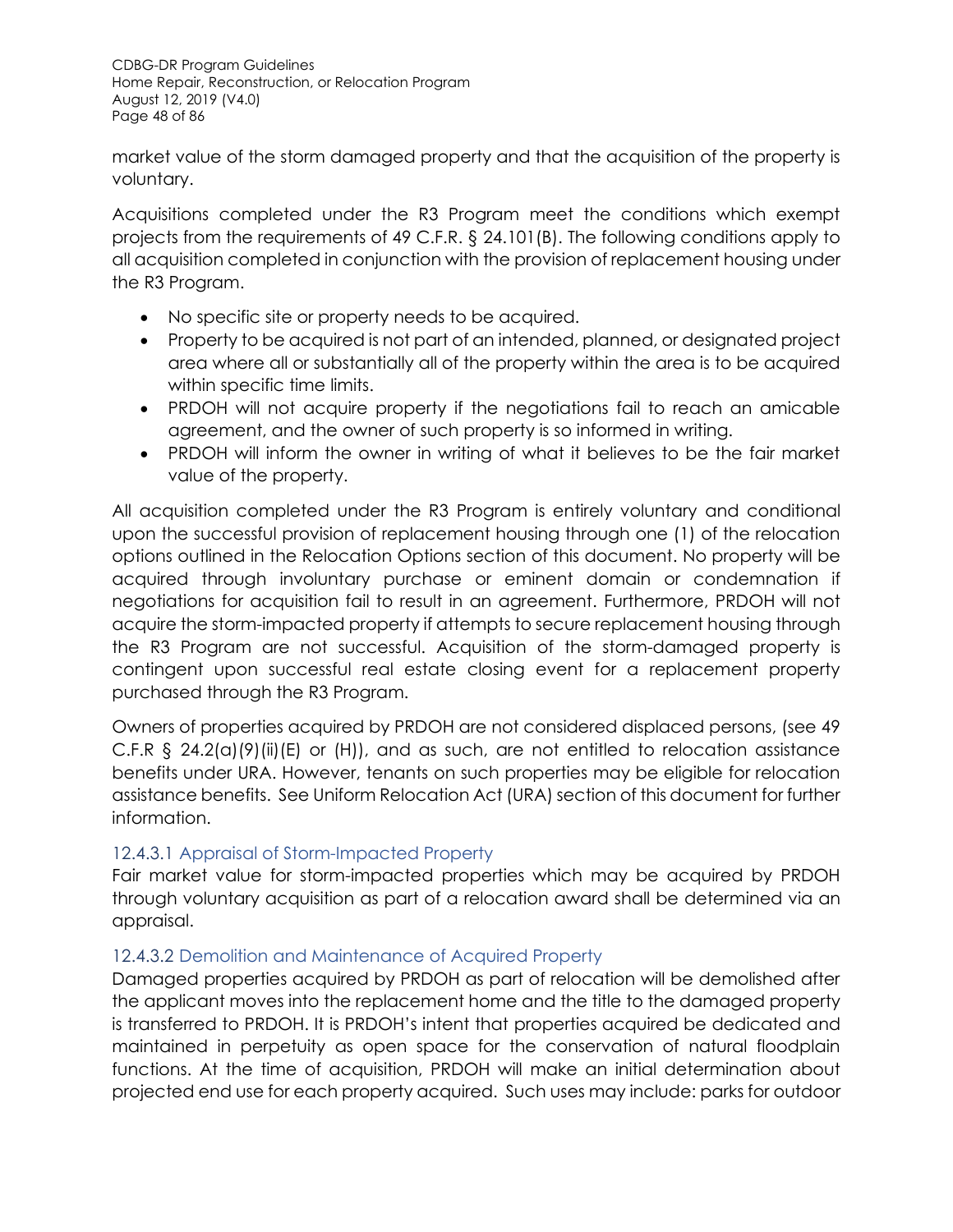market value of the storm damaged property and that the acquisition of the property is voluntary.

Acquisitions completed under the R3 Program meet the conditions which exempt projects from the requirements of 49 C.F.R. § 24.101(B). The following conditions apply to all acquisition completed in conjunction with the provision of replacement housing under the R3 Program.

- No specific site or property needs to be acquired.
- Property to be acquired is not part of an intended, planned, or designated project area where all or substantially all of the property within the area is to be acquired within specific time limits.
- PRDOH will not acquire property if the negotiations fail to reach an amicable agreement, and the owner of such property is so informed in writing.
- PRDOH will inform the owner in writing of what it believes to be the fair market value of the property.

All acquisition completed under the R3 Program is entirely voluntary and conditional upon the successful provision of replacement housing through one (1) of the relocation options outlined in the Relocation Options section of this document. No property will be acquired through involuntary purchase or eminent domain or condemnation if negotiations for acquisition fail to result in an agreement. Furthermore, PRDOH will not acquire the storm-impacted property if attempts to secure replacement housing through the R3 Program are not successful. Acquisition of the storm-damaged property is contingent upon successful real estate closing event for a replacement property purchased through the R3 Program.

Owners of properties acquired by PRDOH are not considered displaced persons, (see 49 C.F.R § 24.2(a)(9)(ii)(E) or (H)), and as such, are not entitled to relocation assistance benefits under URA. However, tenants on such properties may be eligible for relocation assistance benefits. See Uniform Relocation Act (URA) section of this document for further information.

#### 12.4.3.1 Appraisal of Storm-Impacted Property

Fair market value for storm-impacted properties which may be acquired by PRDOH through voluntary acquisition as part of a relocation award shall be determined via an appraisal.

#### 12.4.3.2 Demolition and Maintenance of Acquired Property

Damaged properties acquired by PRDOH as part of relocation will be demolished after the applicant moves into the replacement home and the title to the damaged property is transferred to PRDOH. It is PRDOH's intent that properties acquired be dedicated and maintained in perpetuity as open space for the conservation of natural floodplain functions. At the time of acquisition, PRDOH will make an initial determination about projected end use for each property acquired. Such uses may include: parks for outdoor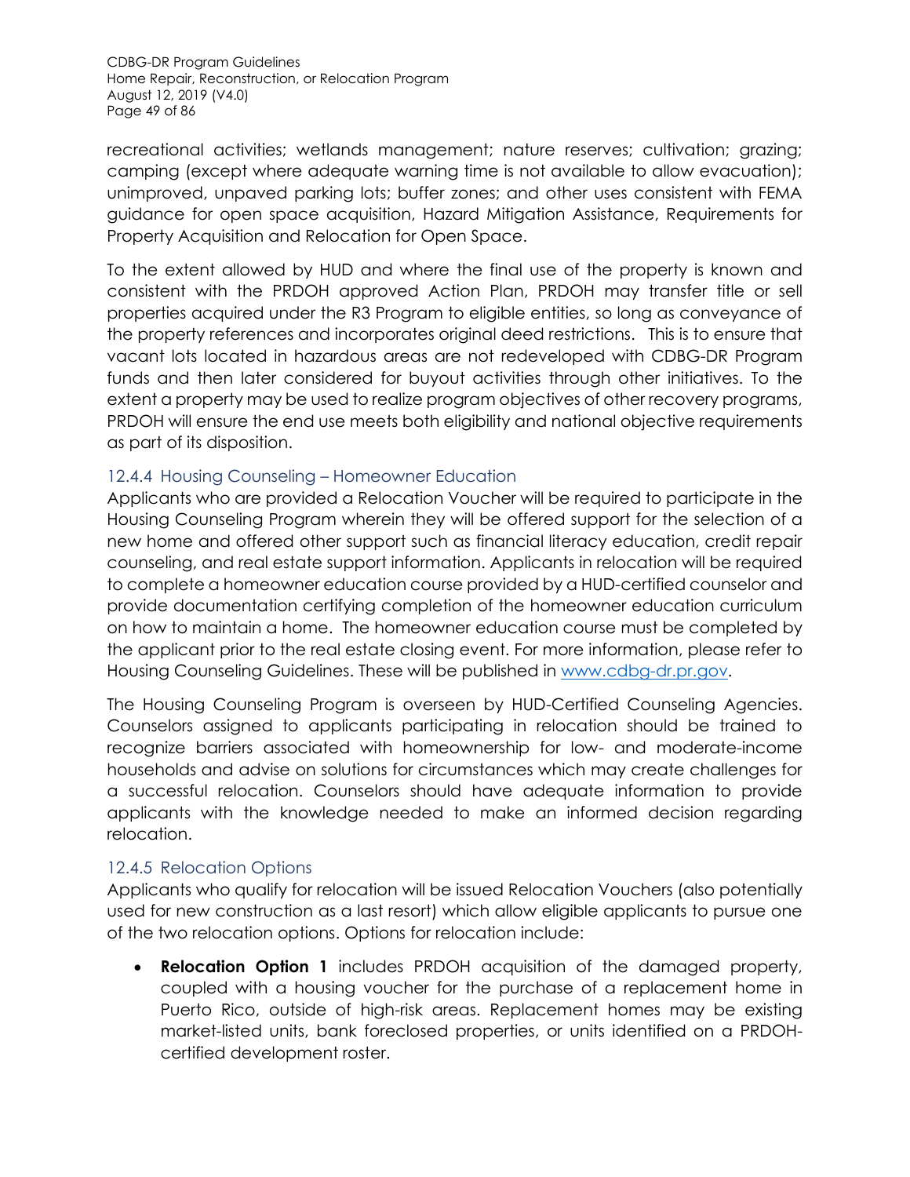recreational activities; wetlands management; nature reserves; cultivation; grazing; camping (except where adequate warning time is not available to allow evacuation); unimproved, unpaved parking lots; buffer zones; and other uses consistent with FEMA guidance for open space acquisition, Hazard Mitigation Assistance, Requirements for Property Acquisition and Relocation for Open Space.

To the extent allowed by HUD and where the final use of the property is known and consistent with the PRDOH approved Action Plan, PRDOH may transfer title or sell properties acquired under the R3 Program to eligible entities, so long as conveyance of the property references and incorporates original deed restrictions. This is to ensure that vacant lots located in hazardous areas are not redeveloped with CDBG-DR Program funds and then later considered for buyout activities through other initiatives. To the extent a property may be used to realize program objectives of other recovery programs, PRDOH will ensure the end use meets both eligibility and national objective requirements as part of its disposition.

### 12.4.4 Housing Counseling – Homeowner Education

Applicants who are provided a Relocation Voucher will be required to participate in the Housing Counseling Program wherein they will be offered support for the selection of a new home and offered other support such as financial literacy education, credit repair counseling, and real estate support information. Applicants in relocation will be required to complete a homeowner education course provided by a HUD-certified counselor and provide documentation certifying completion of the homeowner education curriculum on how to maintain a home. The homeowner education course must be completed by the applicant prior to the real estate closing event. For more information, please refer to Housing Counseling Guidelines. These will be published in [www.cdbg-dr.pr.gov](http://www.cdbg-dr.pr.gov).

The Housing Counseling Program is overseen by HUD-Certified Counseling Agencies. Counselors assigned to applicants participating in relocation should be trained to recognize barriers associated with homeownership for low- and moderate-income households and advise on solutions for circumstances which may create challenges for a successful relocation. Counselors should have adequate information to provide applicants with the knowledge needed to make an informed decision regarding relocation.

### 12.4.5 Relocation Options

Applicants who qualify for relocation will be issued Relocation Vouchers (also potentially used for new construction as a last resort) which allow eligible applicants to pursue one of the two relocation options. Options for relocation include:

- **Relocation Option 1** includes PRDOH acquisition of the damaged property, coupled with a housing voucher for the purchase of a replacement home in Puerto Rico, outside of high-risk areas. Replacement homes may be existing market-listed units, bank foreclosed properties, or units identified on a PRDOH-certified development roster.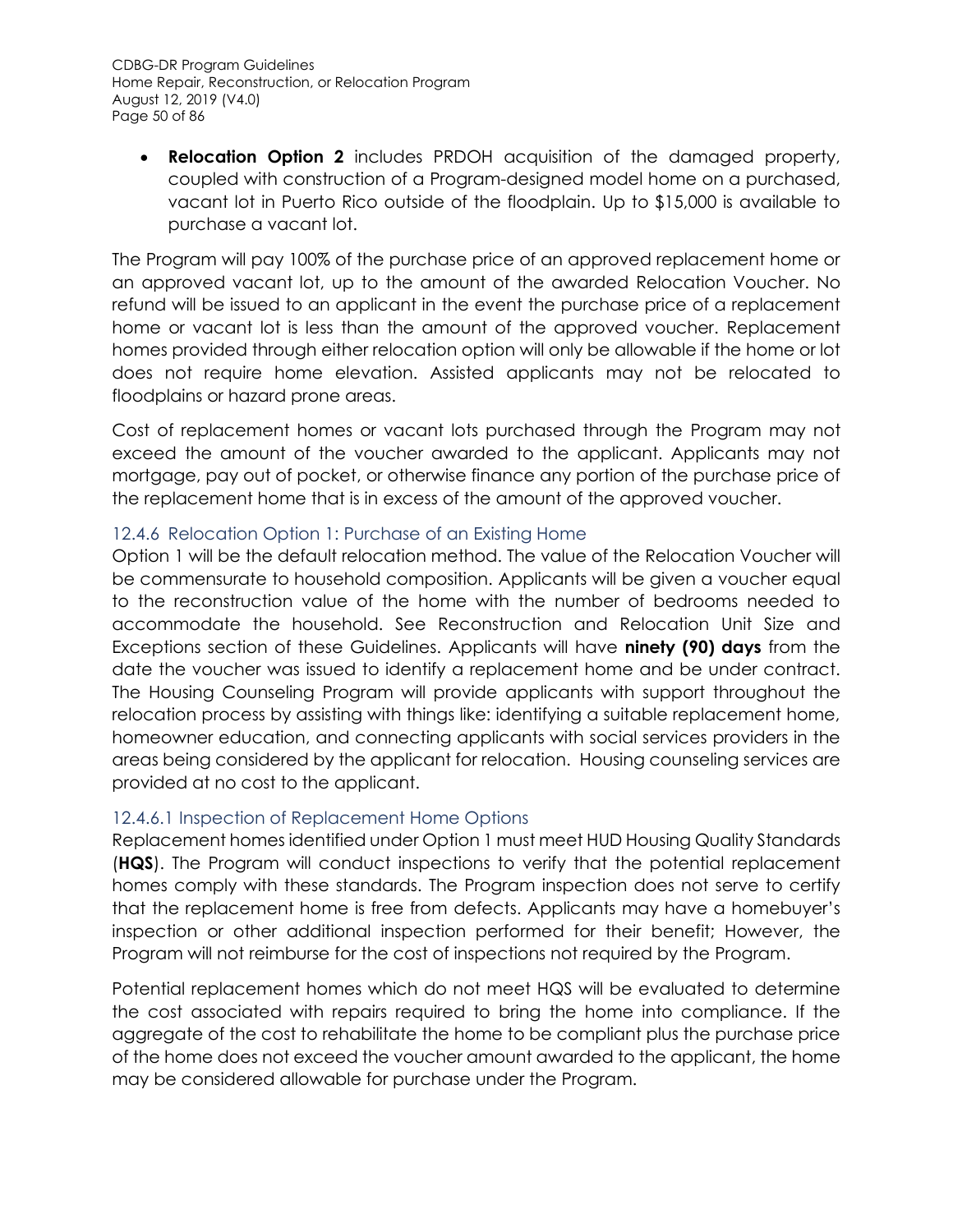- **Relocation Option 2** includes PRDOH acquisition of the damaged property, coupled with construction of a Program-designed model home on a purchased, vacant lot in Puerto Rico outside of the floodplain. Up to $15,000 is available to purchase a vacant lot.

The Program will pay 100% of the purchase price of an approved replacement home or an approved vacant lot, up to the amount of the awarded Relocation Voucher. No refund will be issued to an applicant in the event the purchase price of a replacement home or vacant lot is less than the amount of the approved voucher. Replacement homes provided through either relocation option will only be allowable if the home or lot does not require home elevation. Assisted applicants may not be relocated to floodplains or hazard prone areas.

Cost of replacement homes or vacant lots purchased through the Program may not exceed the amount of the voucher awarded to the applicant. Applicants may not mortgage, pay out of pocket, or otherwise finance any portion of the purchase price of the replacement home that is in excess of the amount of the approved voucher.

### 12.4.6 Relocation Option 1: Purchase of an Existing Home

Option 1 will be the default relocation method. The value of the Relocation Voucher will be commensurate to household composition. Applicants will be given a voucher equal to the reconstruction value of the home with the number of bedrooms needed to accommodate the household. See Reconstruction and Relocation Unit Size and Exceptions section of these Guidelines. Applicants will have **ninety (90) days** from the date the voucher was issued to identify a replacement home and be under contract. The Housing Counseling Program will provide applicants with support throughout the relocation process by assisting with things like: identifying a suitable replacement home, homeowner education, and connecting applicants with social services providers in the areas being considered by the applicant for relocation. Housing counseling services are provided at no cost to the applicant.

#### 12.4.6.1 Inspection of Replacement Home Options

Replacement homes identified under Option 1 must meet HUD Housing Quality Standards (**HQS**). The Program will conduct inspections to verify that the potential replacement homes comply with these standards. The Program inspection does not serve to certify that the replacement home is free from defects. Applicants may have a homebuyer's inspection or other additional inspection performed for their benefit; However, the Program will not reimburse for the cost of inspections not required by the Program.

Potential replacement homes which do not meet HQS will be evaluated to determine the cost associated with repairs required to bring the home into compliance. If the aggregate of the cost to rehabilitate the home to be compliant plus the purchase price of the home does not exceed the voucher amount awarded to the applicant, the home may be considered allowable for purchase under the Program.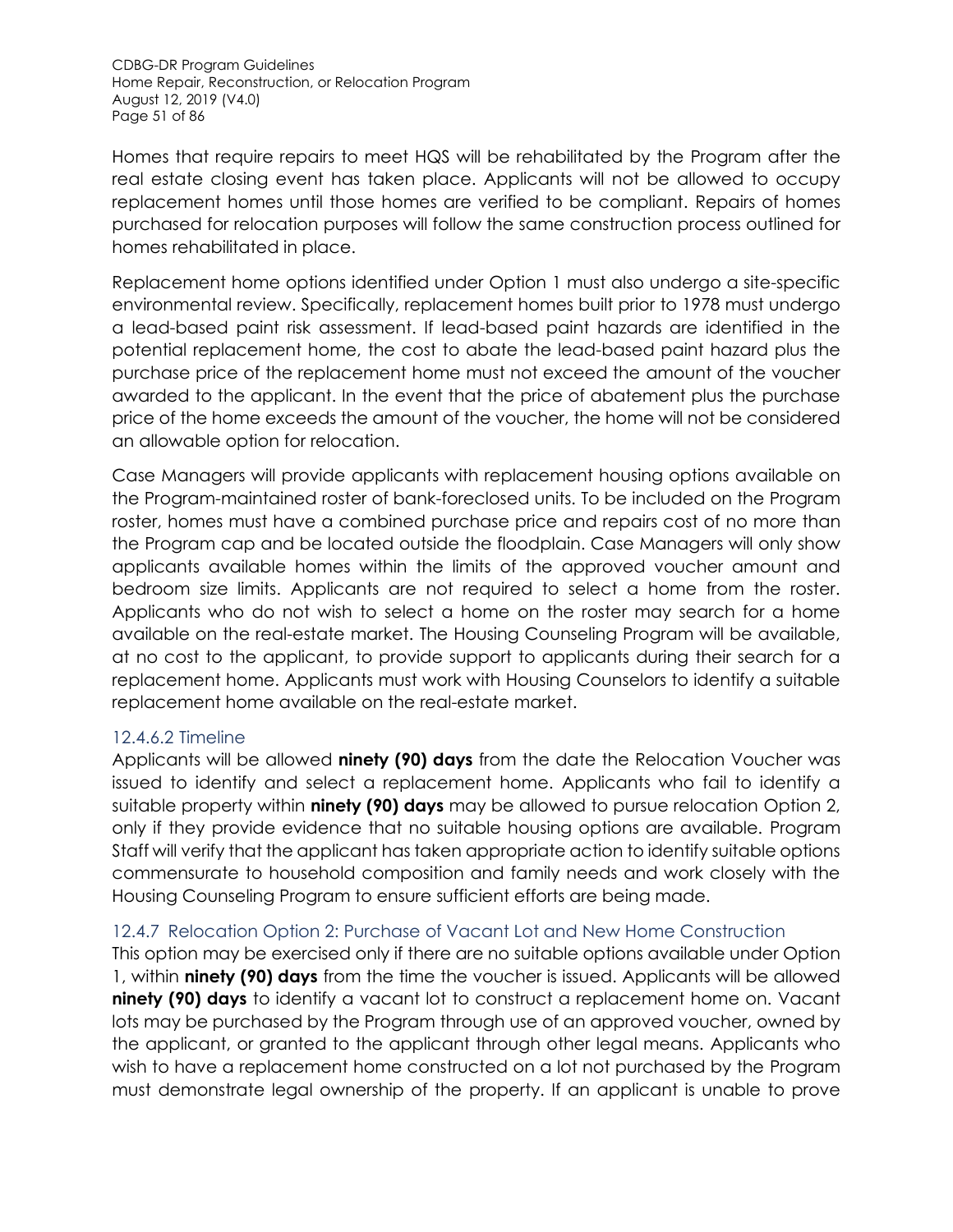Homes that require repairs to meet HQS will be rehabilitated by the Program after the real estate closing event has taken place. Applicants will not be allowed to occupy replacement homes until those homes are verified to be compliant. Repairs of homes purchased for relocation purposes will follow the same construction process outlined for homes rehabilitated in place.

Replacement home options identified under Option 1 must also undergo a site-specific environmental review. Specifically, replacement homes built prior to 1978 must undergo a lead-based paint risk assessment. If lead-based paint hazards are identified in the potential replacement home, the cost to abate the lead-based paint hazard plus the purchase price of the replacement home must not exceed the amount of the voucher awarded to the applicant. In the event that the price of abatement plus the purchase price of the home exceeds the amount of the voucher, the home will not be considered an allowable option for relocation.

Case Managers will provide applicants with replacement housing options available on the Program-maintained roster of bank-foreclosed units. To be included on the Program roster, homes must have a combined purchase price and repairs cost of no more than the Program cap and be located outside the floodplain. Case Managers will only show applicants available homes within the limits of the approved voucher amount and bedroom size limits. Applicants are not required to select a home from the roster. Applicants who do not wish to select a home on the roster may search for a home available on the real-estate market. The Housing Counseling Program will be available, at no cost to the applicant, to provide support to applicants during their search for a replacement home. Applicants must work with Housing Counselors to identify a suitable replacement home available on the real-estate market.

#### 12.4.6.2 Timeline

Applicants will be allowed **ninety (90) days** from the date the Relocation Voucher was issued to identify and select a replacement home. Applicants who fail to identify a suitable property within **ninety (90) days** may be allowed to pursue relocation Option 2, only if they provide evidence that no suitable housing options are available. Program Staff will verify that the applicant has taken appropriate action to identify suitable options commensurate to household composition and family needs and work closely with the Housing Counseling Program to ensure sufficient efforts are being made.

### 12.4.7 Relocation Option 2: Purchase of Vacant Lot and New Home Construction

This option may be exercised only if there are no suitable options available under Option 1, within **ninety (90) days** from the time the voucher is issued. Applicants will be allowed **ninety (90) days** to identify a vacant lot to construct a replacement home on. Vacant lots may be purchased by the Program through use of an approved voucher, owned by the applicant, or granted to the applicant through other legal means. Applicants who wish to have a replacement home constructed on a lot not purchased by the Program must demonstrate legal ownership of the property. If an applicant is unable to prove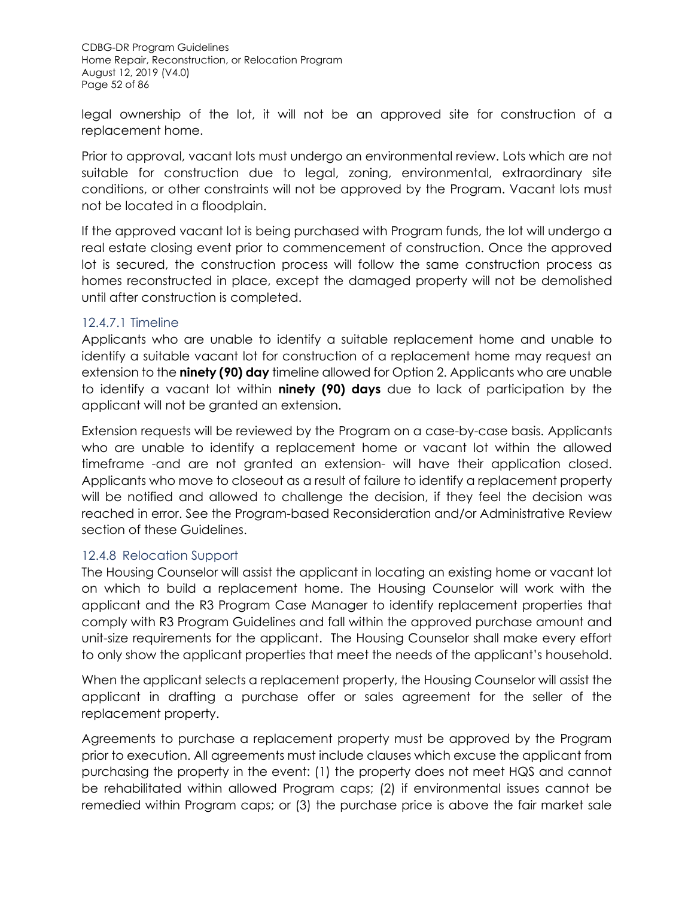legal ownership of the lot, it will not be an approved site for construction of a replacement home.

Prior to approval, vacant lots must undergo an environmental review. Lots which are not suitable for construction due to legal, zoning, environmental, extraordinary site conditions, or other constraints will not be approved by the Program. Vacant lots must not be located in a floodplain.

If the approved vacant lot is being purchased with Program funds, the lot will undergo a real estate closing event prior to commencement of construction. Once the approved lot is secured, the construction process will follow the same construction process as homes reconstructed in place, except the damaged property will not be demolished until after construction is completed.

#### 12.4.7.1 Timeline

Applicants who are unable to identify a suitable replacement home and unable to identify a suitable vacant lot for construction of a replacement home may request an extension to the **ninety (90) day** timeline allowed for Option 2. Applicants who are unable to identify a vacant lot within **ninety (90) days** due to lack of participation by the applicant will not be granted an extension.

Extension requests will be reviewed by the Program on a case-by-case basis. Applicants who are unable to identify a replacement home or vacant lot within the allowed timeframe -and are not granted an extension- will have their application closed. Applicants who move to closeout as a result of failure to identify a replacement property will be notified and allowed to challenge the decision, if they feel the decision was reached in error. See the Program-based Reconsideration and/or Administrative Review section of these Guidelines.

### 12.4.8 Relocation Support

The Housing Counselor will assist the applicant in locating an existing home or vacant lot on which to build a replacement home. The Housing Counselor will work with the applicant and the R3 Program Case Manager to identify replacement properties that comply with R3 Program Guidelines and fall within the approved purchase amount and unit-size requirements for the applicant. The Housing Counselor shall make every effort to only show the applicant properties that meet the needs of the applicant's household.

When the applicant selects a replacement property, the Housing Counselor will assist the applicant in drafting a purchase offer or sales agreement for the seller of the replacement property.

Agreements to purchase a replacement property must be approved by the Program prior to execution. All agreements must include clauses which excuse the applicant from purchasing the property in the event: (1) the property does not meet HQS and cannot be rehabilitated within allowed Program caps; (2) if environmental issues cannot be remedied within Program caps; or (3) the purchase price is above the fair market sale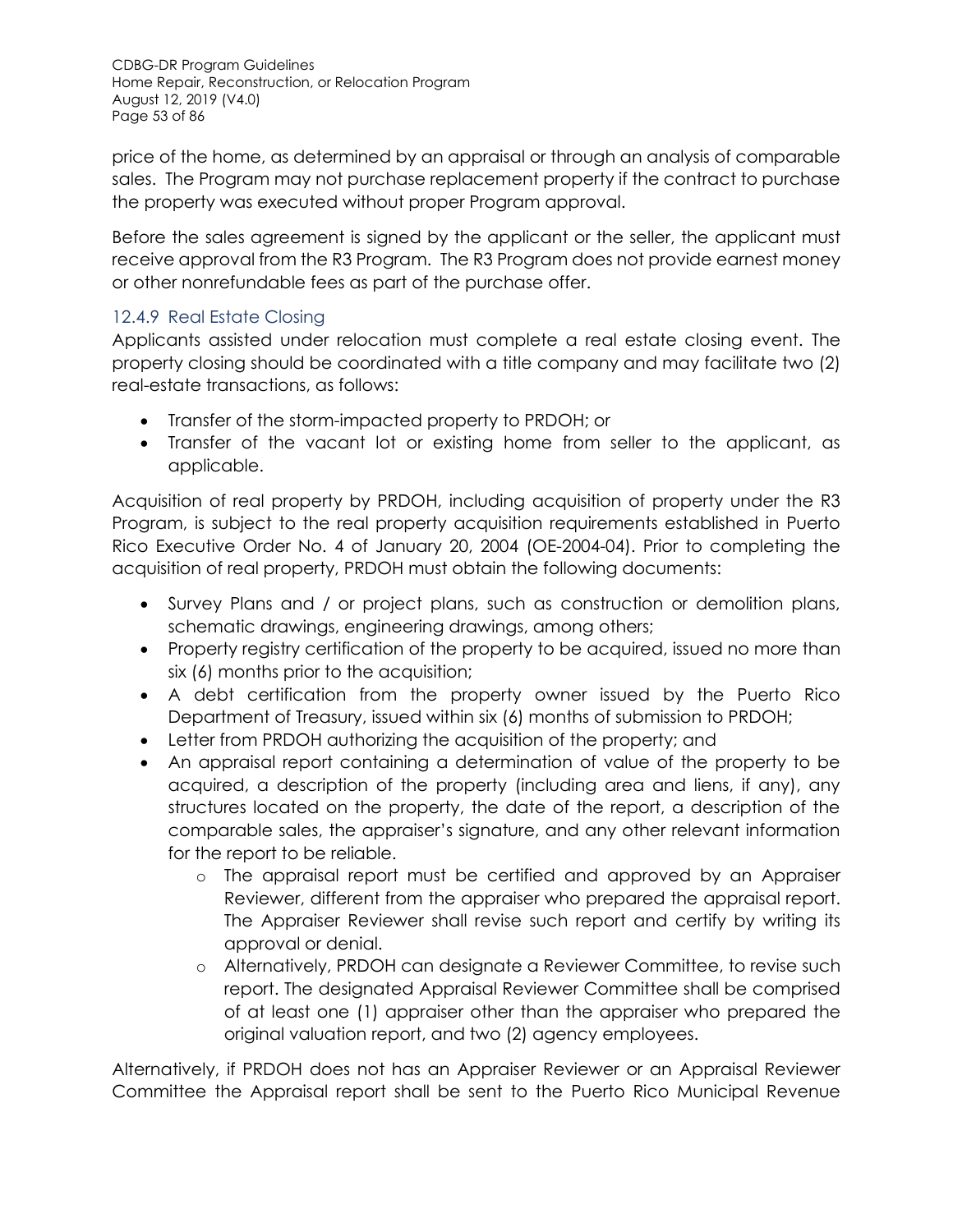price of the home, as determined by an appraisal or through an analysis of comparable sales. The Program may not purchase replacement property if the contract to purchase the property was executed without proper Program approval.

Before the sales agreement is signed by the applicant or the seller, the applicant must receive approval from the R3 Program. The R3 Program does not provide earnest money or other nonrefundable fees as part of the purchase offer.

### 12.4.9 Real Estate Closing

Applicants assisted under relocation must complete a real estate closing event. The property closing should be coordinated with a title company and may facilitate two (2) real-estate transactions, as follows:

- Transfer of the storm-impacted property to PRDOH; or
- Transfer of the vacant lot or existing home from seller to the applicant, as applicable.

Acquisition of real property by PRDOH, including acquisition of property under the R3 Program, is subject to the real property acquisition requirements established in Puerto Rico Executive Order No. 4 of January 20, 2004 (OE-2004-04). Prior to completing the acquisition of real property, PRDOH must obtain the following documents:

- Survey Plans and / or project plans, such as construction or demolition plans, schematic drawings, engineering drawings, among others;
- Property registry certification of the property to be acquired, issued no more than six (6) months prior to the acquisition;
- A debt certification from the property owner issued by the Puerto Rico Department of Treasury, issued within six (6) months of submission to PRDOH;
- Letter from PRDOH authorizing the acquisition of the property; and
- An appraisal report containing a determination of value of the property to be acquired, a description of the property (including area and liens, if any), any structures located on the property, the date of the report, a description of the comparable sales, the appraiser's signature, and any other relevant information for the report to be reliable.
  - The appraisal report must be certified and approved by an Appraiser Reviewer, different from the appraiser who prepared the appraisal report. The Appraiser Reviewer shall revise such report and certify by writing its approval or denial.
  - Alternatively, PRDOH can designate a Reviewer Committee, to revise such report. The designated Appraisal Reviewer Committee shall be comprised of at least one (1) appraiser other than the appraiser who prepared the original valuation report, and two (2) agency employees.

Alternatively, if PRDOH does not has an Appraiser Reviewer or an Appraisal Reviewer Committee the Appraisal report shall be sent to the Puerto Rico Municipal Revenue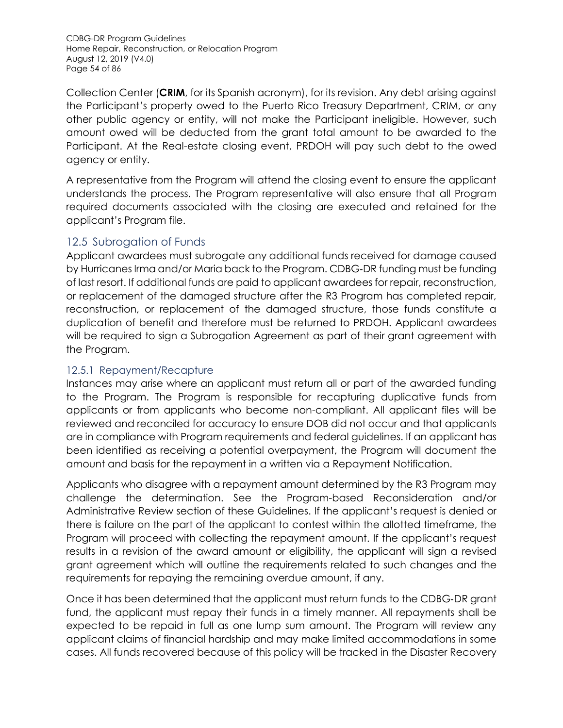Collection Center (**CRIM**, for its Spanish acronym), for its revision. Any debt arising against the Participant's property owed to the Puerto Rico Treasury Department, CRIM, or any other public agency or entity, will not make the Participant ineligible. However, such amount owed will be deducted from the grant total amount to be awarded to the Participant. At the Real-estate closing event, PRDOH will pay such debt to the owed agency or entity.

A representative from the Program will attend the closing event to ensure the applicant understands the process. The Program representative will also ensure that all Program required documents associated with the closing are executed and retained for the applicant's Program file.

## 12.5 Subrogation of Funds

Applicant awardees must subrogate any additional funds received for damage caused by Hurricanes Irma and/or Maria back to the Program. CDBG-DR funding must be funding of last resort. If additional funds are paid to applicant awardees for repair, reconstruction, or replacement of the damaged structure after the R3 Program has completed repair, reconstruction, or replacement of the damaged structure, those funds constitute a duplication of benefit and therefore must be returned to PRDOH. Applicant awardees will be required to sign a Subrogation Agreement as part of their grant agreement with the Program.

### 12.5.1 Repayment/Recapture

Instances may arise where an applicant must return all or part of the awarded funding to the Program. The Program is responsible for recapturing duplicative funds from applicants or from applicants who become non-compliant. All applicant files will be reviewed and reconciled for accuracy to ensure DOB did not occur and that applicants are in compliance with Program requirements and federal guidelines. If an applicant has been identified as receiving a potential overpayment, the Program will document the amount and basis for the repayment in a written via a Repayment Notification.

Applicants who disagree with a repayment amount determined by the R3 Program may challenge the determination. See the Program-based Reconsideration and/or Administrative Review section of these Guidelines. If the applicant's request is denied or there is failure on the part of the applicant to contest within the allotted timeframe, the Program will proceed with collecting the repayment amount. If the applicant's request results in a revision of the award amount or eligibility, the applicant will sign a revised grant agreement which will outline the requirements related to such changes and the requirements for repaying the remaining overdue amount, if any.

Once it has been determined that the applicant must return funds to the CDBG-DR grant fund, the applicant must repay their funds in a timely manner. All repayments shall be expected to be repaid in full as one lump sum amount. The Program will review any applicant claims of financial hardship and may make limited accommodations in some cases. All funds recovered because of this policy will be tracked in the Disaster Recovery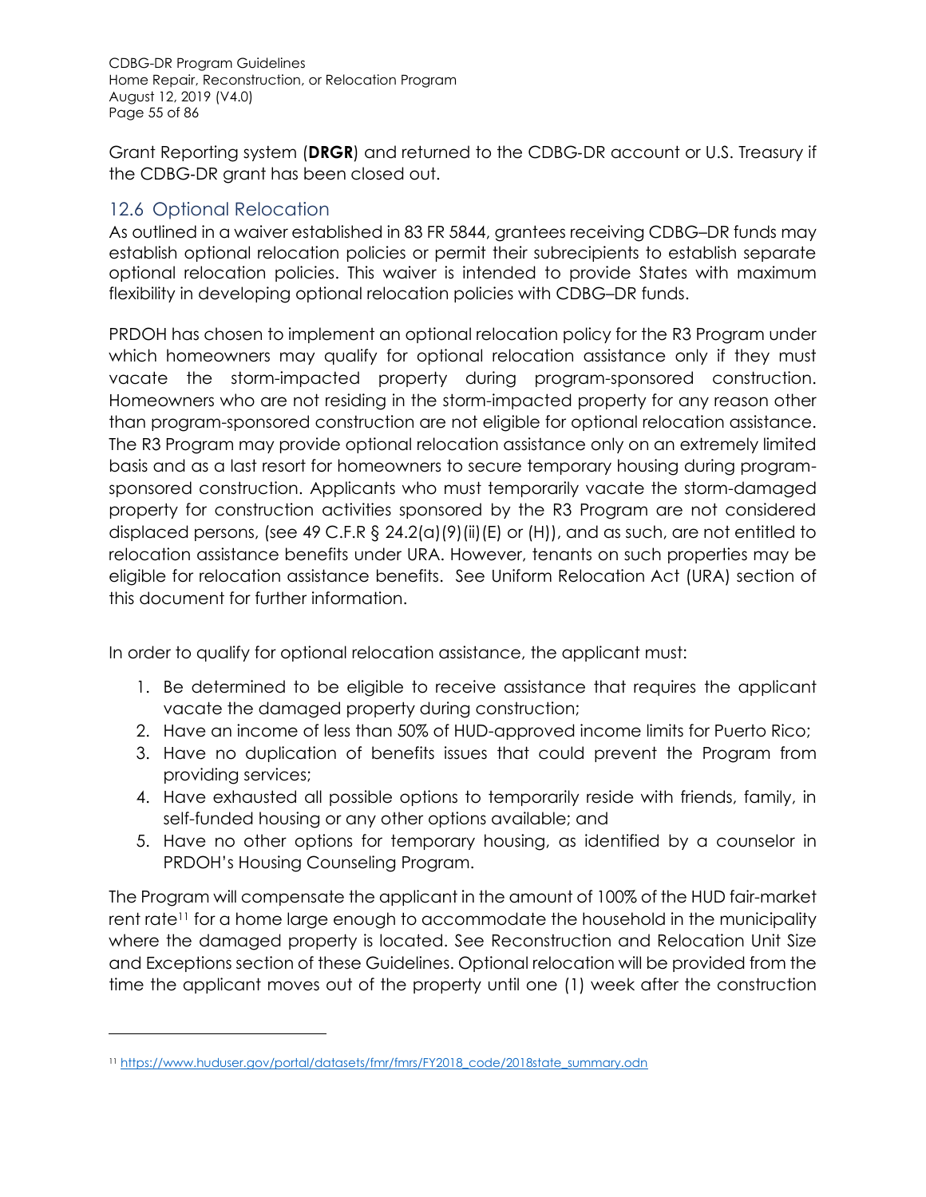Grant Reporting system (**DRGR**) and returned to the CDBG-DR account or U.S. Treasury if the CDBG-DR grant has been closed out.

## 12.6 Optional Relocation

As outlined in a waiver established in 83 FR 5844, grantees receiving CDBG–DR funds may establish optional relocation policies or permit their subrecipients to establish separate optional relocation policies. This waiver is intended to provide States with maximum flexibility in developing optional relocation policies with CDBG–DR funds.

PRDOH has chosen to implement an optional relocation policy for the R3 Program under which homeowners may qualify for optional relocation assistance only if they must vacate the storm-impacted property during program-sponsored construction. Homeowners who are not residing in the storm-impacted property for any reason other than program-sponsored construction are not eligible for optional relocation assistance. The R3 Program may provide optional relocation assistance only on an extremely limited basis and as a last resort for homeowners to secure temporary housing during program-sponsored construction. Applicants who must temporarily vacate the storm-damaged property for construction activities sponsored by the R3 Program are not considered displaced persons, (see 49 C.F.R § 24.2(a)(9)(ii)(E) or (H)), and as such, are not entitled to relocation assistance benefits under URA. However, tenants on such properties may be eligible for relocation assistance benefits. See Uniform Relocation Act (URA) section of this document for further information.

In order to qualify for optional relocation assistance, the applicant must:

1. Be determined to be eligible to receive assistance that requires the applicant vacate the damaged property during construction;
2. Have an income of less than 50% of HUD-approved income limits for Puerto Rico;
3. Have no duplication of benefits issues that could prevent the Program from providing services;
4. Have exhausted all possible options to temporarily reside with friends, family, in self-funded housing or any other options available; and
5. Have no other options for temporary housing, as identified by a counselor in PRDOH's Housing Counseling Program.

The Program will compensate the applicant in the amount of 100% of the HUD fair-market rent rate[11] for a home large enough to accommodate the household in the municipality where the damaged property is located. See Reconstruction and Relocation Unit Size and Exceptions section of these Guidelines. Optional relocation will be provided from the time the applicant moves out of the property until one (1) week after the construction

[11] https://www.huduser.gov/portal/datasets/fmr/fmrs/FY2018_code/2018state_summary.odn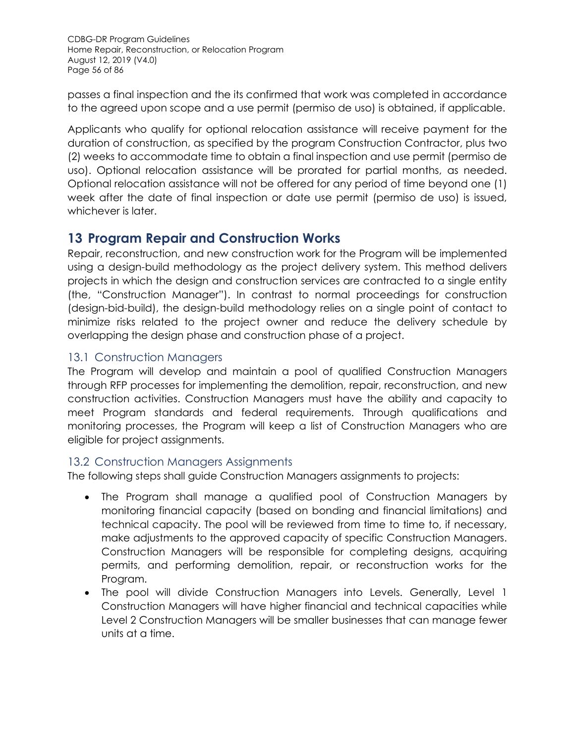passes a final inspection and the its confirmed that work was completed in accordance to the agreed upon scope and a use permit (permiso de uso) is obtained, if applicable.

Applicants who qualify for optional relocation assistance will receive payment for the duration of construction, as specified by the program Construction Contractor, plus two (2) weeks to accommodate time to obtain a final inspection and use permit (permiso de uso). Optional relocation assistance will be prorated for partial months, as needed. Optional relocation assistance will not be offered for any period of time beyond one (1) week after the date of final inspection or date use permit (permiso de uso) is issued, whichever is later.

# 13 Program Repair and Construction Works

Repair, reconstruction, and new construction work for the Program will be implemented using a design-build methodology as the project delivery system. This method delivers projects in which the design and construction services are contracted to a single entity (the, "Construction Manager"). In contrast to normal proceedings for construction (design-bid-build), the design-build methodology relies on a single point of contact to minimize risks related to the project owner and reduce the delivery schedule by overlapping the design phase and construction phase of a project.

## 13.1 Construction Managers

The Program will develop and maintain a pool of qualified Construction Managers through RFP processes for implementing the demolition, repair, reconstruction, and new construction activities. Construction Managers must have the ability and capacity to meet Program standards and federal requirements. Through qualifications and monitoring processes, the Program will keep a list of Construction Managers who are eligible for project assignments.

## 13.2 Construction Managers Assignments

The following steps shall guide Construction Managers assignments to projects:

- The Program shall manage a qualified pool of Construction Managers by monitoring financial capacity (based on bonding and financial limitations) and technical capacity. The pool will be reviewed from time to time to, if necessary, make adjustments to the approved capacity of specific Construction Managers. Construction Managers will be responsible for completing designs, acquiring permits, and performing demolition, repair, or reconstruction works for the Program.
- The pool will divide Construction Managers into Levels. Generally, Level 1 Construction Managers will have higher financial and technical capacities while Level 2 Construction Managers will be smaller businesses that can manage fewer units at a time.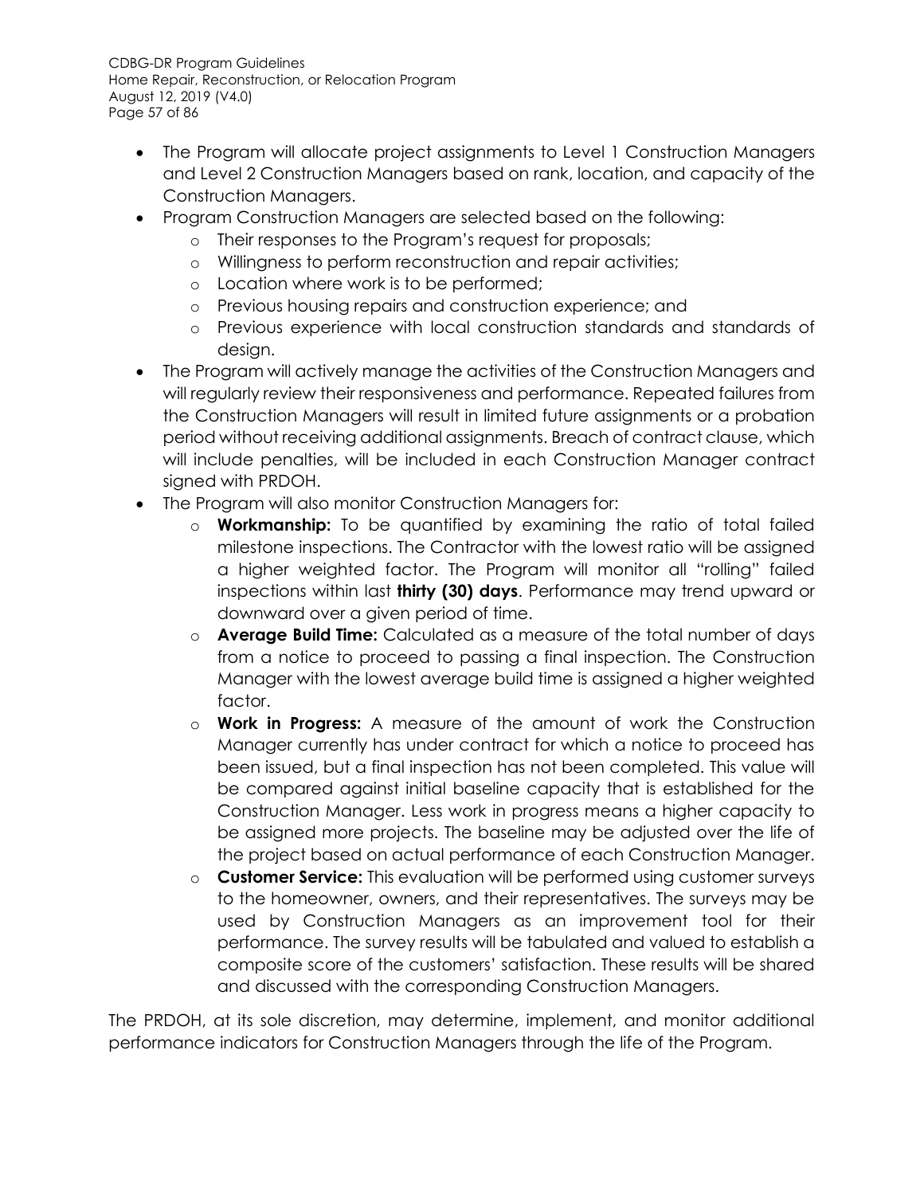- The Program will allocate project assignments to Level 1 Construction Managers and Level 2 Construction Managers based on rank, location, and capacity of the Construction Managers.
- Program Construction Managers are selected based on the following:
  - Their responses to the Program's request for proposals;
  - Willingness to perform reconstruction and repair activities;
  - Location where work is to be performed;
  - Previous housing repairs and construction experience; and
  - Previous experience with local construction standards and standards of design.
- The Program will actively manage the activities of the Construction Managers and will regularly review their responsiveness and performance. Repeated failures from the Construction Managers will result in limited future assignments or a probation period without receiving additional assignments. Breach of contract clause, which will include penalties, will be included in each Construction Manager contract signed with PRDOH.
- The Program will also monitor Construction Managers for:
  - **Workmanship:** To be quantified by examining the ratio of total failed milestone inspections. The Contractor with the lowest ratio will be assigned a higher weighted factor. The Program will monitor all "rolling" failed inspections within last **thirty (30) days**. Performance may trend upward or downward over a given period of time.
  - **Average Build Time:** Calculated as a measure of the total number of days from a notice to proceed to passing a final inspection. The Construction Manager with the lowest average build time is assigned a higher weighted factor.
  - **Work in Progress:** A measure of the amount of work the Construction Manager currently has under contract for which a notice to proceed has been issued, but a final inspection has not been completed. This value will be compared against initial baseline capacity that is established for the Construction Manager. Less work in progress means a higher capacity to be assigned more projects. The baseline may be adjusted over the life of the project based on actual performance of each Construction Manager.
  - **Customer Service:** This evaluation will be performed using customer surveys to the homeowner, owners, and their representatives. The surveys may be used by Construction Managers as an improvement tool for their performance. The survey results will be tabulated and valued to establish a composite score of the customers' satisfaction. These results will be shared and discussed with the corresponding Construction Managers.

The PRDOH, at its sole discretion, may determine, implement, and monitor additional performance indicators for Construction Managers through the life of the Program.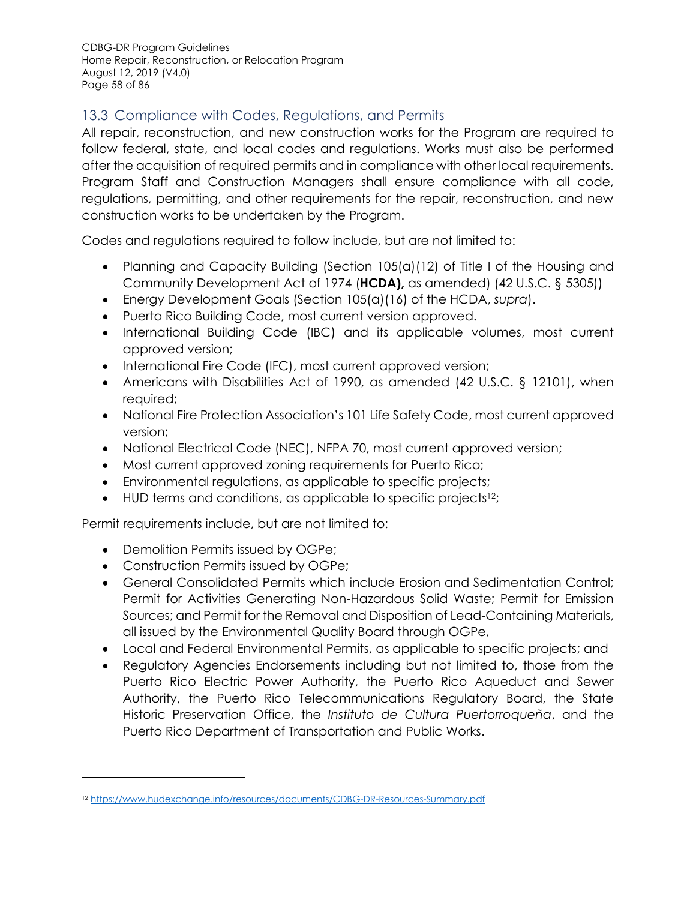## 13.3 Compliance with Codes, Regulations, and Permits

All repair, reconstruction, and new construction works for the Program are required to follow federal, state, and local codes and regulations. Works must also be performed after the acquisition of required permits and in compliance with other local requirements. Program Staff and Construction Managers shall ensure compliance with all code, regulations, permitting, and other requirements for the repair, reconstruction, and new construction works to be undertaken by the Program.

Codes and regulations required to follow include, but are not limited to:

- Planning and Capacity Building (Section 105(a)(12) of Title I of the Housing and Community Development Act of 1974 (**HCDA),** as amended) (42 U.S.C. § 5305))
- Energy Development Goals (Section 105(a)(16) of the HCDA, *supra*).
- Puerto Rico Building Code, most current version approved.
- International Building Code (IBC) and its applicable volumes, most current approved version;
- International Fire Code (IFC), most current approved version;
- Americans with Disabilities Act of 1990, as amended (42 U.S.C. § 12101), when required;
- National Fire Protection Association's 101 Life Safety Code, most current approved version;
- National Electrical Code (NEC), NFPA 70, most current approved version;
- Most current approved zoning requirements for Puerto Rico;
- Environmental regulations, as applicable to specific projects;
- HUD terms and conditions, as applicable to specific projects[12];

Permit requirements include, but are not limited to:

- Demolition Permits issued by OGPe;
- Construction Permits issued by OGPe;
- General Consolidated Permits which include Erosion and Sedimentation Control; Permit for Activities Generating Non-Hazardous Solid Waste; Permit for Emission Sources; and Permit for the Removal and Disposition of Lead-Containing Materials, all issued by the Environmental Quality Board through OGPe,
- Local and Federal Environmental Permits, as applicable to specific projects; and
- Regulatory Agencies Endorsements including but not limited to, those from the Puerto Rico Electric Power Authority, the Puerto Rico Aqueduct and Sewer Authority, the Puerto Rico Telecommunications Regulatory Board, the State Historic Preservation Office, the *Instituto de Cultura Puertorroqueña*, and the Puerto Rico Department of Transportation and Public Works.

---

[12] https://www.hudexchange.info/resources/documents/CDBG-DR-Resources-Summary.pdf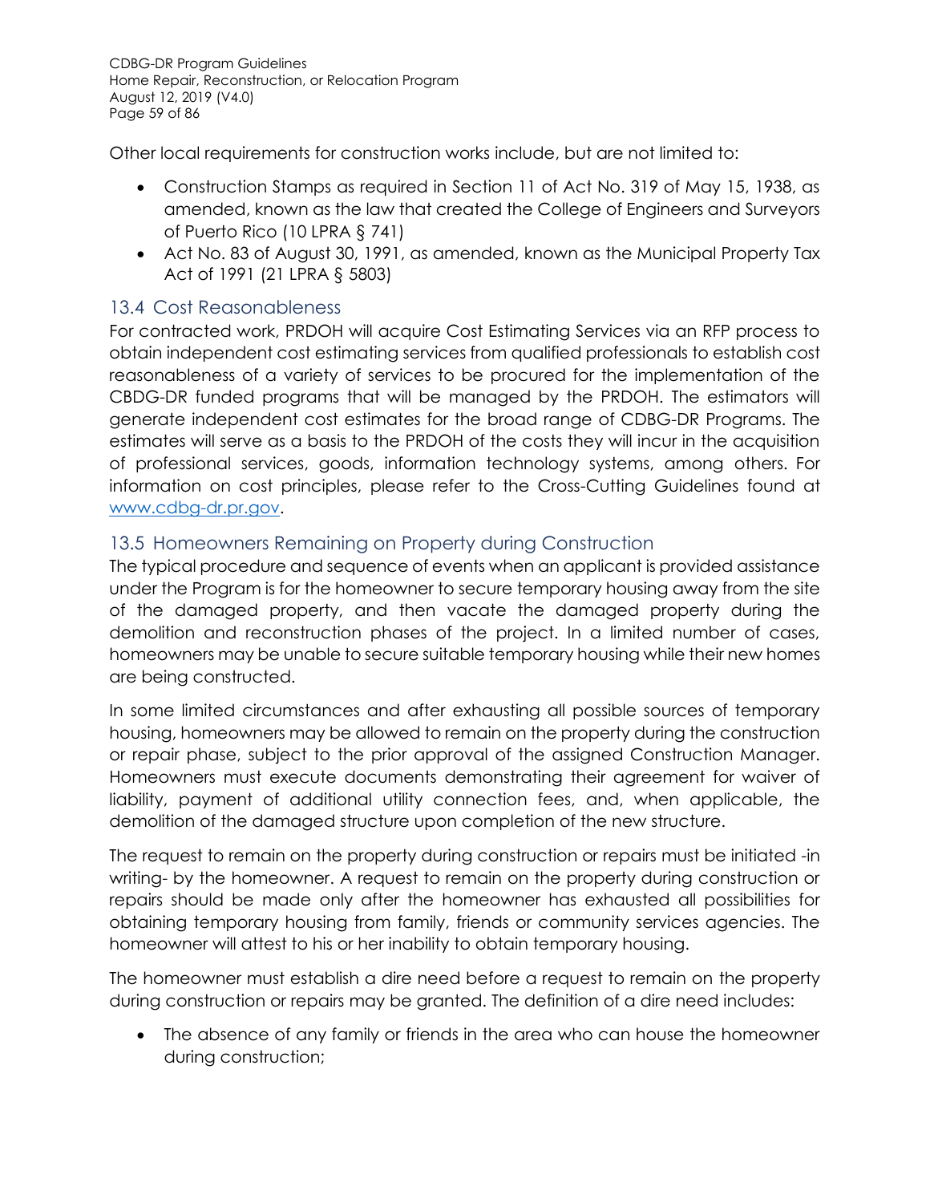Other local requirements for construction works include, but are not limited to:

- Construction Stamps as required in Section 11 of Act No. 319 of May 15, 1938, as amended, known as the law that created the College of Engineers and Surveyors of Puerto Rico (10 LPRA § 741)
- Act No. 83 of August 30, 1991, as amended, known as the Municipal Property Tax Act of 1991 (21 LPRA § 5803)

## 13.4 Cost Reasonableness

For contracted work, PRDOH will acquire Cost Estimating Services via an RFP process to obtain independent cost estimating services from qualified professionals to establish cost reasonableness of a variety of services to be procured for the implementation of the CBDG-DR funded programs that will be managed by the PRDOH. The estimators will generate independent cost estimates for the broad range of CDBG-DR Programs. The estimates will serve as a basis to the PRDOH of the costs they will incur in the acquisition of professional services, goods, information technology systems, among others. For information on cost principles, please refer to the Cross-Cutting Guidelines found at [www.cdbg-dr.pr.gov](www.cdbg-dr.pr.gov).

## 13.5 Homeowners Remaining on Property during Construction

The typical procedure and sequence of events when an applicant is provided assistance under the Program is for the homeowner to secure temporary housing away from the site of the damaged property, and then vacate the damaged property during the demolition and reconstruction phases of the project. In a limited number of cases, homeowners may be unable to secure suitable temporary housing while their new homes are being constructed.

In some limited circumstances and after exhausting all possible sources of temporary housing, homeowners may be allowed to remain on the property during the construction or repair phase, subject to the prior approval of the assigned Construction Manager. Homeowners must execute documents demonstrating their agreement for waiver of liability, payment of additional utility connection fees, and, when applicable, the demolition of the damaged structure upon completion of the new structure.

The request to remain on the property during construction or repairs must be initiated -in writing- by the homeowner. A request to remain on the property during construction or repairs should be made only after the homeowner has exhausted all possibilities for obtaining temporary housing from family, friends or community services agencies. The homeowner will attest to his or her inability to obtain temporary housing.

The homeowner must establish a dire need before a request to remain on the property during construction or repairs may be granted. The definition of a dire need includes:

- The absence of any family or friends in the area who can house the homeowner during construction;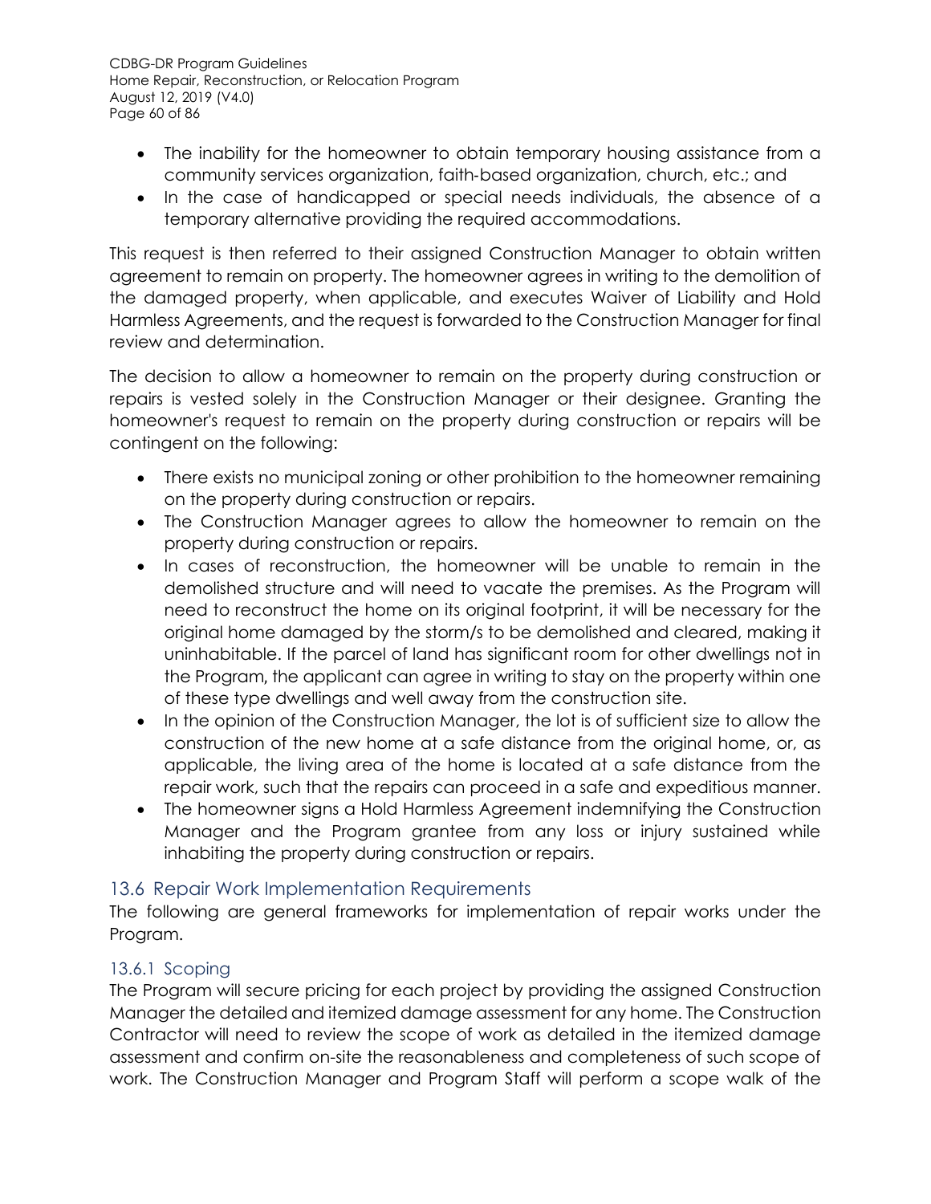- The inability for the homeowner to obtain temporary housing assistance from a community services organization, faith-based organization, church, etc.; and
- In the case of handicapped or special needs individuals, the absence of a temporary alternative providing the required accommodations.

This request is then referred to their assigned Construction Manager to obtain written agreement to remain on property. The homeowner agrees in writing to the demolition of the damaged property, when applicable, and executes Waiver of Liability and Hold Harmless Agreements, and the request is forwarded to the Construction Manager for final review and determination.

The decision to allow a homeowner to remain on the property during construction or repairs is vested solely in the Construction Manager or their designee. Granting the homeowner's request to remain on the property during construction or repairs will be contingent on the following:

- There exists no municipal zoning or other prohibition to the homeowner remaining on the property during construction or repairs.
- The Construction Manager agrees to allow the homeowner to remain on the property during construction or repairs.
- In cases of reconstruction, the homeowner will be unable to remain in the demolished structure and will need to vacate the premises. As the Program will need to reconstruct the home on its original footprint, it will be necessary for the original home damaged by the storm/s to be demolished and cleared, making it uninhabitable. If the parcel of land has significant room for other dwellings not in the Program, the applicant can agree in writing to stay on the property within one of these type dwellings and well away from the construction site.
- In the opinion of the Construction Manager, the lot is of sufficient size to allow the construction of the new home at a safe distance from the original home, or, as applicable, the living area of the home is located at a safe distance from the repair work, such that the repairs can proceed in a safe and expeditious manner.
- The homeowner signs a Hold Harmless Agreement indemnifying the Construction Manager and the Program grantee from any loss or injury sustained while inhabiting the property during construction or repairs.

## 13.6 Repair Work Implementation Requirements

The following are general frameworks for implementation of repair works under the Program.

### 13.6.1 Scoping

The Program will secure pricing for each project by providing the assigned Construction Manager the detailed and itemized damage assessment for any home. The Construction Contractor will need to review the scope of work as detailed in the itemized damage assessment and confirm on-site the reasonableness and completeness of such scope of work. The Construction Manager and Program Staff will perform a scope walk of the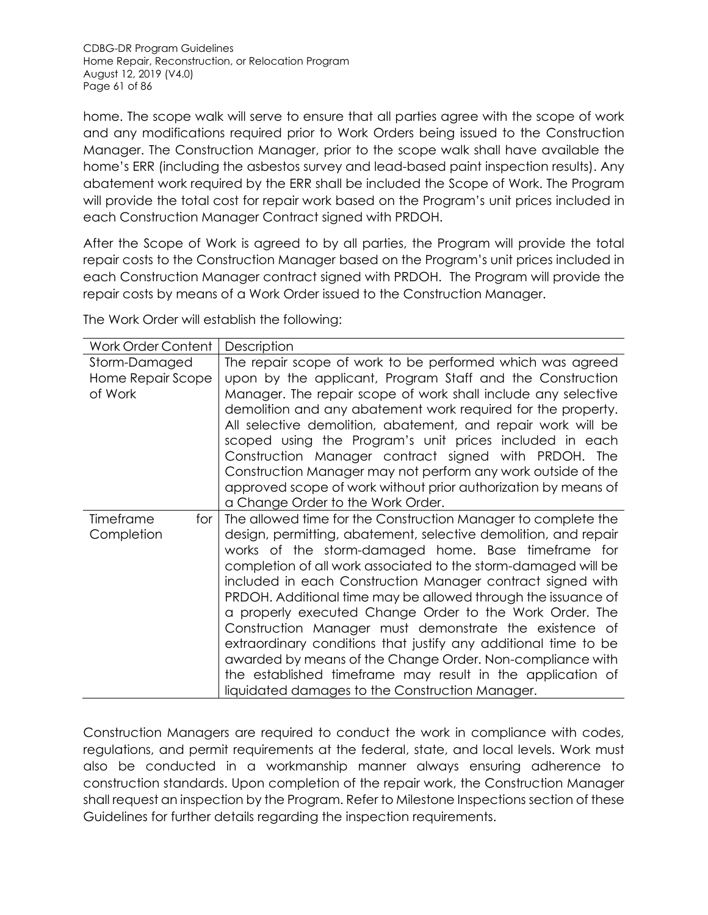home. The scope walk will serve to ensure that all parties agree with the scope of work and any modifications required prior to Work Orders being issued to the Construction Manager. The Construction Manager, prior to the scope walk shall have available the home's ERR (including the asbestos survey and lead-based paint inspection results). Any abatement work required by the ERR shall be included the Scope of Work. The Program will provide the total cost for repair work based on the Program's unit prices included in each Construction Manager Contract signed with PRDOH.

After the Scope of Work is agreed to by all parties, the Program will provide the total repair costs to the Construction Manager based on the Program's unit prices included in each Construction Manager contract signed with PRDOH. The Program will provide the repair costs by means of a Work Order issued to the Construction Manager.

The Work Order will establish the following:

| Work Order Content | Description |
|---|---|
| Storm-Damaged Home Repair Scope of Work | The repair scope of work to be performed which was agreed upon by the applicant, Program Staff and the Construction Manager. The repair scope of work shall include any selective demolition and any abatement work required for the property. All selective demolition, abatement, and repair work will be scoped using the Program's unit prices included in each Construction Manager contract signed with PRDOH. The Construction Manager may not perform any work outside of the approved scope of work without prior authorization by means of a Change Order to the Work Order. |
| Timeframe for Completion | The allowed time for the Construction Manager to complete the design, permitting, abatement, selective demolition, and repair works of the storm-damaged home. Base timeframe for completion of all work associated to the storm-damaged will be included in each Construction Manager contract signed with PRDOH. Additional time may be allowed through the issuance of a properly executed Change Order to the Work Order. The Construction Manager must demonstrate the existence of extraordinary conditions that justify any additional time to be awarded by means of the Change Order. Non-compliance with the established timeframe may result in the application of liquidated damages to the Construction Manager. |

Construction Managers are required to conduct the work in compliance with codes, regulations, and permit requirements at the federal, state, and local levels. Work must also be conducted in a workmanship manner always ensuring adherence to construction standards. Upon completion of the repair work, the Construction Manager shall request an inspection by the Program. Refer to Milestone Inspections section of these Guidelines for further details regarding the inspection requirements.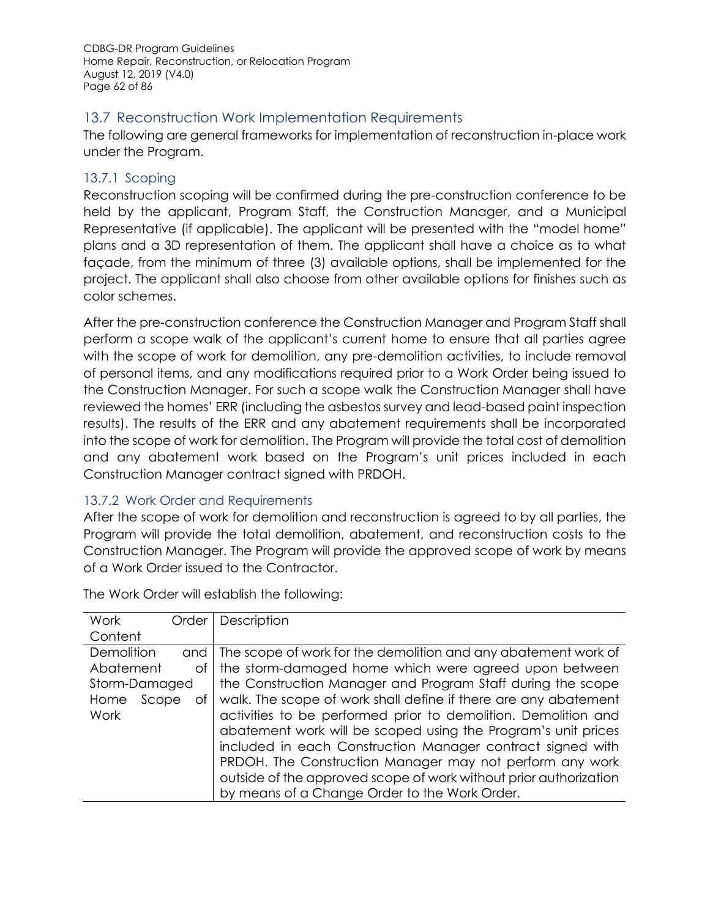## 13.7 Reconstruction Work Implementation Requirements

The following are general frameworks for implementation of reconstruction in-place work under the Program.

### 13.7.1 Scoping

Reconstruction scoping will be confirmed during the pre-construction conference to be held by the applicant, Program Staff, the Construction Manager, and a Municipal Representative (if applicable). The applicant will be presented with the "model home" plans and a 3D representation of them. The applicant shall have a choice as to what façade, from the minimum of three (3) available options, shall be implemented for the project. The applicant shall also choose from other available options for finishes such as color schemes.

After the pre-construction conference the Construction Manager and Program Staff shall perform a scope walk of the applicant's current home to ensure that all parties agree with the scope of work for demolition, any pre-demolition activities, to include removal of personal items, and any modifications required prior to a Work Order being issued to the Construction Manager. For such a scope walk the Construction Manager shall have reviewed the homes' ERR (including the asbestos survey and lead-based paint inspection results). The results of the ERR and any abatement requirements shall be incorporated into the scope of work for demolition. The Program will provide the total cost of demolition and any abatement work based on the Program's unit prices included in each Construction Manager contract signed with PRDOH.

### 13.7.2 Work Order and Requirements

After the scope of work for demolition and reconstruction is agreed to by all parties, the Program will provide the total demolition, abatement, and reconstruction costs to the Construction Manager. The Program will provide the approved scope of work by means of a Work Order issued to the Contractor.

The Work Order will establish the following:

| Work Order Content | Description |
|---|---|
| Demolition and Abatement of Storm-Damaged Home Scope of Work | The scope of work for the demolition and any abatement work of the storm-damaged home which were agreed upon between the Construction Manager and Program Staff during the scope walk. The scope of work shall define if there are any abatement activities to be performed prior to demolition. Demolition and abatement work will be scoped using the Program's unit prices included in each Construction Manager contract signed with PRDOH. The Construction Manager may not perform any work outside of the approved scope of work without prior authorization by means of a Change Order to the Work Order. |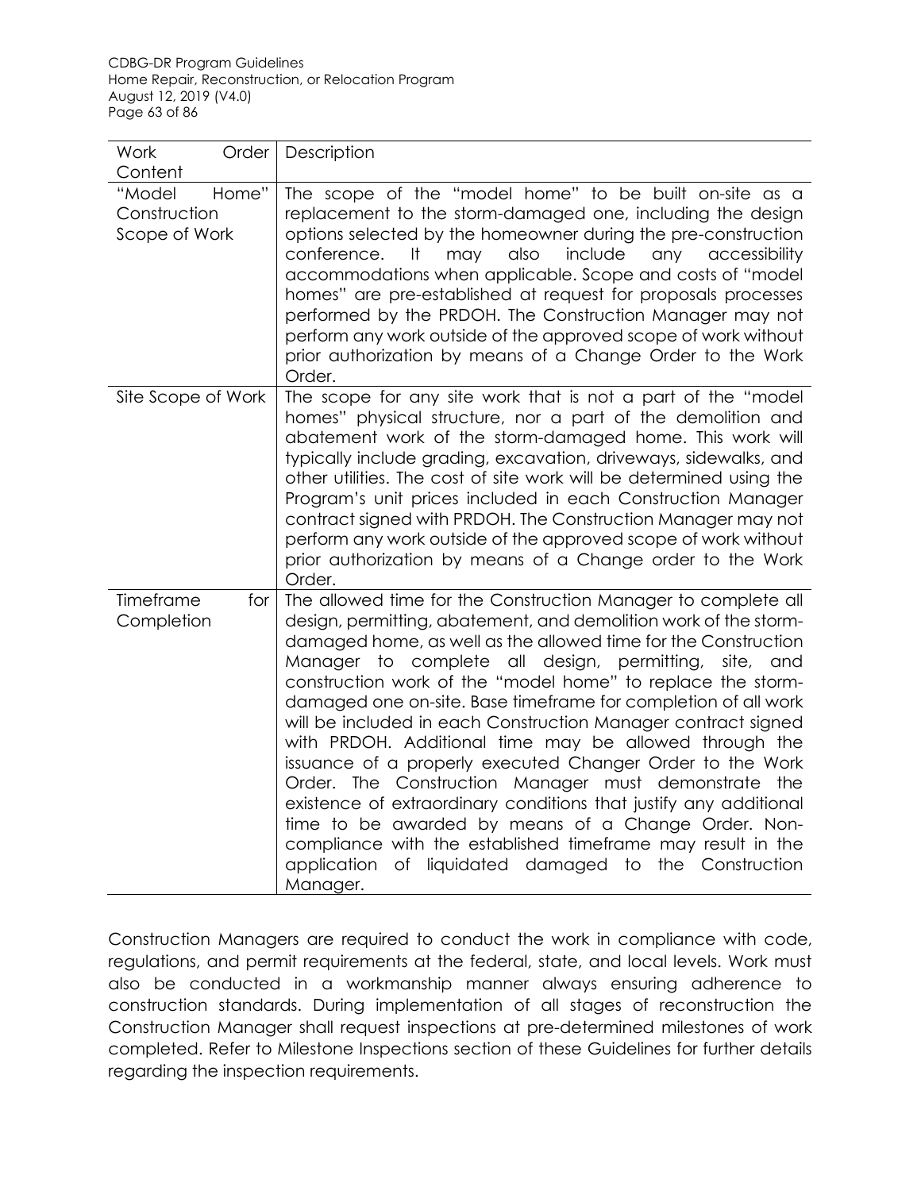| Work Order Content | Description |
|---|---|
| "Model Home" Construction Scope of Work | The scope of the "model home" to be built on-site as a replacement to the storm-damaged one, including the design options selected by the homeowner during the pre-construction conference. It may also include any accessibility accommodations when applicable. Scope and costs of "model homes" are pre-established at request for proposals processes performed by the PRDOH. The Construction Manager may not perform any work outside of the approved scope of work without prior authorization by means of a Change Order to the Work Order. |
| Site Scope of Work | The scope for any site work that is not a part of the "model homes" physical structure, nor a part of the demolition and abatement work of the storm-damaged home. This work will typically include grading, excavation, driveways, sidewalks, and other utilities. The cost of site work will be determined using the Program's unit prices included in each Construction Manager contract signed with PRDOH. The Construction Manager may not perform any work outside of the approved scope of work without prior authorization by means of a Change order to the Work Order. |
| Timeframe for Completion | The allowed time for the Construction Manager to complete all design, permitting, abatement, and demolition work of the storm-damaged home, as well as the allowed time for the Construction Manager to complete all design, permitting, site, and construction work of the "model home" to replace the storm-damaged one on-site. Base timeframe for completion of all work will be included in each Construction Manager contract signed with PRDOH. Additional time may be allowed through the issuance of a properly executed Changer Order to the Work Order. The Construction Manager must demonstrate the existence of extraordinary conditions that justify any additional time to be awarded by means of a Change Order. Non-compliance with the established timeframe may result in the application of liquidated damaged to the Construction Manager. |

Construction Managers are required to conduct the work in compliance with code, regulations, and permit requirements at the federal, state, and local levels. Work must also be conducted in a workmanship manner always ensuring adherence to construction standards. During implementation of all stages of reconstruction the Construction Manager shall request inspections at pre-determined milestones of work completed. Refer to Milestone Inspections section of these Guidelines for further details regarding the inspection requirements.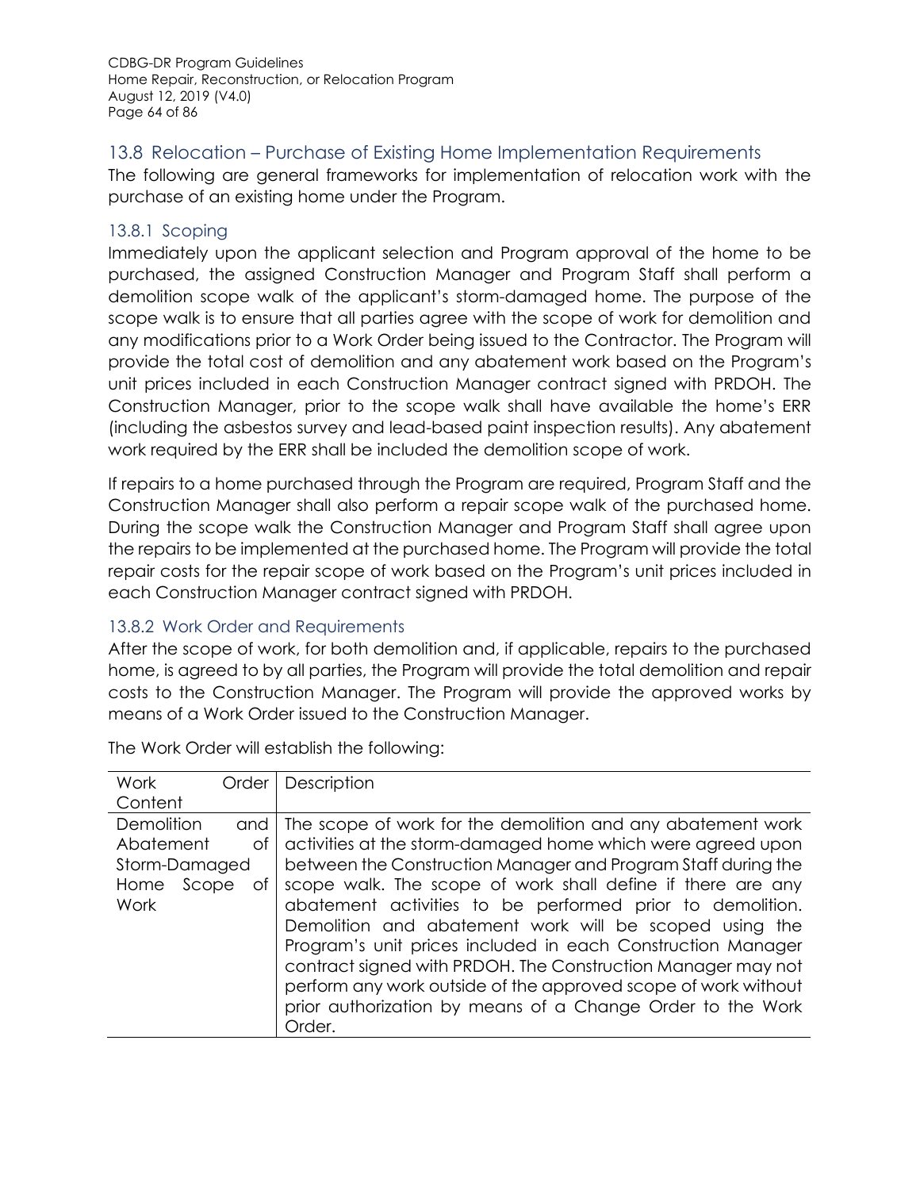## 13.8 Relocation – Purchase of Existing Home Implementation Requirements

The following are general frameworks for implementation of relocation work with the purchase of an existing home under the Program.

### 13.8.1 Scoping

Immediately upon the applicant selection and Program approval of the home to be purchased, the assigned Construction Manager and Program Staff shall perform a demolition scope walk of the applicant's storm-damaged home. The purpose of the scope walk is to ensure that all parties agree with the scope of work for demolition and any modifications prior to a Work Order being issued to the Contractor. The Program will provide the total cost of demolition and any abatement work based on the Program's unit prices included in each Construction Manager contract signed with PRDOH. The Construction Manager, prior to the scope walk shall have available the home's ERR (including the asbestos survey and lead-based paint inspection results). Any abatement work required by the ERR shall be included the demolition scope of work.

If repairs to a home purchased through the Program are required, Program Staff and the Construction Manager shall also perform a repair scope walk of the purchased home. During the scope walk the Construction Manager and Program Staff shall agree upon the repairs to be implemented at the purchased home. The Program will provide the total repair costs for the repair scope of work based on the Program's unit prices included in each Construction Manager contract signed with PRDOH.

### 13.8.2 Work Order and Requirements

After the scope of work, for both demolition and, if applicable, repairs to the purchased home, is agreed to by all parties, the Program will provide the total demolition and repair costs to the Construction Manager. The Program will provide the approved works by means of a Work Order issued to the Construction Manager.

The Work Order will establish the following:

| Work Order Content | Description |
|---|---|
| Demolition and Abatement of Storm-Damaged Home Scope of Work | The scope of work for the demolition and any abatement work activities at the storm-damaged home which were agreed upon between the Construction Manager and Program Staff during the scope walk. The scope of work shall define if there are any abatement activities to be performed prior to demolition. Demolition and abatement work will be scoped using the Program's unit prices included in each Construction Manager contract signed with PRDOH. The Construction Manager may not perform any work outside of the approved scope of work without prior authorization by means of a Change Order to the Work Order. |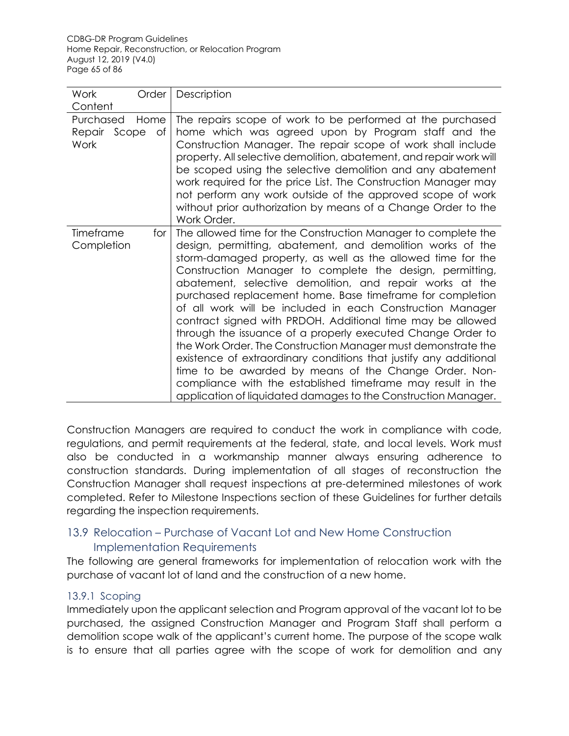| Work Order Content | Description |
|---|---|
| Purchased Home Repair Scope of Work | The repairs scope of work to be performed at the purchased home which was agreed upon by Program staff and the Construction Manager. The repair scope of work shall include property. All selective demolition, abatement, and repair work will be scoped using the selective demolition and any abatement work required for the price List. The Construction Manager may not perform any work outside of the approved scope of work without prior authorization by means of a Change Order to the Work Order. |
| Timeframe for Completion | The allowed time for the Construction Manager to complete the design, permitting, abatement, and demolition works of the storm-damaged property, as well as the allowed time for the Construction Manager to complete the design, permitting, abatement, selective demolition, and repair works at the purchased replacement home. Base timeframe for completion of all work will be included in each Construction Manager contract signed with PRDOH. Additional time may be allowed through the issuance of a properly executed Change Order to the Work Order. The Construction Manager must demonstrate the existence of extraordinary conditions that justify any additional time to be awarded by means of the Change Order. Non-compliance with the established timeframe may result in the application of liquidated damages to the Construction Manager. |

Construction Managers are required to conduct the work in compliance with code, regulations, and permit requirements at the federal, state, and local levels. Work must also be conducted in a workmanship manner always ensuring adherence to construction standards. During implementation of all stages of reconstruction the Construction Manager shall request inspections at pre-determined milestones of work completed. Refer to Milestone Inspections section of these Guidelines for further details regarding the inspection requirements.

## 13.9 Relocation – Purchase of Vacant Lot and New Home Construction Implementation Requirements

The following are general frameworks for implementation of relocation work with the purchase of vacant lot of land and the construction of a new home.

### 13.9.1 Scoping

Immediately upon the applicant selection and Program approval of the vacant lot to be purchased, the assigned Construction Manager and Program Staff shall perform a demolition scope walk of the applicant's current home. The purpose of the scope walk is to ensure that all parties agree with the scope of work for demolition and any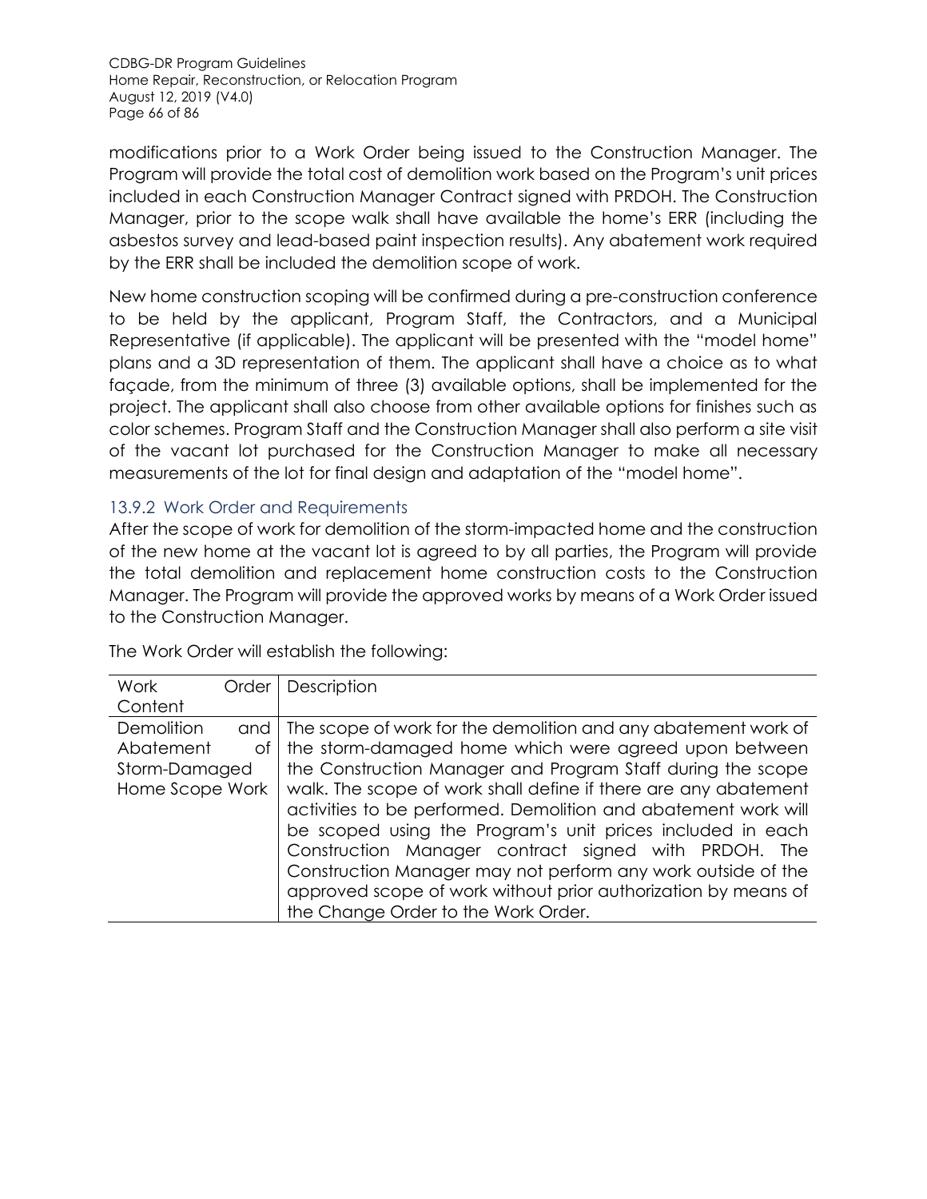modifications prior to a Work Order being issued to the Construction Manager. The Program will provide the total cost of demolition work based on the Program's unit prices included in each Construction Manager Contract signed with PRDOH. The Construction Manager, prior to the scope walk shall have available the home's ERR (including the asbestos survey and lead-based paint inspection results). Any abatement work required by the ERR shall be included the demolition scope of work.

New home construction scoping will be confirmed during a pre-construction conference to be held by the applicant, Program Staff, the Contractors, and a Municipal Representative (if applicable). The applicant will be presented with the "model home" plans and a 3D representation of them. The applicant shall have a choice as to what façade, from the minimum of three (3) available options, shall be implemented for the project. The applicant shall also choose from other available options for finishes such as color schemes. Program Staff and the Construction Manager shall also perform a site visit of the vacant lot purchased for the Construction Manager to make all necessary measurements of the lot for final design and adaptation of the "model home".

### 13.9.2 Work Order and Requirements

After the scope of work for demolition of the storm-impacted home and the construction of the new home at the vacant lot is agreed to by all parties, the Program will provide the total demolition and replacement home construction costs to the Construction Manager. The Program will provide the approved works by means of a Work Order issued to the Construction Manager.

The Work Order will establish the following:

| Work Order Content | Description |
|---|---|
| Demolition and Abatement of Storm-Damaged Home Scope Work | The scope of work for the demolition and any abatement work of the storm-damaged home which were agreed upon between the Construction Manager and Program Staff during the scope walk. The scope of work shall define if there are any abatement activities to be performed. Demolition and abatement work will be scoped using the Program's unit prices included in each Construction Manager contract signed with PRDOH. The Construction Manager may not perform any work outside of the approved scope of work without prior authorization by means of the Change Order to the Work Order. |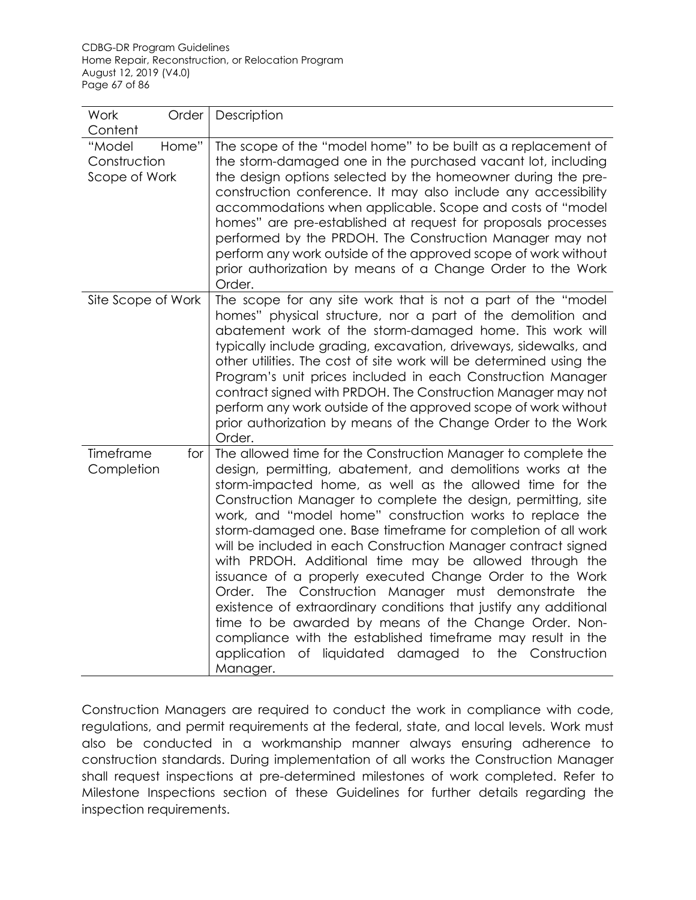| Work Order Content | Description |
|---|---|
| "Model Home" Construction Scope of Work | The scope of the "model home" to be built as a replacement of the storm-damaged one in the purchased vacant lot, including the design options selected by the homeowner during the pre-construction conference. It may also include any accessibility accommodations when applicable. Scope and costs of "model homes" are pre-established at request for proposals processes performed by the PRDOH. The Construction Manager may not perform any work outside of the approved scope of work without prior authorization by means of a Change Order to the Work Order. |
| Site Scope of Work | The scope for any site work that is not a part of the "model homes" physical structure, nor a part of the demolition and abatement work of the storm-damaged home. This work will typically include grading, excavation, driveways, sidewalks, and other utilities. The cost of site work will be determined using the Program's unit prices included in each Construction Manager contract signed with PRDOH. The Construction Manager may not perform any work outside of the approved scope of work without prior authorization by means of the Change Order to the Work Order. |
| Timeframe for Completion | The allowed time for the Construction Manager to complete the design, permitting, abatement, and demolitions works at the storm-impacted home, as well as the allowed time for the Construction Manager to complete the design, permitting, site work, and "model home" construction works to replace the storm-damaged one. Base timeframe for completion of all work will be included in each Construction Manager contract signed with PRDOH. Additional time may be allowed through the issuance of a properly executed Change Order to the Work Order. The Construction Manager must demonstrate the existence of extraordinary conditions that justify any additional time to be awarded by means of the Change Order. Non-compliance with the established timeframe may result in the application of liquidated damaged to the Construction Manager. |

Construction Managers are required to conduct the work in compliance with code, regulations, and permit requirements at the federal, state, and local levels. Work must also be conducted in a workmanship manner always ensuring adherence to construction standards. During implementation of all works the Construction Manager shall request inspections at pre-determined milestones of work completed. Refer to Milestone Inspections section of these Guidelines for further details regarding the inspection requirements.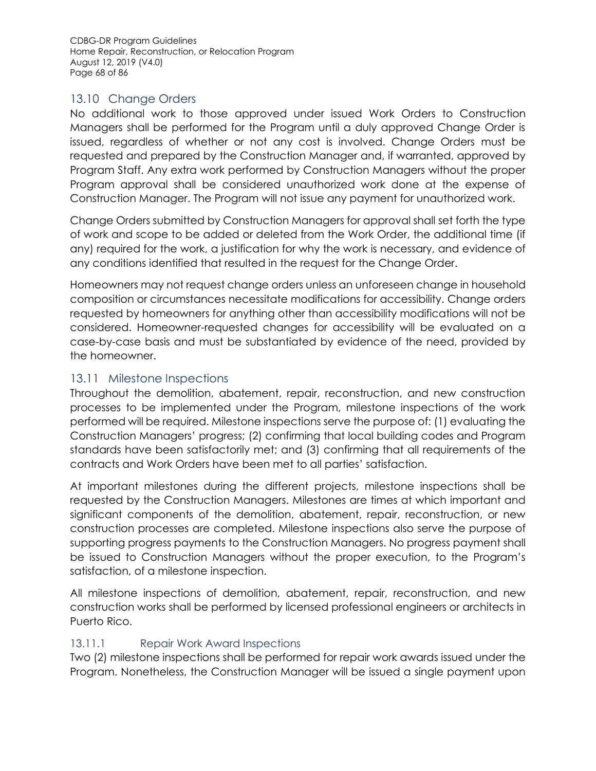## 13.10 Change Orders

No additional work to those approved under issued Work Orders to Construction Managers shall be performed for the Program until a duly approved Change Order is issued, regardless of whether or not any cost is involved. Change Orders must be requested and prepared by the Construction Manager and, if warranted, approved by Program Staff. Any extra work performed by Construction Managers without the proper Program approval shall be considered unauthorized work done at the expense of Construction Manager. The Program will not issue any payment for unauthorized work.

Change Orders submitted by Construction Managers for approval shall set forth the type of work and scope to be added or deleted from the Work Order, the additional time (if any) required for the work, a justification for why the work is necessary, and evidence of any conditions identified that resulted in the request for the Change Order.

Homeowners may not request change orders unless an unforeseen change in household composition or circumstances necessitate modifications for accessibility. Change orders requested by homeowners for anything other than accessibility modifications will not be considered. Homeowner-requested changes for accessibility will be evaluated on a case-by-case basis and must be substantiated by evidence of the need, provided by the homeowner.

## 13.11 Milestone Inspections

Throughout the demolition, abatement, repair, reconstruction, and new construction processes to be implemented under the Program, milestone inspections of the work performed will be required. Milestone inspections serve the purpose of: (1) evaluating the Construction Managers' progress; (2) confirming that local building codes and Program standards have been satisfactorily met; and (3) confirming that all requirements of the contracts and Work Orders have been met to all parties' satisfaction.

At important milestones during the different projects, milestone inspections shall be requested by the Construction Managers. Milestones are times at which important and significant components of the demolition, abatement, repair, reconstruction, or new construction processes are completed. Milestone inspections also serve the purpose of supporting progress payments to the Construction Managers. No progress payment shall be issued to Construction Managers without the proper execution, to the Program's satisfaction, of a milestone inspection.

All milestone inspections of demolition, abatement, repair, reconstruction, and new construction works shall be performed by licensed professional engineers or architects in Puerto Rico.

### 13.11.1 Repair Work Award Inspections

Two (2) milestone inspections shall be performed for repair work awards issued under the Program. Nonetheless, the Construction Manager will be issued a single payment upon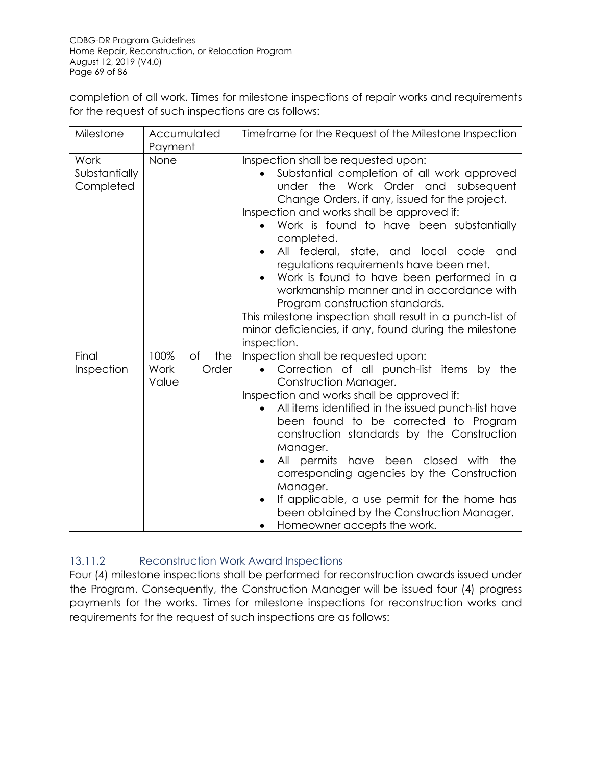completion of all work. Times for milestone inspections of repair works and requirements for the request of such inspections are as follows:

| Milestone | Accumulated Payment | Timeframe for the Request of the Milestone Inspection |
|---|---|---|
| Work Substantially Completed | None | Inspection shall be requested upon:<br>• Substantial completion of all work approved under the Work Order and subsequent Change Orders, if any, issued for the project.<br>Inspection and works shall be approved if:<br>• Work is found to have been substantially completed.<br>• All federal, state, and local code and regulations requirements have been met.<br>• Work is found to have been performed in a workmanship manner and in accordance with Program construction standards.<br>This milestone inspection shall result in a punch-list of minor deficiencies, if any, found during the milestone inspection. |
| Final Inspection | 100% of the Work Order Value | Inspection shall be requested upon:<br>• Correction of all punch-list items by the Construction Manager.<br>Inspection and works shall be approved if:<br>• All items identified in the issued punch-list have been found to be corrected to Program construction standards by the Construction Manager.<br>• All permits have been closed with the corresponding agencies by the Construction Manager.<br>• If applicable, a use permit for the home has been obtained by the Construction Manager.<br>• Homeowner accepts the work. |

### 13.11.2 Reconstruction Work Award Inspections

Four (4) milestone inspections shall be performed for reconstruction awards issued under the Program. Consequently, the Construction Manager will be issued four (4) progress payments for the works. Times for milestone inspections for reconstruction works and requirements for the request of such inspections are as follows: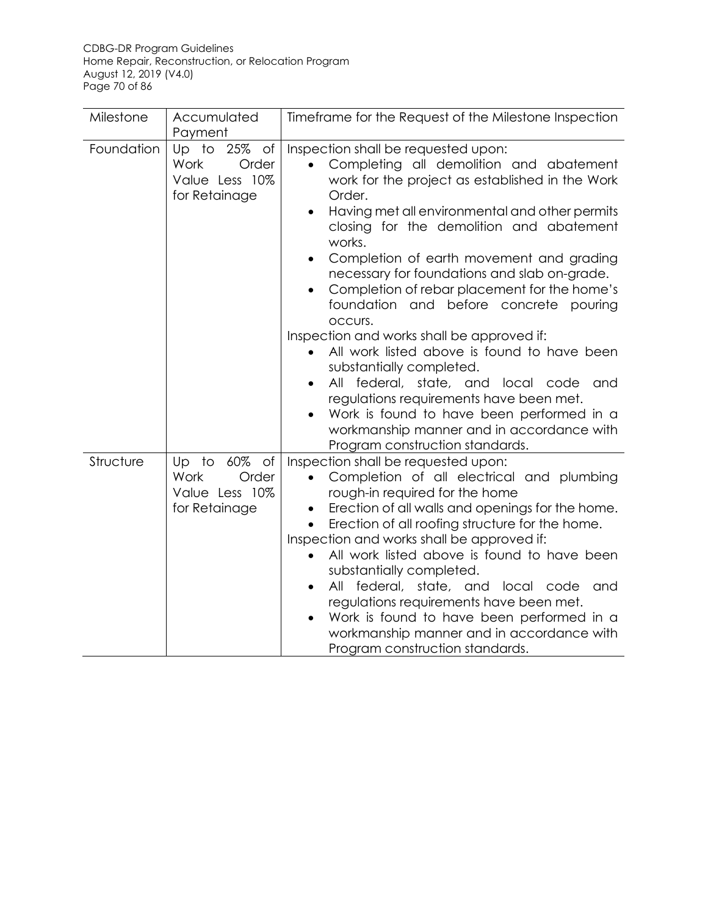| Milestone | Accumulated Payment | Timeframe for the Request of the Milestone Inspection |
|---|---|---|
| Foundation | Up to 25% of Work Order Value Less 10% for Retainage | Inspection shall be requested upon:<br>• Completing all demolition and abatement work for the project as established in the Work Order.<br>• Having met all environmental and other permits closing for the demolition and abatement works.<br>• Completion of earth movement and grading necessary for foundations and slab on-grade.<br>• Completion of rebar placement for the home's foundation and before concrete pouring occurs.<br>Inspection and works shall be approved if:<br>• All work listed above is found to have been substantially completed.<br>• All federal, state, and local code and regulations requirements have been met.<br>• Work is found to have been performed in a workmanship manner and in accordance with Program construction standards. |
| Structure | Up to 60% of Work Order Value Less 10% for Retainage | Inspection shall be requested upon:<br>• Completion of all electrical and plumbing rough-in required for the home<br>• Erection of all walls and openings for the home.<br>• Erection of all roofing structure for the home.<br>Inspection and works shall be approved if:<br>• All work listed above is found to have been substantially completed.<br>• All federal, state, and local code and regulations requirements have been met.<br>• Work is found to have been performed in a workmanship manner and in accordance with Program construction standards. |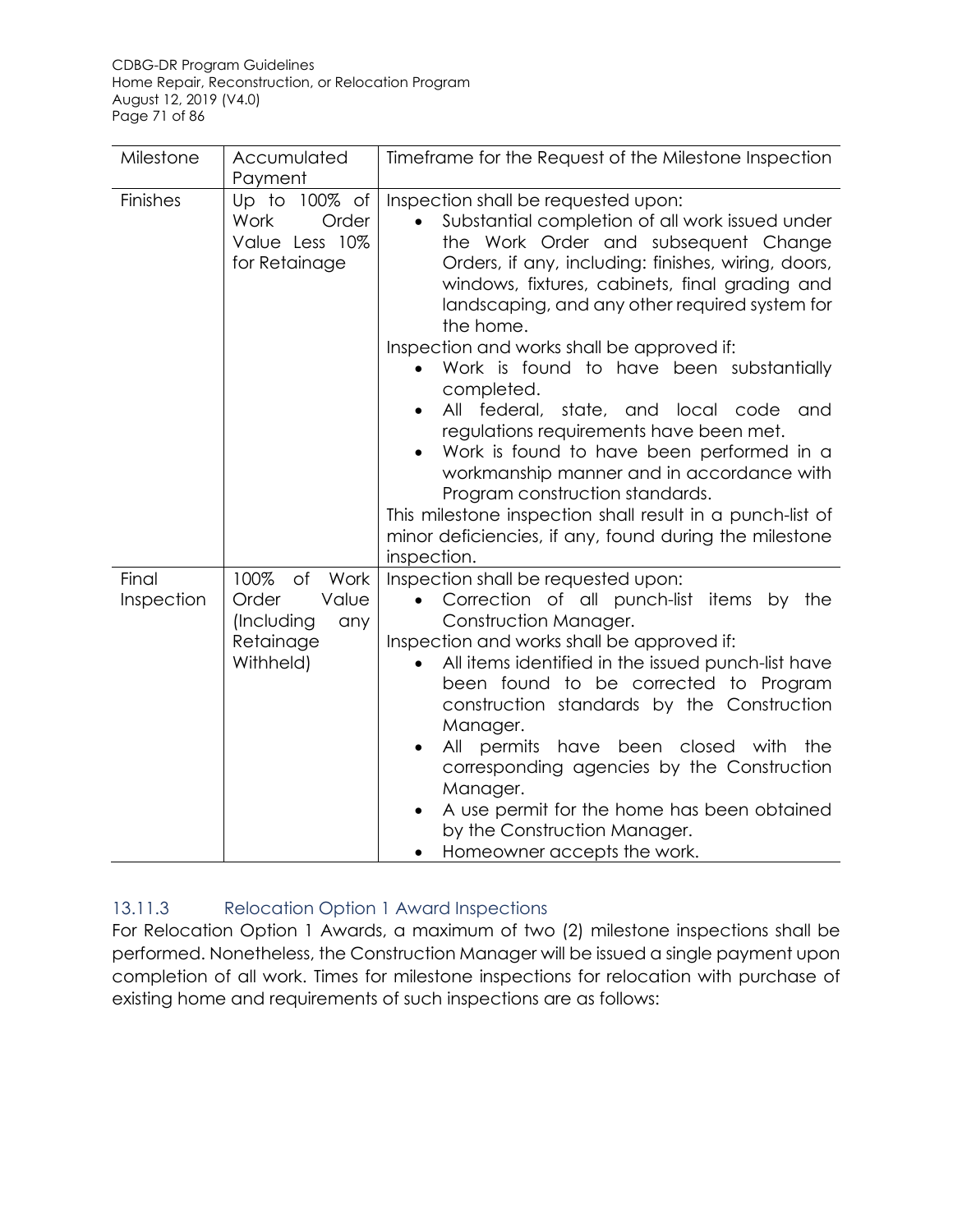| Milestone | Accumulated Payment | Timeframe for the Request of the Milestone Inspection |
|---|---|---|
| Finishes | Up to 100% of Work Order Value Less 10% for Retainage | Inspection shall be requested upon:<br>• Substantial completion of all work issued under the Work Order and subsequent Change Orders, if any, including: finishes, wiring, doors, windows, fixtures, cabinets, final grading and landscaping, and any other required system for the home.<br>Inspection and works shall be approved if:<br>• Work is found to have been substantially completed.<br>• All federal, state, and local code and regulations requirements have been met.<br>• Work is found to have been performed in a workmanship manner and in accordance with Program construction standards.<br>This milestone inspection shall result in a punch-list of minor deficiencies, if any, found during the milestone inspection. |
| Final Inspection | 100% of Work Order Value (Including any Retainage Withheld) | Inspection shall be requested upon:<br>• Correction of all punch-list items by the Construction Manager.<br>Inspection and works shall be approved if:<br>• All items identified in the issued punch-list have been found to be corrected to Program construction standards by the Construction Manager.<br>• All permits have been closed with the corresponding agencies by the Construction Manager.<br>• A use permit for the home has been obtained by the Construction Manager.<br>• Homeowner accepts the work. |

### 13.11.3 Relocation Option 1 Award Inspections

For Relocation Option 1 Awards, a maximum of two (2) milestone inspections shall be performed. Nonetheless, the Construction Manager will be issued a single payment upon completion of all work. Times for milestone inspections for relocation with purchase of existing home and requirements of such inspections are as follows: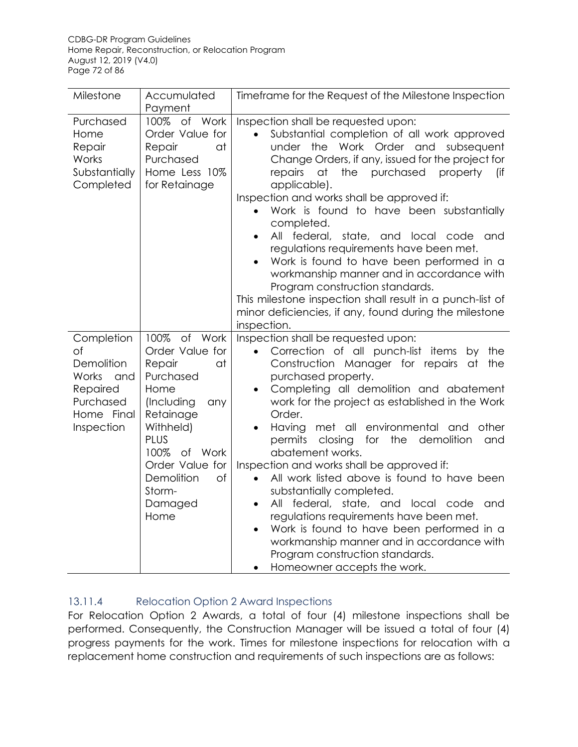| Milestone | Accumulated Payment | Timeframe for the Request of the Milestone Inspection |
|---|---|---|
| Purchased Home Repair Works Substantially Completed | 100% of Work Order Value for Repair at Purchased Home Less 10% for Retainage | Inspection shall be requested upon:<br>• Substantial completion of all work approved under the Work Order and subsequent Change Orders, if any, issued for the project for repairs at the purchased property (if applicable).<br>Inspection and works shall be approved if:<br>• Work is found to have been substantially completed.<br>• All federal, state, and local code and regulations requirements have been met.<br>• Work is found to have been performed in a workmanship manner and in accordance with Program construction standards.<br>This milestone inspection shall result in a punch-list of minor deficiencies, if any, found during the milestone inspection. |
| Completion of Demolition Works and Repaired Purchased Home Final Inspection | 100% of Work Order Value for Repair at Purchased Home (Including any Retainage Withheld) PLUS 100% of Work Order Value for Demolition of Storm-Damaged Home | Inspection shall be requested upon:<br>• Correction of all punch-list items by the Construction Manager for repairs at the purchased property.<br>• Completing all demolition and abatement work for the project as established in the Work Order.<br>• Having met all environmental and other permits closing for the demolition and abatement works.<br>Inspection and works shall be approved if:<br>• All work listed above is found to have been substantially completed.<br>• All federal, state, and local code and regulations requirements have been met.<br>• Work is found to have been performed in a workmanship manner and in accordance with Program construction standards.<br>• Homeowner accepts the work. |

#### 13.11.4 Relocation Option 2 Award Inspections

For Relocation Option 2 Awards, a total of four (4) milestone inspections shall be performed. Consequently, the Construction Manager will be issued a total of four (4) progress payments for the work. Times for milestone inspections for relocation with a replacement home construction and requirements of such inspections are as follows: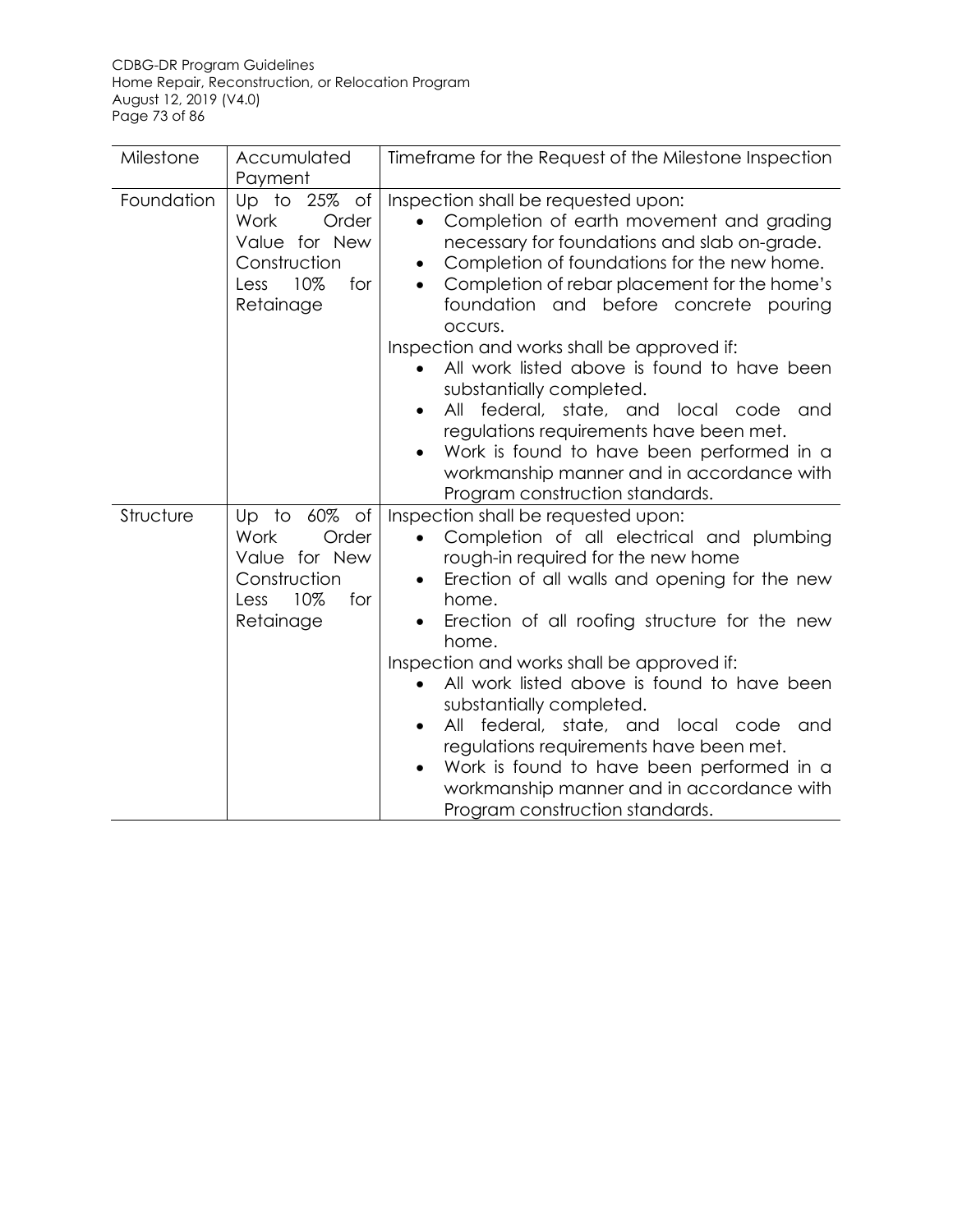| Milestone | Accumulated Payment | Timeframe for the Request of the Milestone Inspection |
|---|---|---|
| Foundation | Up to 25% of Work Order Value for New Construction Less 10% for Retainage | Inspection shall be requested upon:<br>• Completion of earth movement and grading necessary for foundations and slab on-grade.<br>• Completion of foundations for the new home.<br>• Completion of rebar placement for the home's foundation and before concrete pouring occurs.<br>Inspection and works shall be approved if:<br>• All work listed above is found to have been substantially completed.<br>• All federal, state, and local code and regulations requirements have been met.<br>• Work is found to have been performed in a workmanship manner and in accordance with Program construction standards. |
| Structure | Up to 60% of Work Order Value for New Construction Less 10% for Retainage | Inspection shall be requested upon:<br>• Completion of all electrical and plumbing rough-in required for the new home<br>• Erection of all walls and opening for the new home.<br>• Erection of all roofing structure for the new home.<br>Inspection and works shall be approved if:<br>• All work listed above is found to have been substantially completed.<br>• All federal, state, and local code and regulations requirements have been met.<br>• Work is found to have been performed in a workmanship manner and in accordance with Program construction standards. |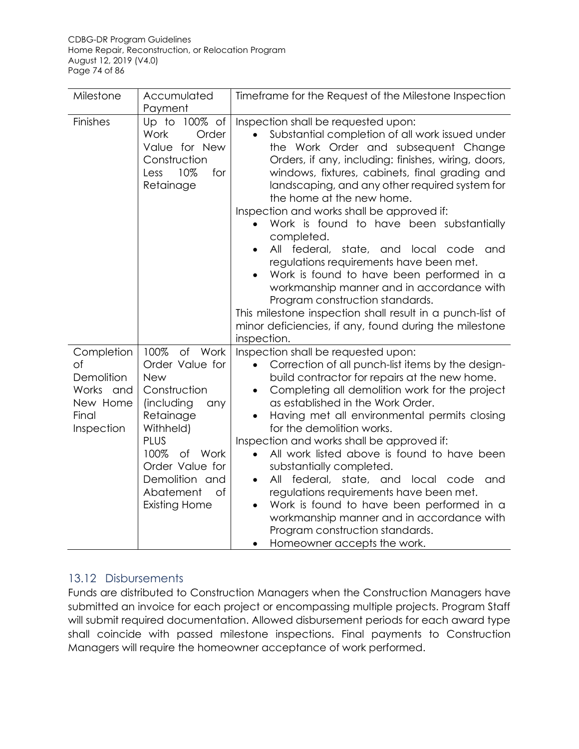| Milestone | Accumulated Payment | Timeframe for the Request of the Milestone Inspection |
|---|---|---|
| Finishes | Up to 100% of Work Order Value for New Construction Less 10% for Retainage | Inspection shall be requested upon:<br>• Substantial completion of all work issued under the Work Order and subsequent Change Orders, if any, including: finishes, wiring, doors, windows, fixtures, cabinets, final grading and landscaping, and any other required system for the home at the new home.<br>Inspection and works shall be approved if:<br>• Work is found to have been substantially completed.<br>• All federal, state, and local code and regulations requirements have been met.<br>• Work is found to have been performed in a workmanship manner and in accordance with Program construction standards.<br>This milestone inspection shall result in a punch-list of minor deficiencies, if any, found during the milestone inspection. |
| Completion of Demolition Works and New Home Final Inspection | 100% of Work Order Value for New Construction (including any Retainage Withheld) PLUS 100% of Work Order Value for Demolition and Abatement of Existing Home | Inspection shall be requested upon:<br>• Correction of all punch-list items by the design-build contractor for repairs at the new home.<br>• Completing all demolition work for the project as established in the Work Order.<br>• Having met all environmental permits closing for the demolition works.<br>Inspection and works shall be approved if:<br>• All work listed above is found to have been substantially completed.<br>• All federal, state, and local code and regulations requirements have been met.<br>• Work is found to have been performed in a workmanship manner and in accordance with Program construction standards.<br>• Homeowner accepts the work. |

## 13.12 Disbursements

Funds are distributed to Construction Managers when the Construction Managers have submitted an invoice for each project or encompassing multiple projects. Program Staff will submit required documentation. Allowed disbursement periods for each award type shall coincide with passed milestone inspections. Final payments to Construction Managers will require the homeowner acceptance of work performed.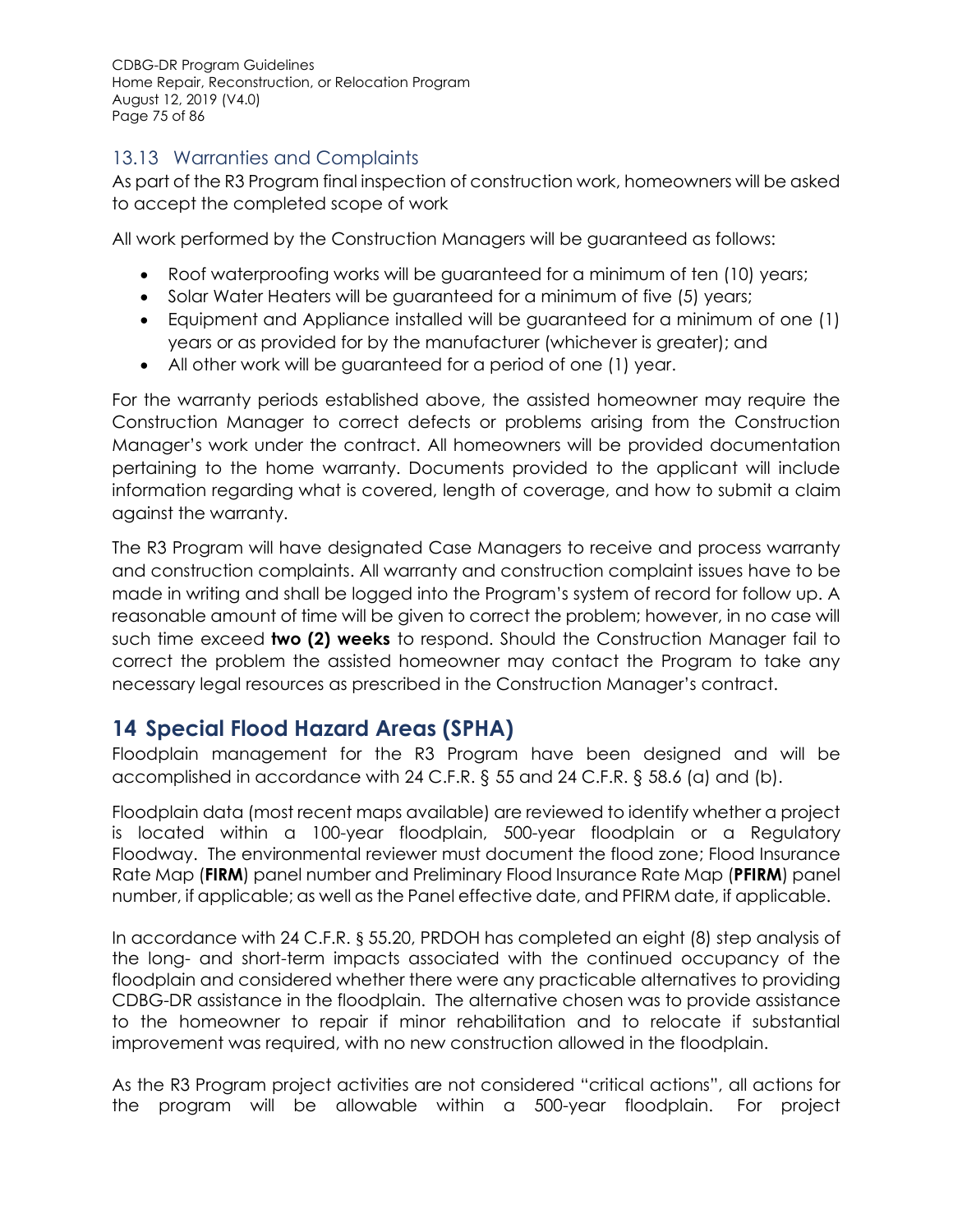## 13.13 Warranties and Complaints

As part of the R3 Program final inspection of construction work, homeowners will be asked to accept the completed scope of work

All work performed by the Construction Managers will be guaranteed as follows:

- Roof waterproofing works will be guaranteed for a minimum of ten (10) years;
- Solar Water Heaters will be guaranteed for a minimum of five (5) years;
- Equipment and Appliance installed will be guaranteed for a minimum of one (1) years or as provided for by the manufacturer (whichever is greater); and
- All other work will be guaranteed for a period of one (1) year.

For the warranty periods established above, the assisted homeowner may require the Construction Manager to correct defects or problems arising from the Construction Manager's work under the contract. All homeowners will be provided documentation pertaining to the home warranty. Documents provided to the applicant will include information regarding what is covered, length of coverage, and how to submit a claim against the warranty.

The R3 Program will have designated Case Managers to receive and process warranty and construction complaints. All warranty and construction complaint issues have to be made in writing and shall be logged into the Program's system of record for follow up. A reasonable amount of time will be given to correct the problem; however, in no case will such time exceed **two (2) weeks** to respond. Should the Construction Manager fail to correct the problem the assisted homeowner may contact the Program to take any necessary legal resources as prescribed in the Construction Manager's contract.

# 14 Special Flood Hazard Areas (SPHA)

Floodplain management for the R3 Program have been designed and will be accomplished in accordance with 24 C.F.R. § 55 and 24 C.F.R. § 58.6 (a) and (b).

Floodplain data (most recent maps available) are reviewed to identify whether a project is located within a 100-year floodplain, 500-year floodplain or a Regulatory Floodway. The environmental reviewer must document the flood zone; Flood Insurance Rate Map (**FIRM**) panel number and Preliminary Flood Insurance Rate Map (**PFIRM**) panel number, if applicable; as well as the Panel effective date, and PFIRM date, if applicable.

In accordance with 24 C.F.R. § 55.20, PRDOH has completed an eight (8) step analysis of the long- and short-term impacts associated with the continued occupancy of the floodplain and considered whether there were any practicable alternatives to providing CDBG-DR assistance in the floodplain. The alternative chosen was to provide assistance to the homeowner to repair if minor rehabilitation and to relocate if substantial improvement was required, with no new construction allowed in the floodplain.

As the R3 Program project activities are not considered "critical actions", all actions for the program will be allowable within a 500-year floodplain. For project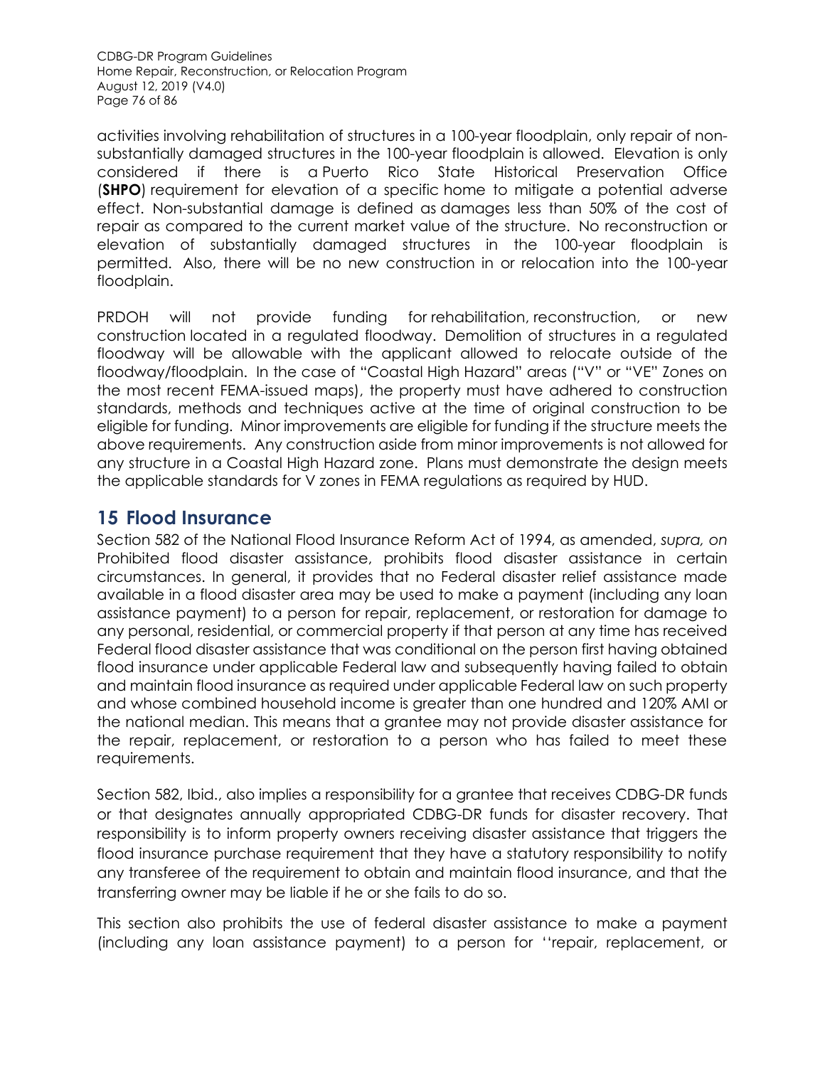activities involving rehabilitation of structures in a 100-year floodplain, only repair of non-substantially damaged structures in the 100-year floodplain is allowed. Elevation is only considered if there is a Puerto Rico State Historical Preservation Office (**SHPO**) requirement for elevation of a specific home to mitigate a potential adverse effect. Non-substantial damage is defined as damages less than 50% of the cost of repair as compared to the current market value of the structure. No reconstruction or elevation of substantially damaged structures in the 100-year floodplain is permitted. Also, there will be no new construction in or relocation into the 100-year floodplain.

PRDOH will not provide funding for rehabilitation, reconstruction, or new construction located in a regulated floodway. Demolition of structures in a regulated floodway will be allowable with the applicant allowed to relocate outside of the floodway/floodplain. In the case of "Coastal High Hazard" areas ("V" or "VE" Zones on the most recent FEMA-issued maps), the property must have adhered to construction standards, methods and techniques active at the time of original construction to be eligible for funding. Minor improvements are eligible for funding if the structure meets the above requirements. Any construction aside from minor improvements is not allowed for any structure in a Coastal High Hazard zone. Plans must demonstrate the design meets the applicable standards for V zones in FEMA regulations as required by HUD.

# 15 Flood Insurance

Section 582 of the National Flood Insurance Reform Act of 1994, as amended, *supra, on* Prohibited flood disaster assistance, prohibits flood disaster assistance in certain circumstances. In general, it provides that no Federal disaster relief assistance made available in a flood disaster area may be used to make a payment (including any loan assistance payment) to a person for repair, replacement, or restoration for damage to any personal, residential, or commercial property if that person at any time has received Federal flood disaster assistance that was conditional on the person first having obtained flood insurance under applicable Federal law and subsequently having failed to obtain and maintain flood insurance as required under applicable Federal law on such property and whose combined household income is greater than one hundred and 120% AMI or the national median. This means that a grantee may not provide disaster assistance for the repair, replacement, or restoration to a person who has failed to meet these requirements.

Section 582, Ibid., also implies a responsibility for a grantee that receives CDBG-DR funds or that designates annually appropriated CDBG-DR funds for disaster recovery. That responsibility is to inform property owners receiving disaster assistance that triggers the flood insurance purchase requirement that they have a statutory responsibility to notify any transferee of the requirement to obtain and maintain flood insurance, and that the transferring owner may be liable if he or she fails to do so.

This section also prohibits the use of federal disaster assistance to make a payment (including any loan assistance payment) to a person for ''repair, replacement, or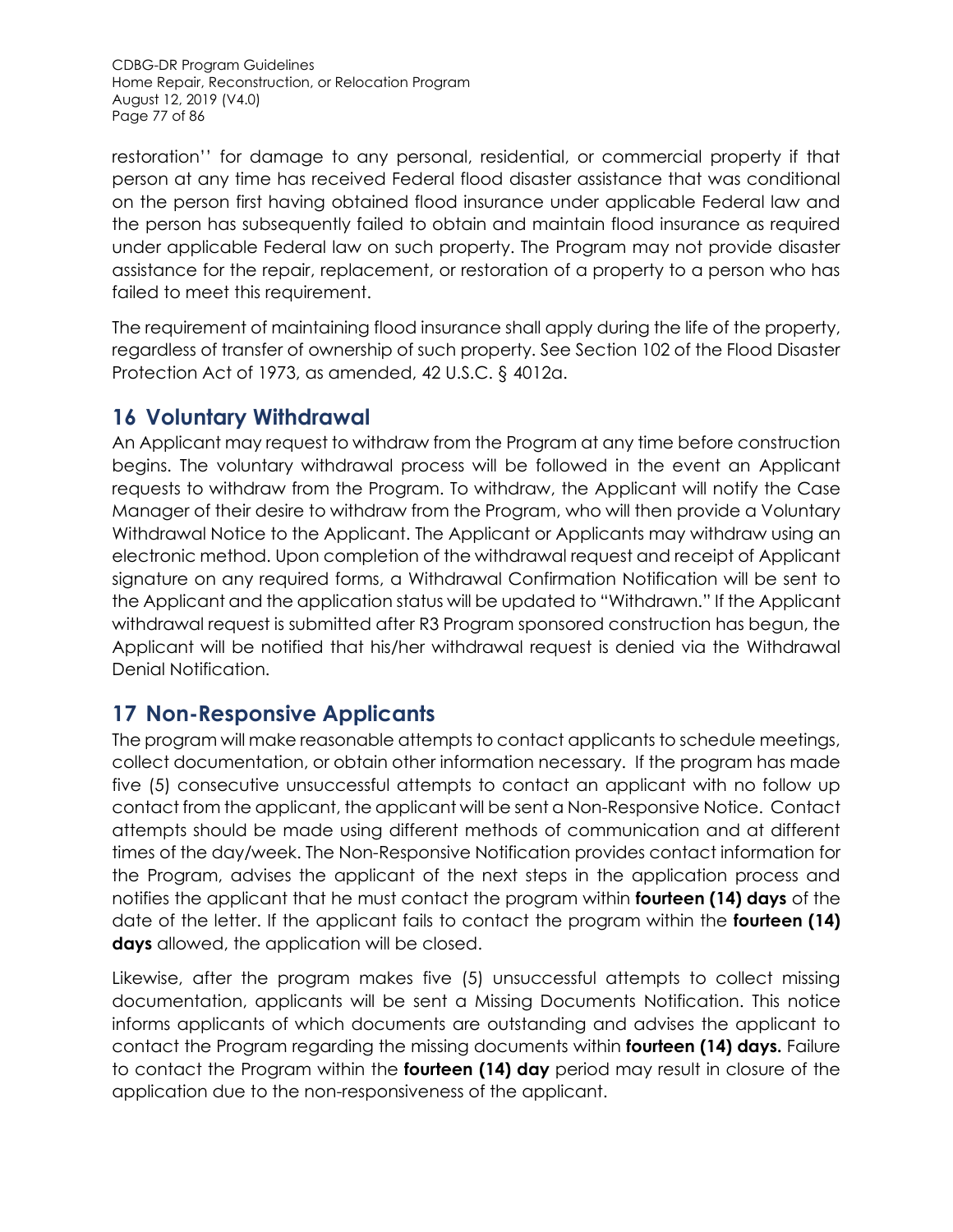restoration'' for damage to any personal, residential, or commercial property if that person at any time has received Federal flood disaster assistance that was conditional on the person first having obtained flood insurance under applicable Federal law and the person has subsequently failed to obtain and maintain flood insurance as required under applicable Federal law on such property. The Program may not provide disaster assistance for the repair, replacement, or restoration of a property to a person who has failed to meet this requirement.

The requirement of maintaining flood insurance shall apply during the life of the property, regardless of transfer of ownership of such property. See Section 102 of the Flood Disaster Protection Act of 1973, as amended, 42 U.S.C. § 4012a.

## 16 Voluntary Withdrawal

An Applicant may request to withdraw from the Program at any time before construction begins. The voluntary withdrawal process will be followed in the event an Applicant requests to withdraw from the Program. To withdraw, the Applicant will notify the Case Manager of their desire to withdraw from the Program, who will then provide a Voluntary Withdrawal Notice to the Applicant. The Applicant or Applicants may withdraw using an electronic method. Upon completion of the withdrawal request and receipt of Applicant signature on any required forms, a Withdrawal Confirmation Notification will be sent to the Applicant and the application status will be updated to "Withdrawn." If the Applicant withdrawal request is submitted after R3 Program sponsored construction has begun, the Applicant will be notified that his/her withdrawal request is denied via the Withdrawal Denial Notification.

## 17 Non-Responsive Applicants

The program will make reasonable attempts to contact applicants to schedule meetings, collect documentation, or obtain other information necessary. If the program has made five (5) consecutive unsuccessful attempts to contact an applicant with no follow up contact from the applicant, the applicant will be sent a Non-Responsive Notice. Contact attempts should be made using different methods of communication and at different times of the day/week. The Non-Responsive Notification provides contact information for the Program, advises the applicant of the next steps in the application process and notifies the applicant that he must contact the program within **fourteen (14) days** of the date of the letter. If the applicant fails to contact the program within the **fourteen (14) days** allowed, the application will be closed.

Likewise, after the program makes five (5) unsuccessful attempts to collect missing documentation, applicants will be sent a Missing Documents Notification. This notice informs applicants of which documents are outstanding and advises the applicant to contact the Program regarding the missing documents within **fourteen (14) days.** Failure to contact the Program within the **fourteen (14) day** period may result in closure of the application due to the non-responsiveness of the applicant.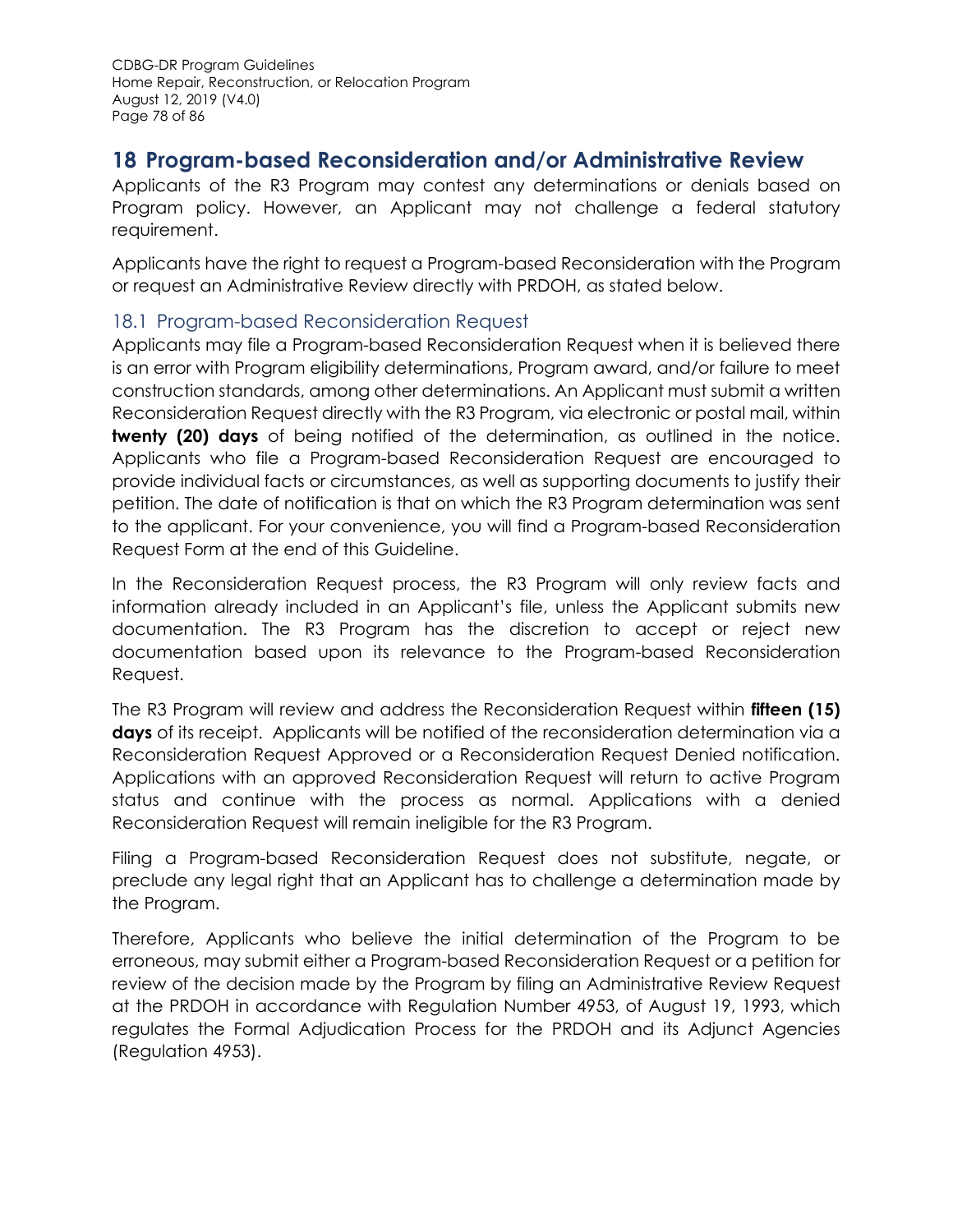# 18 Program-based Reconsideration and/or Administrative Review

Applicants of the R3 Program may contest any determinations or denials based on Program policy. However, an Applicant may not challenge a federal statutory requirement.

Applicants have the right to request a Program-based Reconsideration with the Program or request an Administrative Review directly with PRDOH, as stated below.

## 18.1 Program-based Reconsideration Request

Applicants may file a Program-based Reconsideration Request when it is believed there is an error with Program eligibility determinations, Program award, and/or failure to meet construction standards, among other determinations. An Applicant must submit a written Reconsideration Request directly with the R3 Program, via electronic or postal mail, within **twenty (20) days** of being notified of the determination, as outlined in the notice. Applicants who file a Program-based Reconsideration Request are encouraged to provide individual facts or circumstances, as well as supporting documents to justify their petition. The date of notification is that on which the R3 Program determination was sent to the applicant. For your convenience, you will find a Program-based Reconsideration Request Form at the end of this Guideline.

In the Reconsideration Request process, the R3 Program will only review facts and information already included in an Applicant's file, unless the Applicant submits new documentation. The R3 Program has the discretion to accept or reject new documentation based upon its relevance to the Program-based Reconsideration Request.

The R3 Program will review and address the Reconsideration Request within **fifteen (15) days** of its receipt. Applicants will be notified of the reconsideration determination via a Reconsideration Request Approved or a Reconsideration Request Denied notification. Applications with an approved Reconsideration Request will return to active Program status and continue with the process as normal. Applications with a denied Reconsideration Request will remain ineligible for the R3 Program.

Filing a Program-based Reconsideration Request does not substitute, negate, or preclude any legal right that an Applicant has to challenge a determination made by the Program.

Therefore, Applicants who believe the initial determination of the Program to be erroneous, may submit either a Program-based Reconsideration Request or a petition for review of the decision made by the Program by filing an Administrative Review Request at the PRDOH in accordance with Regulation Number 4953, of August 19, 1993, which regulates the Formal Adjudication Process for the PRDOH and its Adjunct Agencies (Regulation 4953).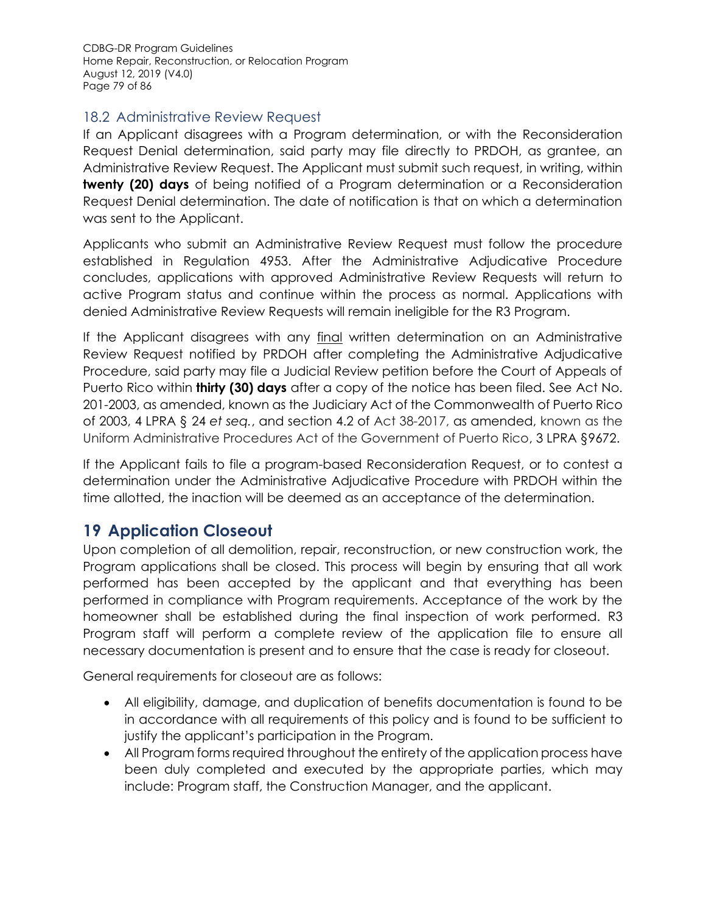## 18.2 Administrative Review Request

If an Applicant disagrees with a Program determination, or with the Reconsideration Request Denial determination, said party may file directly to PRDOH, as grantee, an Administrative Review Request. The Applicant must submit such request, in writing, within **twenty (20) days** of being notified of a Program determination or a Reconsideration Request Denial determination. The date of notification is that on which a determination was sent to the Applicant.

Applicants who submit an Administrative Review Request must follow the procedure established in Regulation 4953. After the Administrative Adjudicative Procedure concludes, applications with approved Administrative Review Requests will return to active Program status and continue within the process as normal. Applications with denied Administrative Review Requests will remain ineligible for the R3 Program.

If the Applicant disagrees with any final written determination on an Administrative Review Request notified by PRDOH after completing the Administrative Adjudicative Procedure, said party may file a Judicial Review petition before the Court of Appeals of Puerto Rico within **thirty (30) days** after a copy of the notice has been filed. See Act No. 201-2003, as amended, known as the Judiciary Act of the Commonwealth of Puerto Rico of 2003, 4 LPRA § 24 *et seq.*, and section 4.2 of Act 38-2017, as amended, known as the Uniform Administrative Procedures Act of the Government of Puerto Rico, 3 LPRA §9672.

If the Applicant fails to file a program-based Reconsideration Request, or to contest a determination under the Administrative Adjudicative Procedure with PRDOH within the time allotted, the inaction will be deemed as an acceptance of the determination.

# 19 Application Closeout

Upon completion of all demolition, repair, reconstruction, or new construction work, the Program applications shall be closed. This process will begin by ensuring that all work performed has been accepted by the applicant and that everything has been performed in compliance with Program requirements. Acceptance of the work by the homeowner shall be established during the final inspection of work performed. R3 Program staff will perform a complete review of the application file to ensure all necessary documentation is present and to ensure that the case is ready for closeout.

General requirements for closeout are as follows:

- All eligibility, damage, and duplication of benefits documentation is found to be in accordance with all requirements of this policy and is found to be sufficient to justify the applicant's participation in the Program.
- All Program forms required throughout the entirety of the application process have been duly completed and executed by the appropriate parties, which may include: Program staff, the Construction Manager, and the applicant.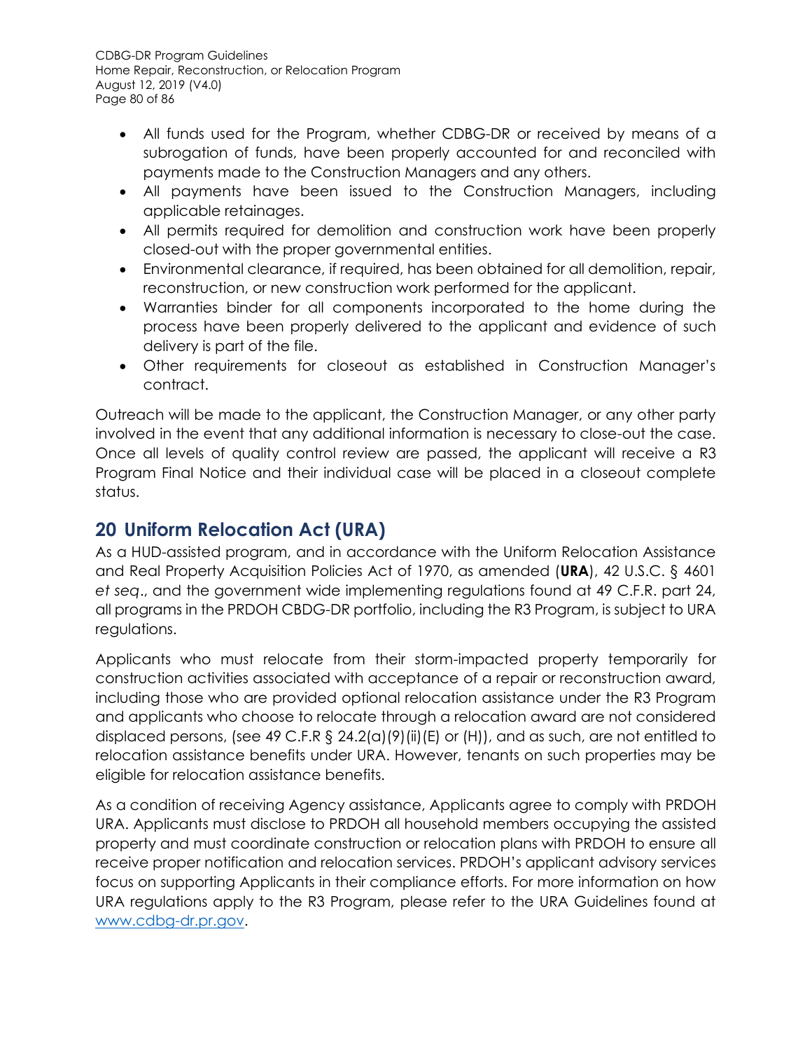- All funds used for the Program, whether CDBG-DR or received by means of a subrogation of funds, have been properly accounted for and reconciled with payments made to the Construction Managers and any others.
- All payments have been issued to the Construction Managers, including applicable retainages.
- All permits required for demolition and construction work have been properly closed-out with the proper governmental entities.
- Environmental clearance, if required, has been obtained for all demolition, repair, reconstruction, or new construction work performed for the applicant.
- Warranties binder for all components incorporated to the home during the process have been properly delivered to the applicant and evidence of such delivery is part of the file.
- Other requirements for closeout as established in Construction Manager's contract.

Outreach will be made to the applicant, the Construction Manager, or any other party involved in the event that any additional information is necessary to close-out the case. Once all levels of quality control review are passed, the applicant will receive a R3 Program Final Notice and their individual case will be placed in a closeout complete status.

## 20 Uniform Relocation Act (URA)

As a HUD-assisted program, and in accordance with the Uniform Relocation Assistance and Real Property Acquisition Policies Act of 1970, as amended (**URA**), 42 U.S.C. § 4601 *et seq*., and the government wide implementing regulations found at 49 C.F.R. part 24, all programs in the PRDOH CBDG-DR portfolio, including the R3 Program, is subject to URA regulations.

Applicants who must relocate from their storm-impacted property temporarily for construction activities associated with acceptance of a repair or reconstruction award, including those who are provided optional relocation assistance under the R3 Program and applicants who choose to relocate through a relocation award are not considered displaced persons, (see 49 C.F.R § 24.2(a)(9)(ii)(E) or (H)), and as such, are not entitled to relocation assistance benefits under URA. However, tenants on such properties may be eligible for relocation assistance benefits.

As a condition of receiving Agency assistance, Applicants agree to comply with PRDOH URA. Applicants must disclose to PRDOH all household members occupying the assisted property and must coordinate construction or relocation plans with PRDOH to ensure all receive proper notification and relocation services. PRDOH's applicant advisory services focus on supporting Applicants in their compliance efforts. For more information on how URA regulations apply to the R3 Program, please refer to the URA Guidelines found at [www.cdbg-dr.pr.gov](http://www.cdbg-dr.pr.gov).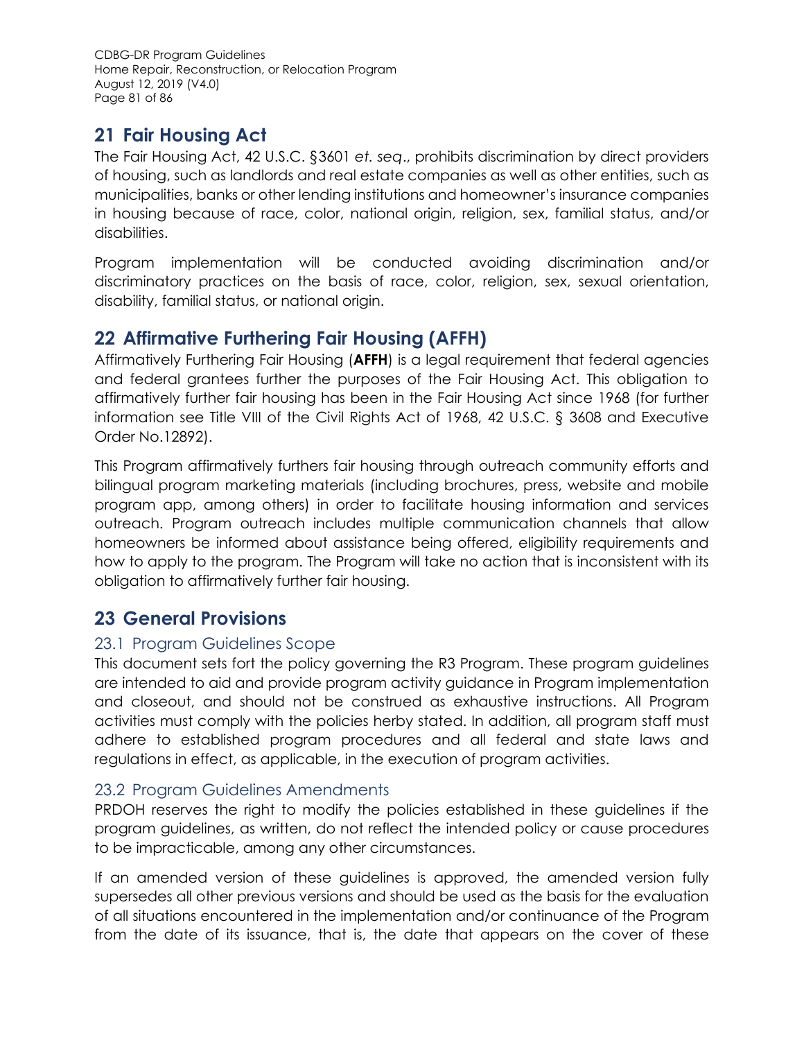# 21 Fair Housing Act

The Fair Housing Act, 42 U.S.C. §3601 *et. seq*., prohibits discrimination by direct providers of housing, such as landlords and real estate companies as well as other entities, such as municipalities, banks or other lending institutions and homeowner's insurance companies in housing because of race, color, national origin, religion, sex, familial status, and/or disabilities.

Program implementation will be conducted avoiding discrimination and/or discriminatory practices on the basis of race, color, religion, sex, sexual orientation, disability, familial status, or national origin.

# 22 Affirmative Furthering Fair Housing (AFFH)

Affirmatively Furthering Fair Housing (**AFFH**) is a legal requirement that federal agencies and federal grantees further the purposes of the Fair Housing Act. This obligation to affirmatively further fair housing has been in the Fair Housing Act since 1968 (for further information see Title VIII of the Civil Rights Act of 1968, 42 U.S.C. § 3608 and Executive Order No.12892).

This Program affirmatively furthers fair housing through outreach community efforts and bilingual program marketing materials (including brochures, press, website and mobile program app, among others) in order to facilitate housing information and services outreach. Program outreach includes multiple communication channels that allow homeowners be informed about assistance being offered, eligibility requirements and how to apply to the program. The Program will take no action that is inconsistent with its obligation to affirmatively further fair housing.

# 23 General Provisions

## 23.1 Program Guidelines Scope

This document sets fort the policy governing the R3 Program. These program guidelines are intended to aid and provide program activity guidance in Program implementation and closeout, and should not be construed as exhaustive instructions. All Program activities must comply with the policies herby stated. In addition, all program staff must adhere to established program procedures and all federal and state laws and regulations in effect, as applicable, in the execution of program activities.

## 23.2 Program Guidelines Amendments

PRDOH reserves the right to modify the policies established in these guidelines if the program guidelines, as written, do not reflect the intended policy or cause procedures to be impracticable, among any other circumstances.

If an amended version of these guidelines is approved, the amended version fully supersedes all other previous versions and should be used as the basis for the evaluation of all situations encountered in the implementation and/or continuance of the Program from the date of its issuance, that is, the date that appears on the cover of these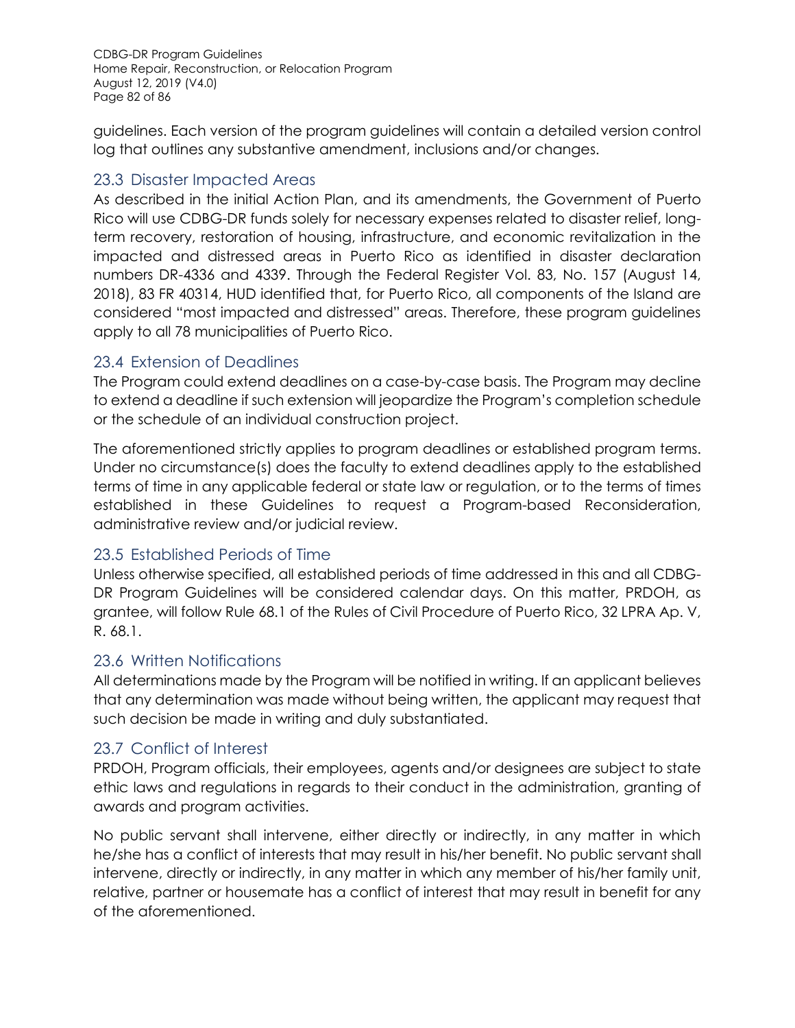guidelines. Each version of the program guidelines will contain a detailed version control log that outlines any substantive amendment, inclusions and/or changes.

## 23.3 Disaster Impacted Areas

As described in the initial Action Plan, and its amendments, the Government of Puerto Rico will use CDBG-DR funds solely for necessary expenses related to disaster relief, long-term recovery, restoration of housing, infrastructure, and economic revitalization in the impacted and distressed areas in Puerto Rico as identified in disaster declaration numbers DR-4336 and 4339. Through the Federal Register Vol. 83, No. 157 (August 14, 2018), 83 FR 40314, HUD identified that, for Puerto Rico, all components of the Island are considered "most impacted and distressed" areas. Therefore, these program guidelines apply to all 78 municipalities of Puerto Rico.

## 23.4 Extension of Deadlines

The Program could extend deadlines on a case-by-case basis. The Program may decline to extend a deadline if such extension will jeopardize the Program's completion schedule or the schedule of an individual construction project.

The aforementioned strictly applies to program deadlines or established program terms. Under no circumstance(s) does the faculty to extend deadlines apply to the established terms of time in any applicable federal or state law or regulation, or to the terms of times established in these Guidelines to request a Program-based Reconsideration, administrative review and/or judicial review.

## 23.5 Established Periods of Time

Unless otherwise specified, all established periods of time addressed in this and all CDBG-DR Program Guidelines will be considered calendar days. On this matter, PRDOH, as grantee, will follow Rule 68.1 of the Rules of Civil Procedure of Puerto Rico, 32 LPRA Ap. V, R. 68.1.

## 23.6 Written Notifications

All determinations made by the Program will be notified in writing. If an applicant believes that any determination was made without being written, the applicant may request that such decision be made in writing and duly substantiated.

## 23.7 Conflict of Interest

PRDOH, Program officials, their employees, agents and/or designees are subject to state ethic laws and regulations in regards to their conduct in the administration, granting of awards and program activities.

No public servant shall intervene, either directly or indirectly, in any matter in which he/she has a conflict of interests that may result in his/her benefit. No public servant shall intervene, directly or indirectly, in any matter in which any member of his/her family unit, relative, partner or housemate has a conflict of interest that may result in benefit for any of the aforementioned.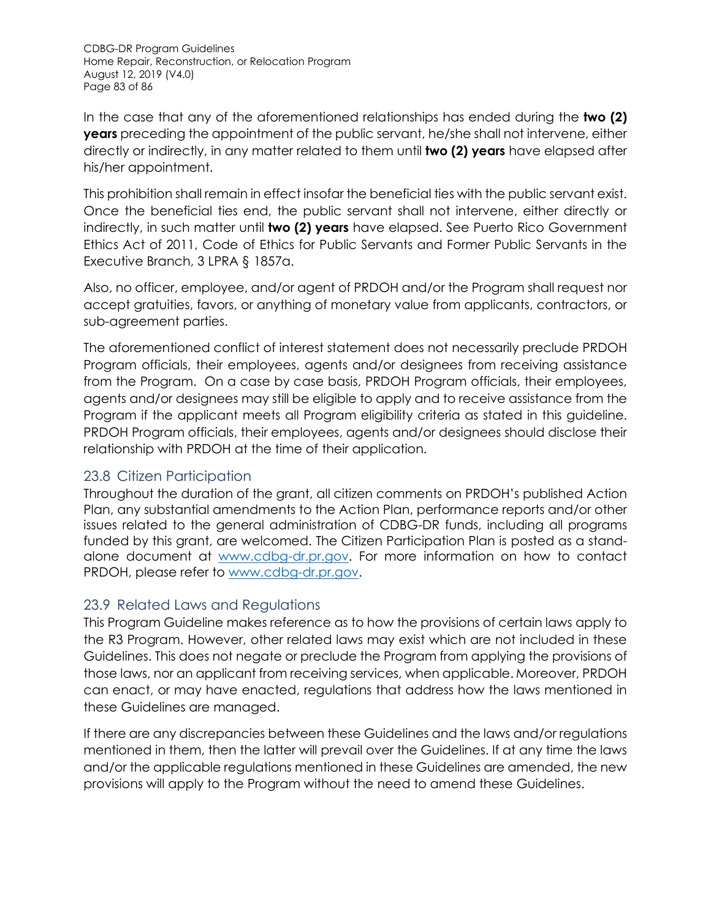In the case that any of the aforementioned relationships has ended during the **two (2) years** preceding the appointment of the public servant, he/she shall not intervene, either directly or indirectly, in any matter related to them until **two (2) years** have elapsed after his/her appointment.

This prohibition shall remain in effect insofar the beneficial ties with the public servant exist. Once the beneficial ties end, the public servant shall not intervene, either directly or indirectly, in such matter until **two (2) years** have elapsed. See Puerto Rico Government Ethics Act of 2011, Code of Ethics for Public Servants and Former Public Servants in the Executive Branch, 3 LPRA § 1857a.

Also, no officer, employee, and/or agent of PRDOH and/or the Program shall request nor accept gratuities, favors, or anything of monetary value from applicants, contractors, or sub-agreement parties.

The aforementioned conflict of interest statement does not necessarily preclude PRDOH Program officials, their employees, agents and/or designees from receiving assistance from the Program. On a case by case basis, PRDOH Program officials, their employees, agents and/or designees may still be eligible to apply and to receive assistance from the Program if the applicant meets all Program eligibility criteria as stated in this guideline. PRDOH Program officials, their employees, agents and/or designees should disclose their relationship with PRDOH at the time of their application.

## 23.8 Citizen Participation

Throughout the duration of the grant, all citizen comments on PRDOH's published Action Plan, any substantial amendments to the Action Plan, performance reports and/or other issues related to the general administration of CDBG-DR funds, including all programs funded by this grant, are welcomed. The Citizen Participation Plan is posted as a stand-alone document at www.cdbg-dr.pr.gov. For more information on how to contact PRDOH, please refer to www.cdbg-dr.pr.gov.

## 23.9 Related Laws and Regulations

This Program Guideline makes reference as to how the provisions of certain laws apply to the R3 Program. However, other related laws may exist which are not included in these Guidelines. This does not negate or preclude the Program from applying the provisions of those laws, nor an applicant from receiving services, when applicable. Moreover, PRDOH can enact, or may have enacted, regulations that address how the laws mentioned in these Guidelines are managed.

If there are any discrepancies between these Guidelines and the laws and/or regulations mentioned in them, then the latter will prevail over the Guidelines. If at any time the laws and/or the applicable regulations mentioned in these Guidelines are amended, the new provisions will apply to the Program without the need to amend these Guidelines.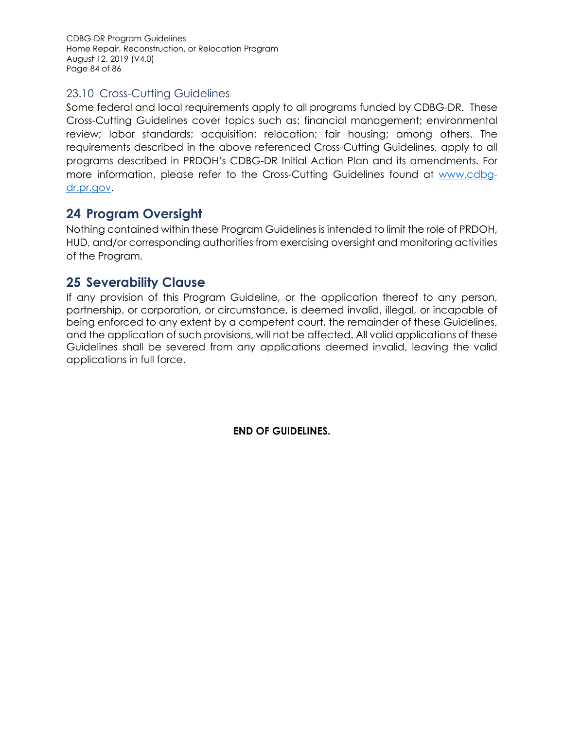### 23.10 Cross-Cutting Guidelines

Some federal and local requirements apply to all programs funded by CDBG-DR. These Cross-Cutting Guidelines cover topics such as: financial management; environmental review; labor standards; acquisition; relocation; fair housing; among others. The requirements described in the above referenced Cross-Cutting Guidelines, apply to all programs described in PRDOH's CDBG-DR Initial Action Plan and its amendments. For more information, please refer to the Cross-Cutting Guidelines found at [www.cdbg-dr.pr.gov](http://www.cdbg-dr.pr.gov).

# 24 Program Oversight

Nothing contained within these Program Guidelines is intended to limit the role of PRDOH, HUD, and/or corresponding authorities from exercising oversight and monitoring activities of the Program.

# 25 Severability Clause

If any provision of this Program Guideline, or the application thereof to any person, partnership, or corporation, or circumstance, is deemed invalid, illegal, or incapable of being enforced to any extent by a competent court, the remainder of these Guidelines, and the application of such provisions, will not be affected. All valid applications of these Guidelines shall be severed from any applications deemed invalid, leaving the valid applications in full force.

**END OF GUIDELINES.**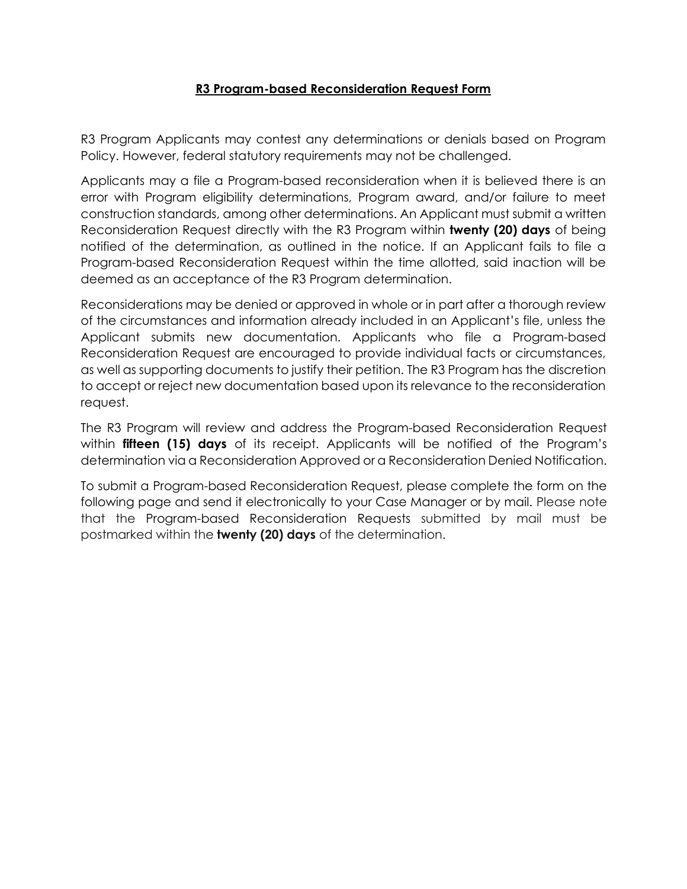## **R3 Program-based Reconsideration Request Form**

R3 Program Applicants may contest any determinations or denials based on Program Policy. However, federal statutory requirements may not be challenged.

Applicants may a file a Program-based reconsideration when it is believed there is an error with Program eligibility determinations, Program award, and/or failure to meet construction standards, among other determinations. An Applicant must submit a written Reconsideration Request directly with the R3 Program within **twenty (20) days** of being notified of the determination, as outlined in the notice. If an Applicant fails to file a Program-based Reconsideration Request within the time allotted, said inaction will be deemed as an acceptance of the R3 Program determination.

Reconsiderations may be denied or approved in whole or in part after a thorough review of the circumstances and information already included in an Applicant's file, unless the Applicant submits new documentation. Applicants who file a Program-based Reconsideration Request are encouraged to provide individual facts or circumstances, as well as supporting documents to justify their petition. The R3 Program has the discretion to accept or reject new documentation based upon its relevance to the reconsideration request.

The R3 Program will review and address the Program-based Reconsideration Request within **fifteen (15) days** of its receipt. Applicants will be notified of the Program's determination via a Reconsideration Approved or a Reconsideration Denied Notification.

To submit a Program-based Reconsideration Request, please complete the form on the following page and send it electronically to your Case Manager or by mail. Please note that the Program-based Reconsideration Requests submitted by mail must be postmarked within the **twenty (20) days** of the determination.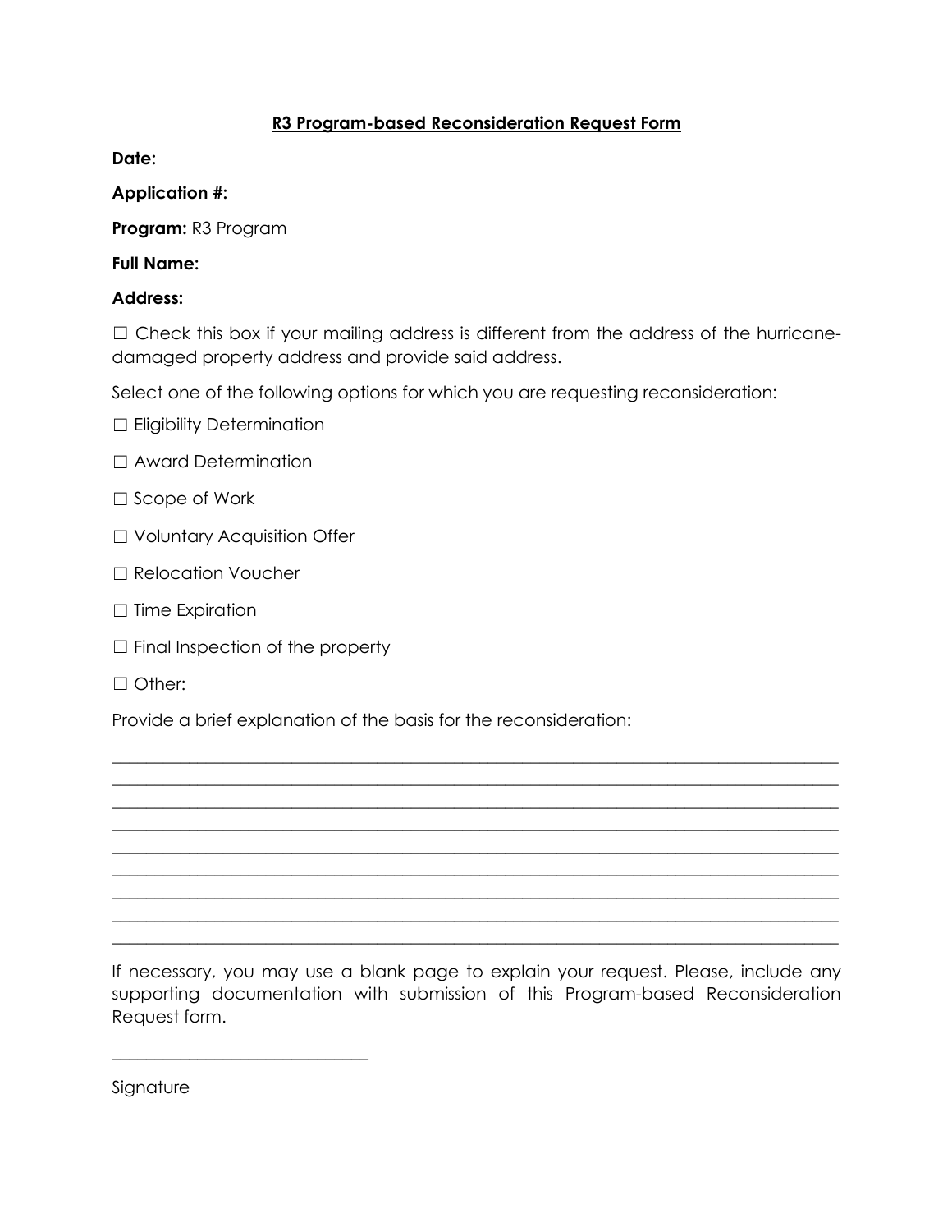**R3 Program-based Reconsideration Request Form**

**Date:**

**Application #:**

**Program:** R3 Program

**Full Name:**

**Address:**

☐ Check this box if your mailing address is different from the address of the hurricane-damaged property address and provide said address.

Select one of the following options for which you are requesting reconsideration:

☐ Eligibility Determination

☐ Award Determination

☐ Scope of Work

☐ Voluntary Acquisition Offer

☐ Relocation Voucher

☐ Time Expiration

☐ Final Inspection of the property

☐ Other:

Provide a brief explanation of the basis for the reconsideration:

_______________________________________________________________________________
_______________________________________________________________________________
_______________________________________________________________________________
_______________________________________________________________________________
_______________________________________________________________________________
_______________________________________________________________________________
_______________________________________________________________________________
_______________________________________________________________________________
_______________________________________________________________________________

If necessary, you may use a blank page to explain your request. Please, include any supporting documentation with submission of this Program-based Reconsideration Request form.

____________________________

Signature